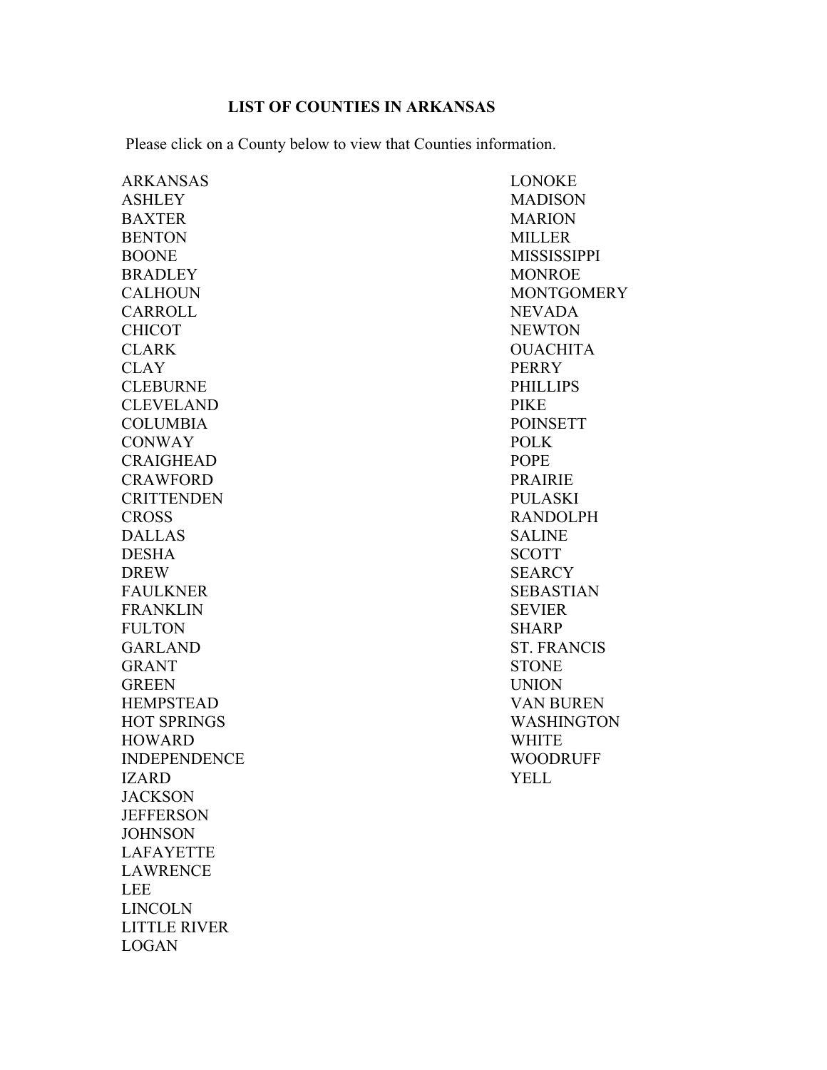## LIST OF COUNTIES IN ARKANSAS

Please click on a County below to view that Counties information.

ARKANSAS
ASHLEY
BAXTER
BENTON
BOONE
BRADLEY
CALHOUN
CARROLL
CHICOT
CLARK
CLAY
CLEBURNE
CLEVELAND
COLUMBIA
CONWAY
CRAIGHEAD
CRAWFORD
CRITTENDEN
CROSS
DALLAS
DESHA
DREW
FAULKNER
FRANKLIN
FULTON
GARLAND
GRANT
GREEN
HEMPSTEAD
HOT SPRINGS
HOWARD
INDEPENDENCE
IZARD
JACKSON
JEFFERSON
JOHNSON
LAFAYETTE
LAWRENCE
LEE
LINCOLN
LITTLE RIVER
LOGAN
LONOKE
MADISON
MARION
MILLER
MISSISSIPPI
MONROE
MONTGOMERY
NEVADA
NEWTON
OUACHITA
PERRY
PHILLIPS
PIKE
POINSETT
POLK
POPE
PRAIRIE
PULASKI
RANDOLPH
SALINE
SCOTT
SEARCY
SEBASTIAN
SEVIER
SHARP
ST. FRANCIS
STONE
UNION
VAN BUREN
WASHINGTON
WHITE
WOODRUFF
YELL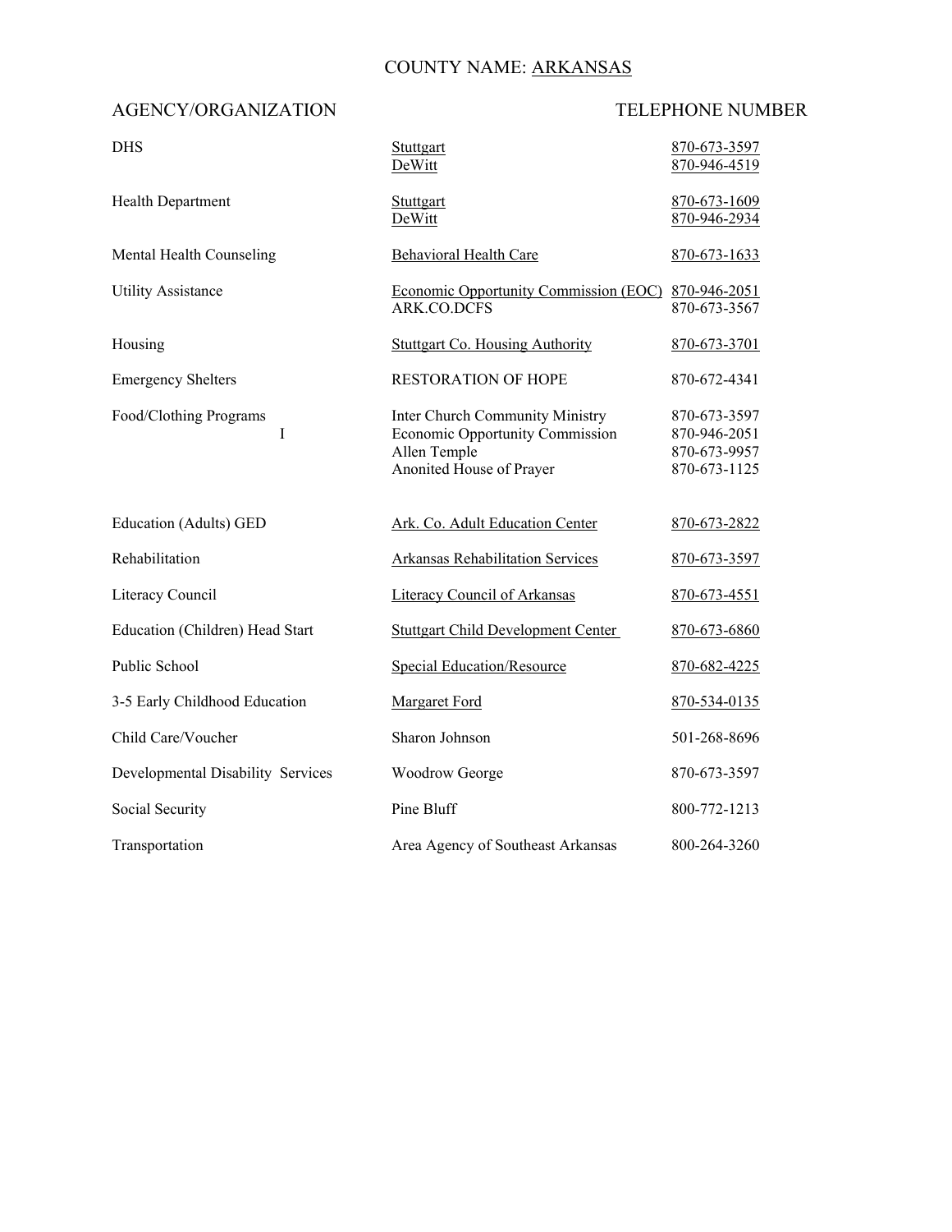# COUNTY NAME: ARKANSAS

| AGENCY/ORGANIZATION | | TELEPHONE NUMBER |
|---|---|---|
| DHS | Stuttgart | 870-673-3597 |
| | DeWitt | 870-946-4519 |
| Health Department | Stuttgart | 870-673-1609 |
| | DeWitt | 870-946-2934 |
| Mental Health Counseling | Behavioral Health Care | 870-673-1633 |
| Utility Assistance | Economic Opportunity Commission (EOC) | 870-946-2051 |
| | ARK.CO.DCFS | 870-673-3567 |
| Housing | Stuttgart Co. Housing Authority | 870-673-3701 |
| Emergency Shelters | RESTORATION OF HOPE | 870-672-4341 |
| Food/Clothing Programs | Inter Church Community Ministry | 870-673-3597 |
| I | Economic Opportunity Commission | 870-946-2051 |
| | Allen Temple | 870-673-9957 |
| | Anonited House of Prayer | 870-673-1125 |
| Education (Adults) GED | Ark. Co. Adult Education Center | 870-673-2822 |
| Rehabilitation | Arkansas Rehabilitation Services | 870-673-3597 |
| Literacy Council | Literacy Council of Arkansas | 870-673-4551 |
| Education (Children) Head Start | Stuttgart Child Development Center | 870-673-6860 |
| Public School | Special Education/Resource | 870-682-4225 |
| 3-5 Early Childhood Education | Margaret Ford | 870-534-0135 |
| Child Care/Voucher | Sharon Johnson | 501-268-8696 |
| Developmental Disability Services | Woodrow George | 870-673-3597 |
| Social Security | Pine Bluff | 800-772-1213 |
| Transportation | Area Agency of Southeast Arkansas | 800-264-3260 |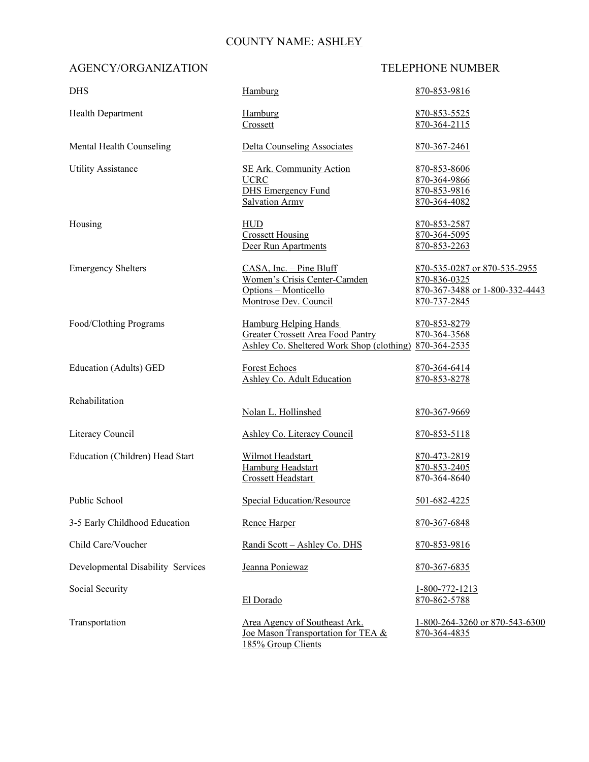# COUNTY NAME: ASHLEY

| AGENCY/ORGANIZATION | | TELEPHONE NUMBER |
|---|---|---|
| DHS | Hamburg | 870-853-9816 |
| Health Department | Hamburg | 870-853-5525 |
| | Crossett | 870-364-2115 |
| Mental Health Counseling | Delta Counseling Associates | 870-367-2461 |
| Utility Assistance | SE Ark. Community Action | 870-853-8606 |
| | UCRC | 870-364-9866 |
| | DHS Emergency Fund | 870-853-9816 |
| | Salvation Army | 870-364-4082 |
| Housing | HUD | 870-853-2587 |
| | Crossett Housing | 870-364-5095 |
| | Deer Run Apartments | 870-853-2263 |
| Emergency Shelters | CASA, Inc. – Pine Bluff | 870-535-0287 or 870-535-2955 |
| | Women's Crisis Center-Camden | 870-836-0325 |
| | Options – Monticello | 870-367-3488 or 1-800-332-4443 |
| | Montrose Dev. Council | 870-737-2845 |
| Food/Clothing Programs | Hamburg Helping Hands | 870-853-8279 |
| | Greater Crossett Area Food Pantry | 870-364-3568 |
| | Ashley Co. Sheltered Work Shop (clothing) | 870-364-2535 |
| Education (Adults) GED | Forest Echoes | 870-364-6414 |
| | Ashley Co. Adult Education | 870-853-8278 |
| Rehabilitation | Nolan L. Hollinshed | 870-367-9669 |
| Literacy Council | Ashley Co. Literacy Council | 870-853-5118 |
| Education (Children) Head Start | Wilmot Headstart | 870-473-2819 |
| | Hamburg Headstart | 870-853-2405 |
| | Crossett Headstart | 870-364-8640 |
| Public School | Special Education/Resource | 501-682-4225 |
| 3-5 Early Childhood Education | Renee Harper | 870-367-6848 |
| Child Care/Voucher | Randi Scott – Ashley Co. DHS | 870-853-9816 |
| Developmental Disability Services | Jeanna Poniewaz | 870-367-6835 |
| Social Security | | 1-800-772-1213 |
| | El Dorado | 870-862-5788 |
| Transportation | Area Agency of Southeast Ark. | 1-800-264-3260 or 870-543-6300 |
| | Joe Mason Transportation for TEA & 185% Group Clients | 870-364-4835 |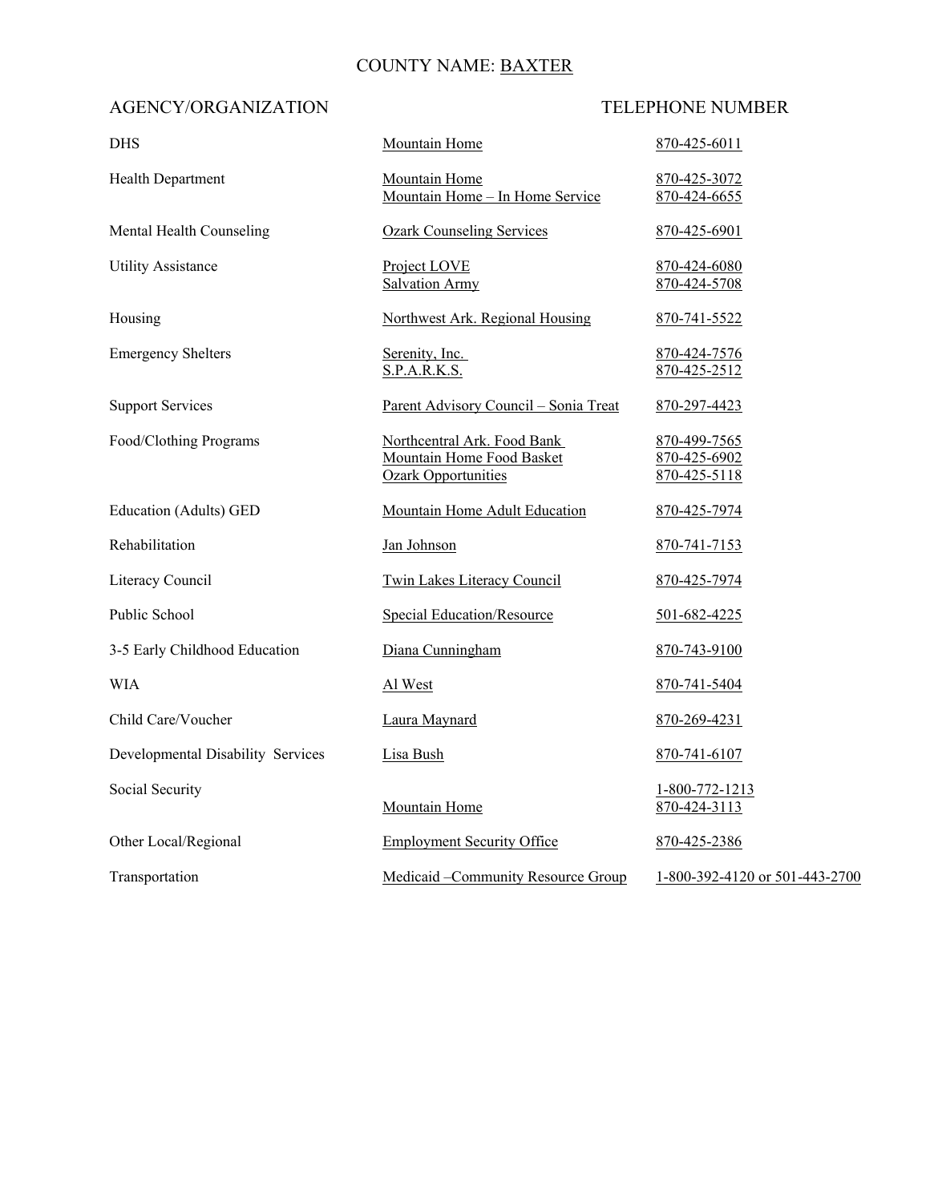# COUNTY NAME: BAXTER

| AGENCY/ORGANIZATION | | TELEPHONE NUMBER |
|---|---|---|
| DHS | Mountain Home | 870-425-6011 |
| Health Department | Mountain Home | 870-425-3072 |
| | Mountain Home – In Home Service | 870-424-6655 |
| Mental Health Counseling | Ozark Counseling Services | 870-425-6901 |
| Utility Assistance | Project LOVE | 870-424-6080 |
| | Salvation Army | 870-424-5708 |
| Housing | Northwest Ark. Regional Housing | 870-741-5522 |
| Emergency Shelters | Serenity, Inc. | 870-424-7576 |
| | S.P.A.R.K.S. | 870-425-2512 |
| Support Services | Parent Advisory Council – Sonia Treat | 870-297-4423 |
| Food/Clothing Programs | Northcentral Ark. Food Bank | 870-499-7565 |
| | Mountain Home Food Basket | 870-425-6902 |
| | Ozark Opportunities | 870-425-5118 |
| Education (Adults) GED | Mountain Home Adult Education | 870-425-7974 |
| Rehabilitation | Jan Johnson | 870-741-7153 |
| Literacy Council | Twin Lakes Literacy Council | 870-425-7974 |
| Public School | Special Education/Resource | 501-682-4225 |
| 3-5 Early Childhood Education | Diana Cunningham | 870-743-9100 |
| WIA | Al West | 870-741-5404 |
| Child Care/Voucher | Laura Maynard | 870-269-4231 |
| Developmental Disability Services | Lisa Bush | 870-741-6107 |
| Social Security | | 1-800-772-1213 |
| | Mountain Home | 870-424-3113 |
| Other Local/Regional | Employment Security Office | 870-425-2386 |
| Transportation | Medicaid –Community Resource Group | 1-800-392-4120 or 501-443-2700 |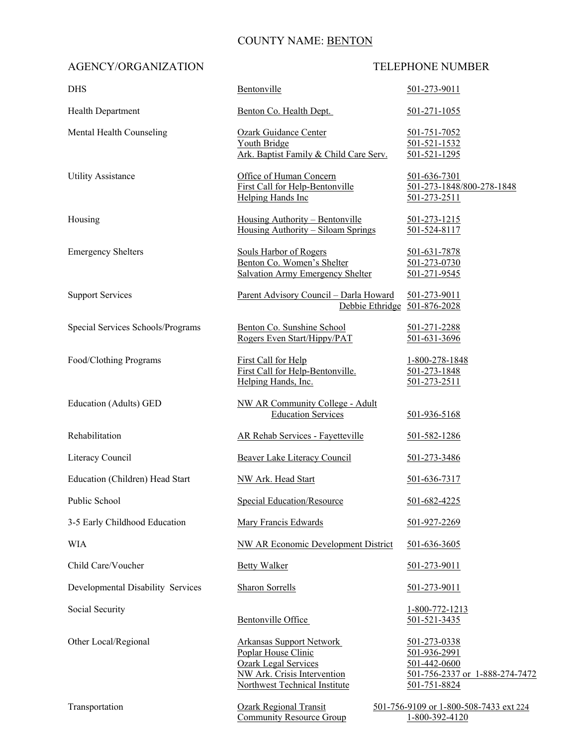# COUNTY NAME: BENTON

| AGENCY/ORGANIZATION | | TELEPHONE NUMBER |
|---|---|---|
| DHS | Bentonville | 501-273-9011 |
| Health Department | Benton Co. Health Dept. | 501-271-1055 |
| Mental Health Counseling | Ozark Guidance Center | 501-751-7052 |
| | Youth Bridge | 501-521-1532 |
| | Ark. Baptist Family & Child Care Serv. | 501-521-1295 |
| Utility Assistance | Office of Human Concern | 501-636-7301 |
| | First Call for Help-Bentonville | 501-273-1848/800-278-1848 |
| | Helping Hands Inc | 501-273-2511 |
| Housing | Housing Authority – Bentonville | 501-273-1215 |
| | Housing Authority – Siloam Springs | 501-524-8117 |
| Emergency Shelters | Souls Harbor of Rogers | 501-631-7878 |
| | Benton Co. Women's Shelter | 501-273-0730 |
| | Salvation Army Emergency Shelter | 501-271-9545 |
| Support Services | Parent Advisory Council – Darla Howard | 501-273-9011 |
| | Debbie Ethridge | 501-876-2028 |
| Special Services Schools/Programs | Benton Co. Sunshine School | 501-271-2288 |
| | Rogers Even Start/Hippy/PAT | 501-631-3696 |
| Food/Clothing Programs | First Call for Help | 1-800-278-1848 |
| | First Call for Help-Bentonville. | 501-273-1848 |
| | Helping Hands, Inc. | 501-273-2511 |
| Education (Adults) GED | NW AR Community College - Adult Education Services | 501-936-5168 |
| Rehabilitation | AR Rehab Services - Fayetteville | 501-582-1286 |
| Literacy Council | Beaver Lake Literacy Council | 501-273-3486 |
| Education (Children) Head Start | NW Ark. Head Start | 501-636-7317 |
| Public School | Special Education/Resource | 501-682-4225 |
| 3-5 Early Childhood Education | Mary Francis Edwards | 501-927-2269 |
| WIA | NW AR Economic Development District | 501-636-3605 |
| Child Care/Voucher | Betty Walker | 501-273-9011 |
| Developmental Disability Services | Sharon Sorrells | 501-273-9011 |
| Social Security | | 1-800-772-1213 |
| | Bentonville Office | 501-521-3435 |
| Other Local/Regional | Arkansas Support Network | 501-273-0338 |
| | Poplar House Clinic | 501-936-2991 |
| | Ozark Legal Services | 501-442-0600 |
| | NW Ark. Crisis Intervention | 501-756-2337 or 1-888-274-7472 |
| | Northwest Technical Institute | 501-751-8824 |
| Transportation | Ozark Regional Transit | 501-756-9109 or 1-800-508-7433 ext 224 |
| | Community Resource Group | 1-800-392-4120 |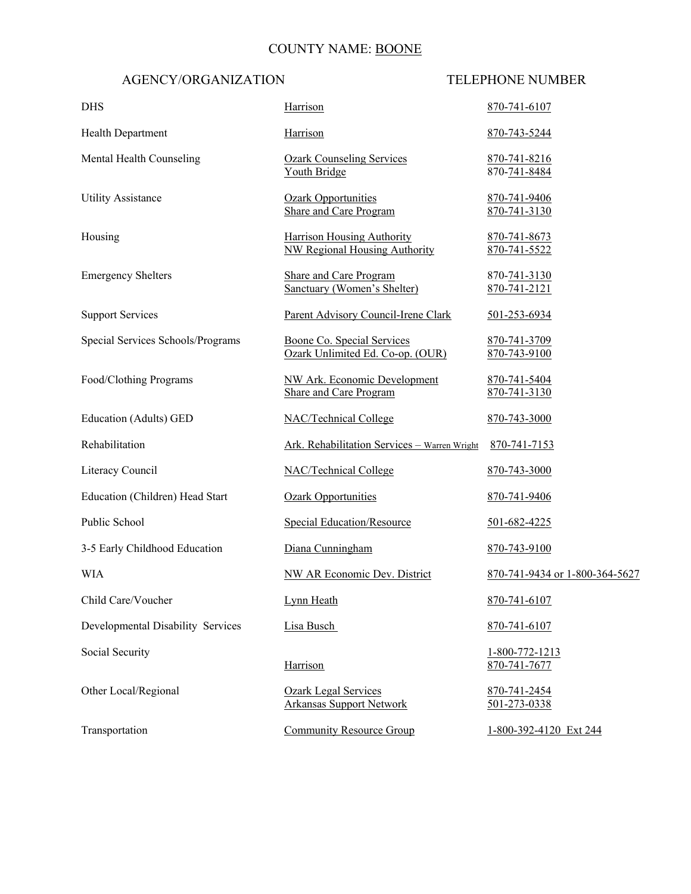# COUNTY NAME: BOONE

| AGENCY/ORGANIZATION | | TELEPHONE NUMBER |
|---|---|---|
| DHS | Harrison | 870-741-6107 |
| Health Department | Harrison | 870-743-5244 |
| Mental Health Counseling | Ozark Counseling Services<br>Youth Bridge | 870-741-8216<br>870-741-8484 |
| Utility Assistance | Ozark Opportunities<br>Share and Care Program | 870-741-9406<br>870-741-3130 |
| Housing | Harrison Housing Authority<br>NW Regional Housing Authority | 870-741-8673<br>870-741-5522 |
| Emergency Shelters | Share and Care Program<br>Sanctuary (Women's Shelter) | 870-741-3130<br>870-741-2121 |
| Support Services | Parent Advisory Council-Irene Clark | 501-253-6934 |
| Special Services Schools/Programs | Boone Co. Special Services<br>Ozark Unlimited Ed. Co-op. (OUR) | 870-741-3709<br>870-743-9100 |
| Food/Clothing Programs | NW Ark. Economic Development<br>Share and Care Program | 870-741-5404<br>870-741-3130 |
| Education (Adults) GED | NAC/Technical College | 870-743-3000 |
| Rehabilitation | Ark. Rehabilitation Services – Warren Wright | 870-741-7153 |
| Literacy Council | NAC/Technical College | 870-743-3000 |
| Education (Children) Head Start | Ozark Opportunities | 870-741-9406 |
| Public School | Special Education/Resource | 501-682-4225 |
| 3-5 Early Childhood Education | Diana Cunningham | 870-743-9100 |
| WIA | NW AR Economic Dev. District | 870-741-9434 or 1-800-364-5627 |
| Child Care/Voucher | Lynn Heath | 870-741-6107 |
| Developmental Disability Services | Lisa Busch | 870-741-6107 |
| Social Security | <br>Harrison | 1-800-772-1213<br>870-741-7677 |
| Other Local/Regional | Ozark Legal Services<br>Arkansas Support Network | 870-741-2454<br>501-273-0338 |
| Transportation | Community Resource Group | 1-800-392-4120 Ext 244 |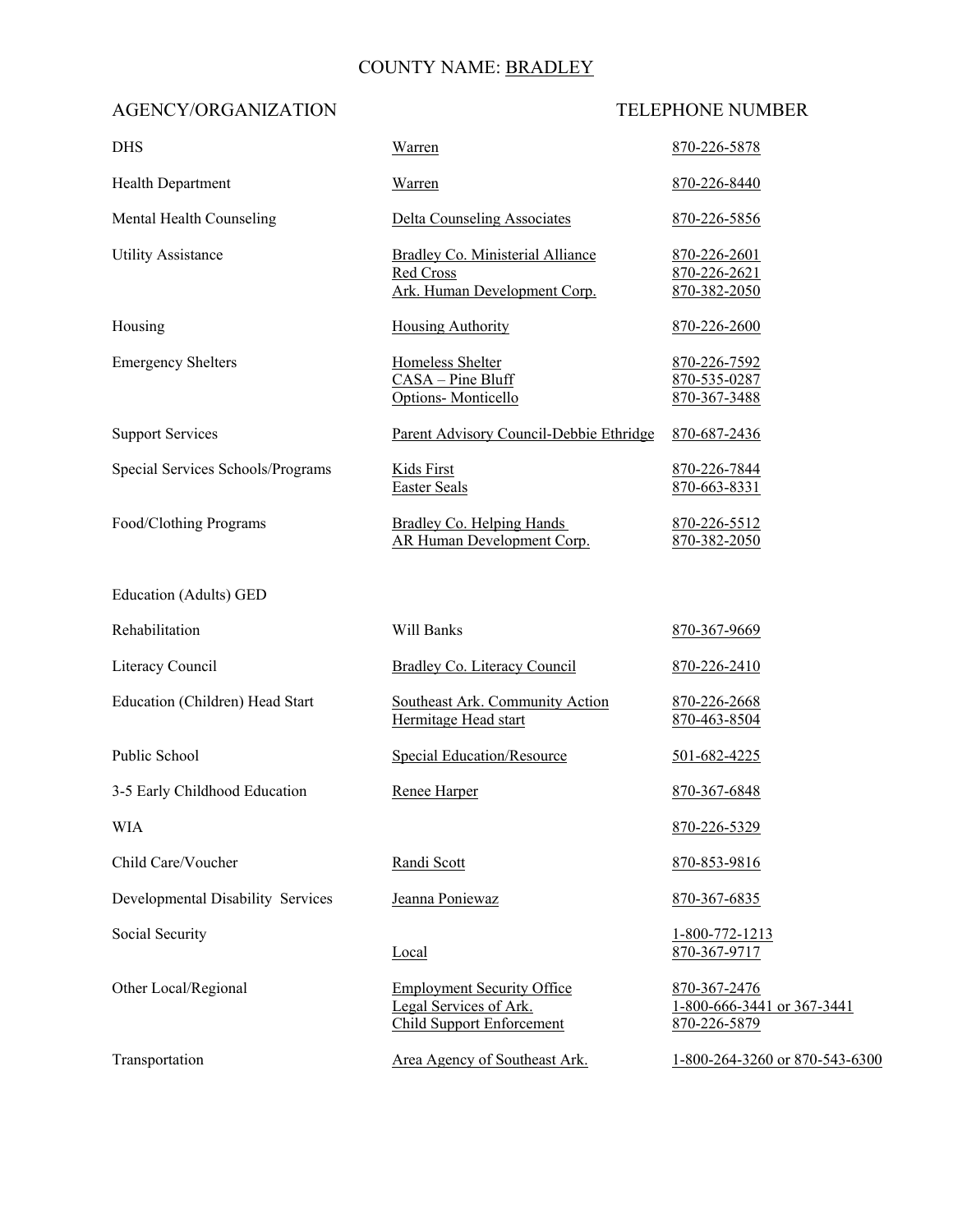# COUNTY NAME: BRADLEY

| AGENCY/ORGANIZATION | | TELEPHONE NUMBER |
|---|---|---|
| DHS | Warren | 870-226-5878 |
| Health Department | Warren | 870-226-8440 |
| Mental Health Counseling | Delta Counseling Associates | 870-226-5856 |
| Utility Assistance | Bradley Co. Ministerial Alliance | 870-226-2601 |
| | Red Cross | 870-226-2621 |
| | Ark. Human Development Corp. | 870-382-2050 |
| Housing | Housing Authority | 870-226-2600 |
| Emergency Shelters | Homeless Shelter | 870-226-7592 |
| | CASA – Pine Bluff | 870-535-0287 |
| | Options- Monticello | 870-367-3488 |
| Support Services | Parent Advisory Council-Debbie Ethridge | 870-687-2436 |
| Special Services Schools/Programs | Kids First | 870-226-7844 |
| | Easter Seals | 870-663-8331 |
| Food/Clothing Programs | Bradley Co. Helping Hands | 870-226-5512 |
| | AR Human Development Corp. | 870-382-2050 |
| Education (Adults) GED | | |
| Rehabilitation | Will Banks | 870-367-9669 |
| Literacy Council | Bradley Co. Literacy Council | 870-226-2410 |
| Education (Children) Head Start | Southeast Ark. Community Action | 870-226-2668 |
| | Hermitage Head start | 870-463-8504 |
| Public School | Special Education/Resource | 501-682-4225 |
| 3-5 Early Childhood Education | Renee Harper | 870-367-6848 |
| WIA | | 870-226-5329 |
| Child Care/Voucher | Randi Scott | 870-853-9816 |
| Developmental Disability Services | Jeanna Poniewaz | 870-367-6835 |
| Social Security | | 1-800-772-1213 |
| | Local | 870-367-9717 |
| Other Local/Regional | Employment Security Office | 870-367-2476 |
| | Legal Services of Ark. | 1-800-666-3441 or 367-3441 |
| | Child Support Enforcement | 870-226-5879 |
| Transportation | Area Agency of Southeast Ark. | 1-800-264-3260 or 870-543-6300 |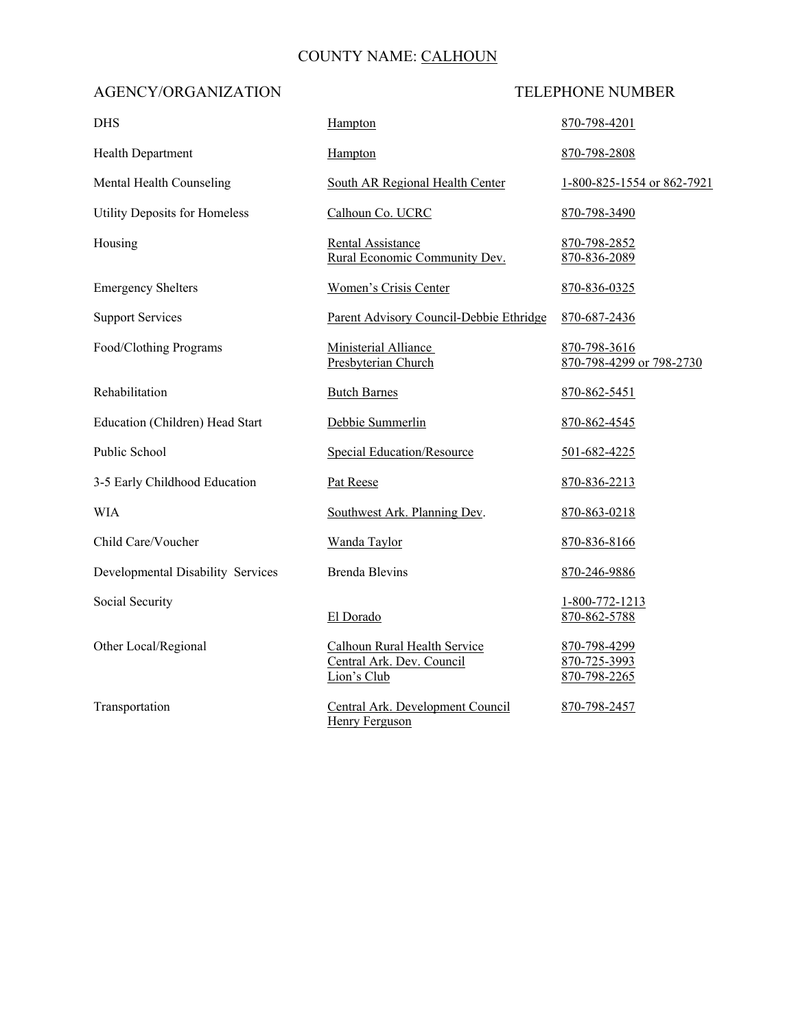COUNTY NAME: CALHOUN

| AGENCY/ORGANIZATION | | TELEPHONE NUMBER |
|---|---|---|
| DHS | Hampton | 870-798-4201 |
| Health Department | Hampton | 870-798-2808 |
| Mental Health Counseling | South AR Regional Health Center | 1-800-825-1554 or 862-7921 |
| Utility Deposits for Homeless | Calhoun Co. UCRC | 870-798-3490 |
| Housing | Rental Assistance<br>Rural Economic Community Dev. | 870-798-2852<br>870-836-2089 |
| Emergency Shelters | Women's Crisis Center | 870-836-0325 |
| Support Services | Parent Advisory Council-Debbie Ethridge | 870-687-2436 |
| Food/Clothing Programs | Ministerial Alliance<br>Presbyterian Church | 870-798-3616<br>870-798-4299 or 798-2730 |
| Rehabilitation | Butch Barnes | 870-862-5451 |
| Education (Children) Head Start | Debbie Summerlin | 870-862-4545 |
| Public School | Special Education/Resource | 501-682-4225 |
| 3-5 Early Childhood Education | Pat Reese | 870-836-2213 |
| WIA | Southwest Ark. Planning Dev. | 870-863-0218 |
| Child Care/Voucher | Wanda Taylor | 870-836-8166 |
| Developmental Disability Services | Brenda Blevins | 870-246-9886 |
| Social Security | <br>El Dorado | 1-800-772-1213<br>870-862-5788 |
| Other Local/Regional | Calhoun Rural Health Service<br>Central Ark. Dev. Council<br>Lion's Club | 870-798-4299<br>870-725-3993<br>870-798-2265 |
| Transportation | Central Ark. Development Council<br>Henry Ferguson | 870-798-2457 |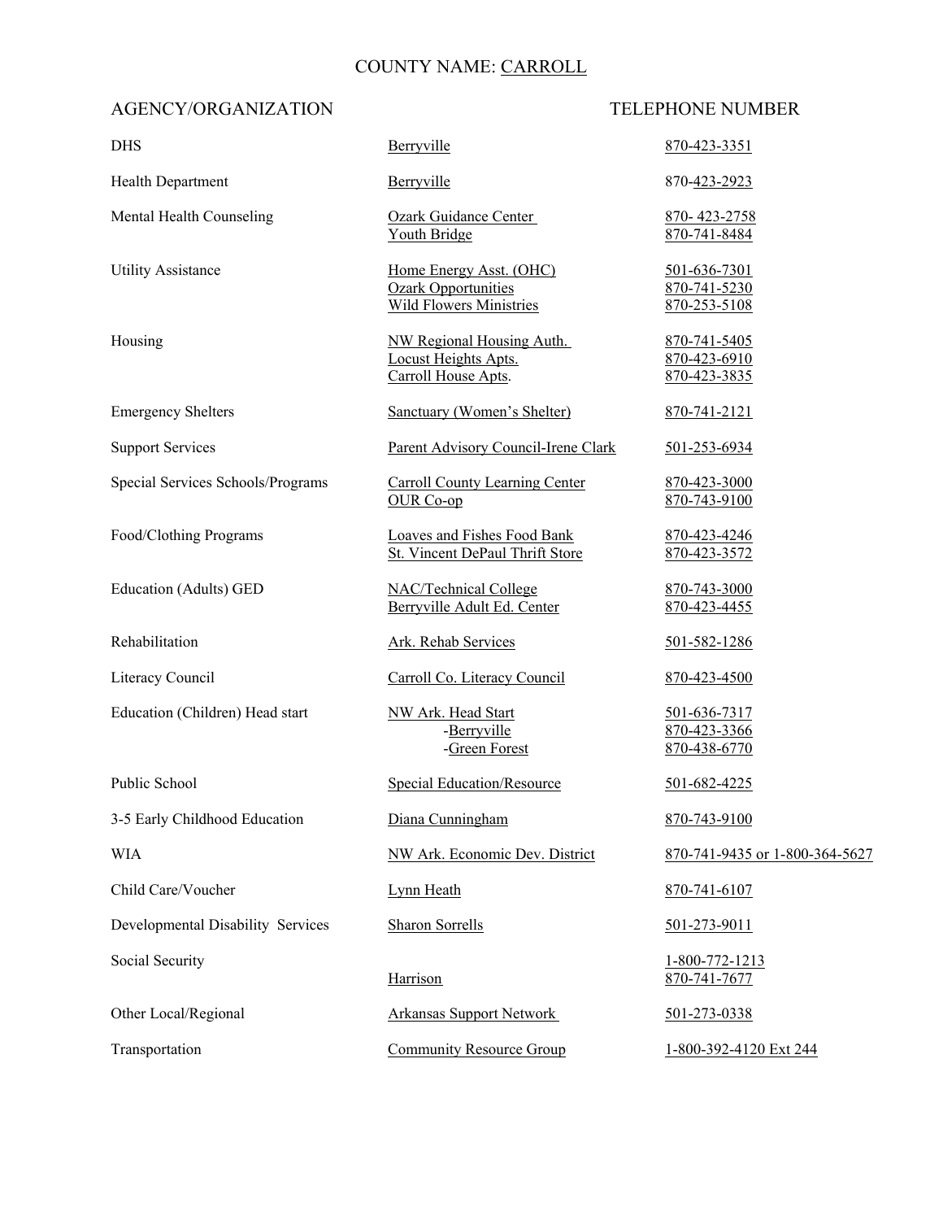COUNTY NAME: CARROLL

| AGENCY/ORGANIZATION | | TELEPHONE NUMBER |
|---|---|---|
| DHS | Berryville | 870-423-3351 |
| Health Department | Berryville | 870-423-2923 |
| Mental Health Counseling | Ozark Guidance Center | 870- 423-2758 |
| | Youth Bridge | 870-741-8484 |
| Utility Assistance | Home Energy Asst. (OHC) | 501-636-7301 |
| | Ozark Opportunities | 870-741-5230 |
| | Wild Flowers Ministries | 870-253-5108 |
| Housing | NW Regional Housing Auth. | 870-741-5405 |
| | Locust Heights Apts. | 870-423-6910 |
| | Carroll House Apts. | 870-423-3835 |
| Emergency Shelters | Sanctuary (Women's Shelter) | 870-741-2121 |
| Support Services | Parent Advisory Council-Irene Clark | 501-253-6934 |
| Special Services Schools/Programs | Carroll County Learning Center | 870-423-3000 |
| | OUR Co-op | 870-743-9100 |
| Food/Clothing Programs | Loaves and Fishes Food Bank | 870-423-4246 |
| | St. Vincent DePaul Thrift Store | 870-423-3572 |
| Education (Adults) GED | NAC/Technical College | 870-743-3000 |
| | Berryville Adult Ed. Center | 870-423-4455 |
| Rehabilitation | Ark. Rehab Services | 501-582-1286 |
| Literacy Council | Carroll Co. Literacy Council | 870-423-4500 |
| Education (Children) Head start | NW Ark. Head Start | 501-636-7317 |
| | -Berryville | 870-423-3366 |
| | -Green Forest | 870-438-6770 |
| Public School | Special Education/Resource | 501-682-4225 |
| 3-5 Early Childhood Education | Diana Cunningham | 870-743-9100 |
| WIA | NW Ark. Economic Dev. District | 870-741-9435 or 1-800-364-5627 |
| Child Care/Voucher | Lynn Heath | 870-741-6107 |
| Developmental Disability Services | Sharon Sorrells | 501-273-9011 |
| Social Security | | 1-800-772-1213 |
| | Harrison | 870-741-7677 |
| Other Local/Regional | Arkansas Support Network | 501-273-0338 |
| Transportation | Community Resource Group | 1-800-392-4120 Ext 244 |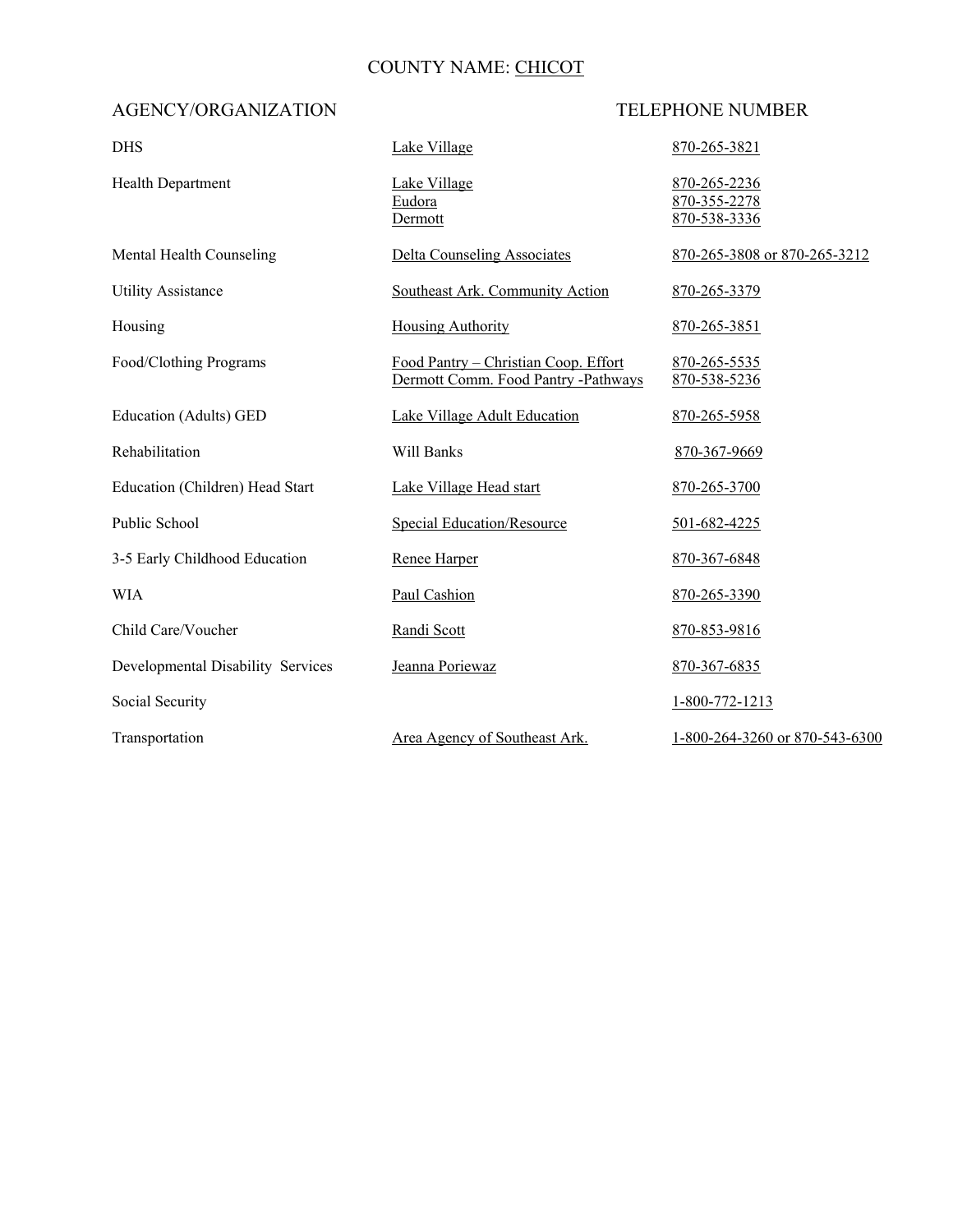# COUNTY NAME: CHICOT

| AGENCY/ORGANIZATION | | TELEPHONE NUMBER |
|---|---|---|
| DHS | Lake Village | 870-265-3821 |
| Health Department | Lake Village<br>Eudora<br>Dermott | 870-265-2236<br>870-355-2278<br>870-538-3336 |
| Mental Health Counseling | Delta Counseling Associates | 870-265-3808 or 870-265-3212 |
| Utility Assistance | Southeast Ark. Community Action | 870-265-3379 |
| Housing | Housing Authority | 870-265-3851 |
| Food/Clothing Programs | Food Pantry – Christian Coop. Effort<br>Dermott Comm. Food Pantry -Pathways | 870-265-5535<br>870-538-5236 |
| Education (Adults) GED | Lake Village Adult Education | 870-265-5958 |
| Rehabilitation | Will Banks | 870-367-9669 |
| Education (Children) Head Start | Lake Village Head start | 870-265-3700 |
| Public School | Special Education/Resource | 501-682-4225 |
| 3-5 Early Childhood Education | Renee Harper | 870-367-6848 |
| WIA | Paul Cashion | 870-265-3390 |
| Child Care/Voucher | Randi Scott | 870-853-9816 |
| Developmental Disability Services | Jeanna Poriewaz | 870-367-6835 |
| Social Security | | 1-800-772-1213 |
| Transportation | Area Agency of Southeast Ark. | 1-800-264-3260 or 870-543-6300 |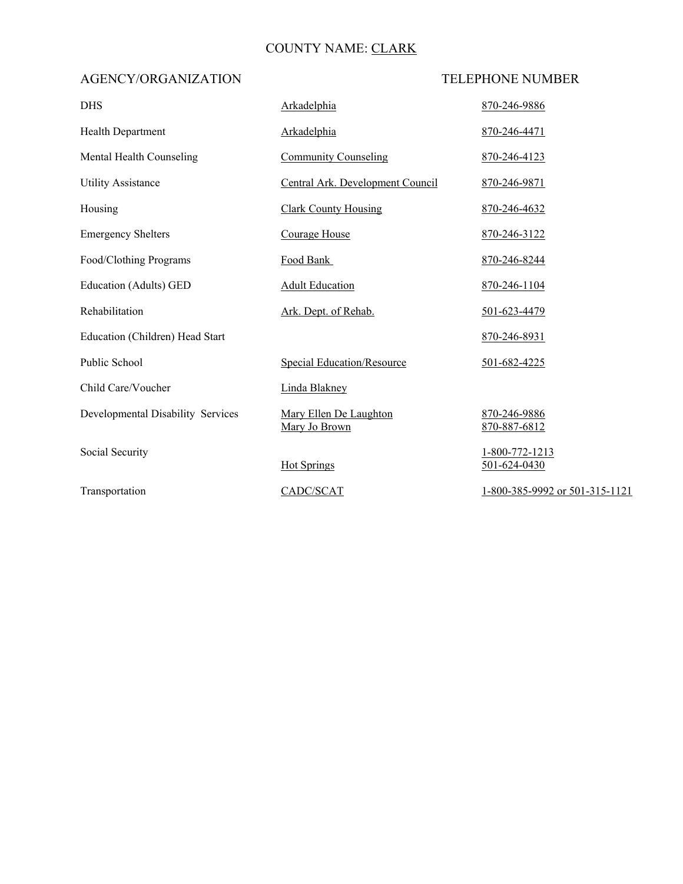COUNTY NAME: CLARK

| AGENCY/ORGANIZATION | | TELEPHONE NUMBER |
|---|---|---|
| DHS | Arkadelphia | 870-246-9886 |
| Health Department | Arkadelphia | 870-246-4471 |
| Mental Health Counseling | Community Counseling | 870-246-4123 |
| Utility Assistance | Central Ark. Development Council | 870-246-9871 |
| Housing | Clark County Housing | 870-246-4632 |
| Emergency Shelters | Courage House | 870-246-3122 |
| Food/Clothing Programs | Food Bank | 870-246-8244 |
| Education (Adults) GED | Adult Education | 870-246-1104 |
| Rehabilitation | Ark. Dept. of Rehab. | 501-623-4479 |
| Education (Children) Head Start | | 870-246-8931 |
| Public School | Special Education/Resource | 501-682-4225 |
| Child Care/Voucher | Linda Blakney | |
| Developmental Disability Services | Mary Ellen De Laughton<br>Mary Jo Brown | 870-246-9886<br>870-887-6812 |
| Social Security | <br>Hot Springs | 1-800-772-1213<br>501-624-0430 |
| Transportation | CADC/SCAT | 1-800-385-9992 or 501-315-1121 |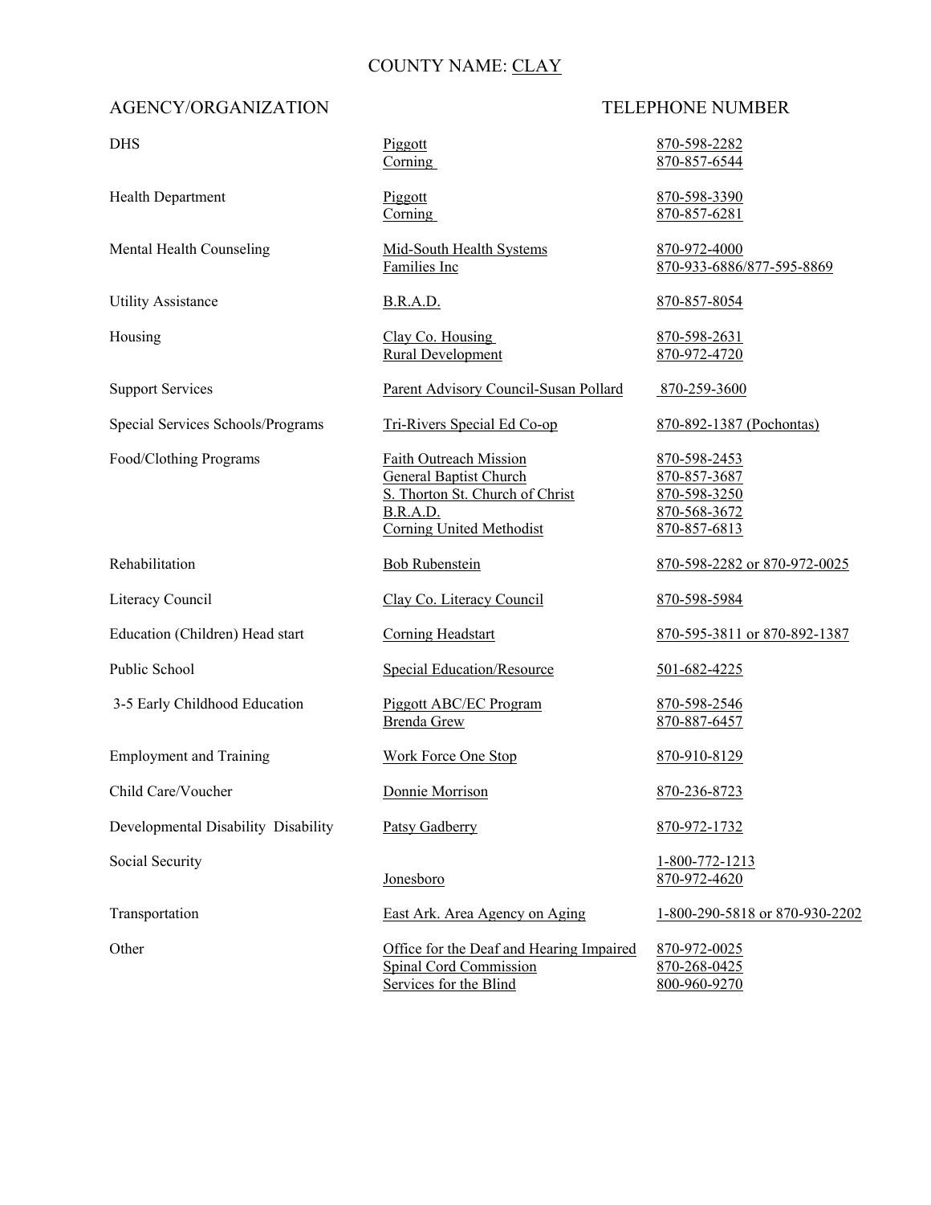# COUNTY NAME: CLAY

| AGENCY/ORGANIZATION | | TELEPHONE NUMBER |
|---|---|---|
| DHS | Piggott | 870-598-2282 |
| | Corning | 870-857-6544 |
| Health Department | Piggott | 870-598-3390 |
| | Corning | 870-857-6281 |
| Mental Health Counseling | Mid-South Health Systems | 870-972-4000 |
| | Families Inc | 870-933-6886/877-595-8869 |
| Utility Assistance | B.R.A.D. | 870-857-8054 |
| Housing | Clay Co. Housing | 870-598-2631 |
| | Rural Development | 870-972-4720 |
| Support Services | Parent Advisory Council-Susan Pollard | 870-259-3600 |
| Special Services Schools/Programs | Tri-Rivers Special Ed Co-op | 870-892-1387 (Pochontas) |
| Food/Clothing Programs | Faith Outreach Mission | 870-598-2453 |
| | General Baptist Church | 870-857-3687 |
| | S. Thorton St. Church of Christ | 870-598-3250 |
| | B.R.A.D. | 870-568-3672 |
| | Corning United Methodist | 870-857-6813 |
| Rehabilitation | Bob Rubenstein | 870-598-2282 or 870-972-0025 |
| Literacy Council | Clay Co. Literacy Council | 870-598-5984 |
| Education (Children) Head start | Corning Headstart | 870-595-3811 or 870-892-1387 |
| Public School | Special Education/Resource | 501-682-4225 |
| 3-5 Early Childhood Education | Piggott ABC/EC Program | 870-598-2546 |
| | Brenda Grew | 870-887-6457 |
| Employment and Training | Work Force One Stop | 870-910-8129 |
| Child Care/Voucher | Donnie Morrison | 870-236-8723 |
| Developmental Disability Disability | Patsy Gadberry | 870-972-1732 |
| Social Security | | 1-800-772-1213 |
| | Jonesboro | 870-972-4620 |
| Transportation | East Ark. Area Agency on Aging | 1-800-290-5818 or 870-930-2202 |
| Other | Office for the Deaf and Hearing Impaired | 870-972-0025 |
| | Spinal Cord Commission | 870-268-0425 |
| | Services for the Blind | 800-960-9270 |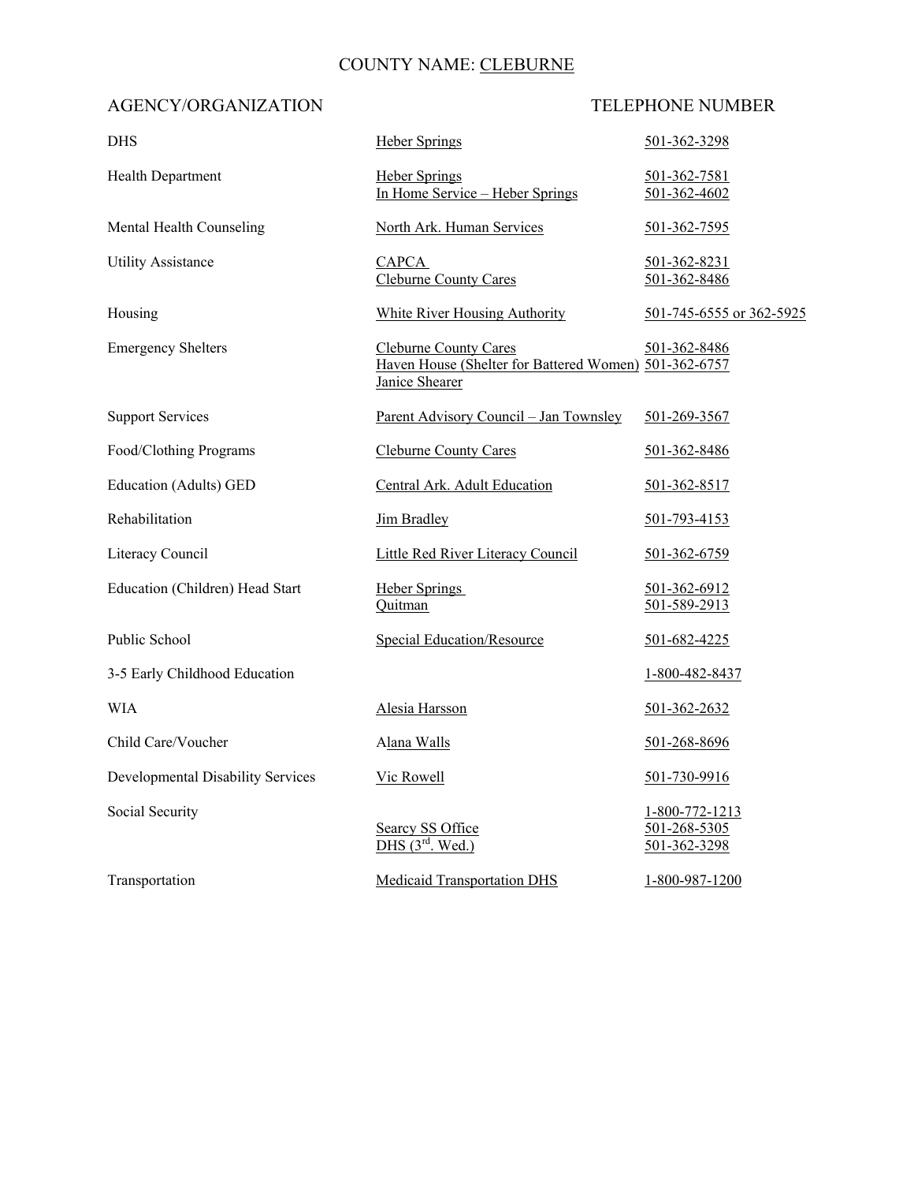# COUNTY NAME: CLEBURNE

| AGENCY/ORGANIZATION | | TELEPHONE NUMBER |
|---|---|---|
| DHS | Heber Springs | 501-362-3298 |
| Health Department | Heber Springs | 501-362-7581 |
| | In Home Service – Heber Springs | 501-362-4602 |
| Mental Health Counseling | North Ark. Human Services | 501-362-7595 |
| Utility Assistance | CAPCA | 501-362-8231 |
| | Cleburne County Cares | 501-362-8486 |
| Housing | White River Housing Authority | 501-745-6555 or 362-5925 |
| Emergency Shelters | Cleburne County Cares | 501-362-8486 |
| | Haven House (Shelter for Battered Women) Janice Shearer | 501-362-6757 |
| Support Services | Parent Advisory Council – Jan Townsley | 501-269-3567 |
| Food/Clothing Programs | Cleburne County Cares | 501-362-8486 |
| Education (Adults) GED | Central Ark. Adult Education | 501-362-8517 |
| Rehabilitation | Jim Bradley | 501-793-4153 |
| Literacy Council | Little Red River Literacy Council | 501-362-6759 |
| Education (Children) Head Start | Heber Springs | 501-362-6912 |
| | Quitman | 501-589-2913 |
| Public School | Special Education/Resource | 501-682-4225 |
| 3-5 Early Childhood Education | | 1-800-482-8437 |
| WIA | Alesia Harsson | 501-362-2632 |
| Child Care/Voucher | Alana Walls | 501-268-8696 |
| Developmental Disability Services | Vic Rowell | 501-730-9916 |
| Social Security | | 1-800-772-1213 |
| | Searcy SS Office | 501-268-5305 |
| | DHS (3rd. Wed.) | 501-362-3298 |
| Transportation | Medicaid Transportation DHS | 1-800-987-1200 |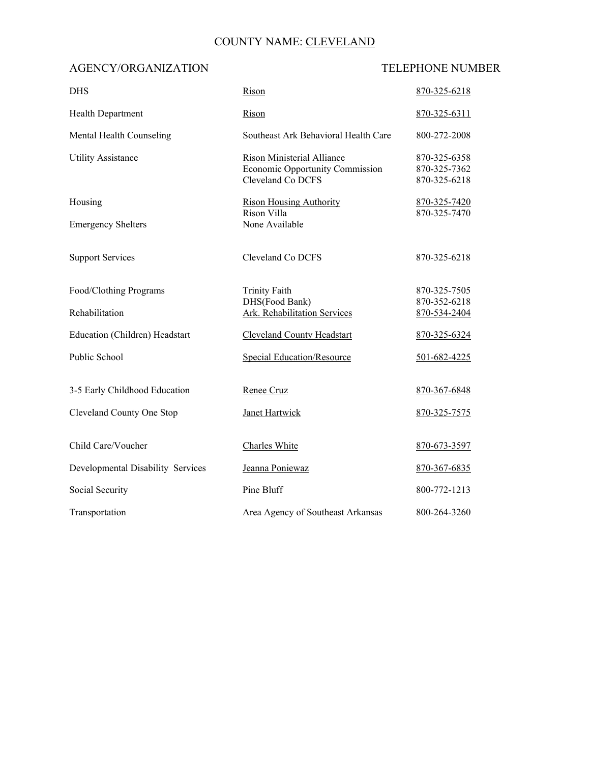# COUNTY NAME: CLEVELAND

| AGENCY/ORGANIZATION | | TELEPHONE NUMBER |
|---|---|---|
| DHS | Rison | 870-325-6218 |
| Health Department | Rison | 870-325-6311 |
| Mental Health Counseling | Southeast Ark Behavioral Health Care | 800-272-2008 |
| Utility Assistance | Rison Ministerial Alliance | 870-325-6358 |
| | Economic Opportunity Commission | 870-325-7362 |
| | Cleveland Co DCFS | 870-325-6218 |
| Housing | Rison Housing Authority | 870-325-7420 |
| | Rison Villa | 870-325-7470 |
| Emergency Shelters | None Available | |
| Support Services | Cleveland Co DCFS | 870-325-6218 |
| Food/Clothing Programs | Trinity Faith | 870-325-7505 |
| | DHS(Food Bank) | 870-352-6218 |
| Rehabilitation | Ark. Rehabilitation Services | 870-534-2404 |
| Education (Children) Headstart | Cleveland County Headstart | 870-325-6324 |
| Public School | Special Education/Resource | 501-682-4225 |
| 3-5 Early Childhood Education | Renee Cruz | 870-367-6848 |
| Cleveland County One Stop | Janet Hartwick | 870-325-7575 |
| Child Care/Voucher | Charles White | 870-673-3597 |
| Developmental Disability Services | Jeanna Poniewaz | 870-367-6835 |
| Social Security | Pine Bluff | 800-772-1213 |
| Transportation | Area Agency of Southeast Arkansas | 800-264-3260 |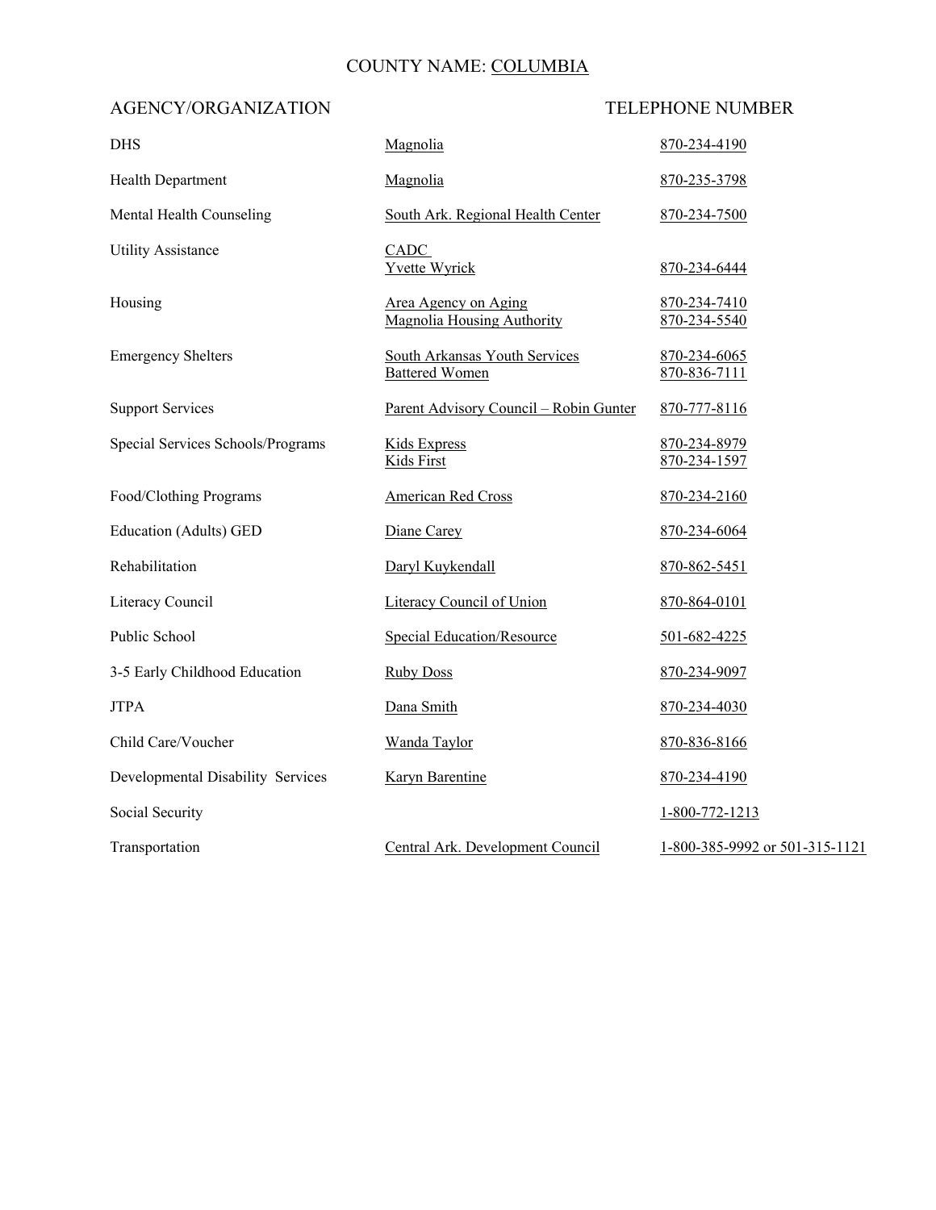COUNTY NAME: COLUMBIA

| AGENCY/ORGANIZATION | | TELEPHONE NUMBER |
|---|---|---|
| DHS | Magnolia | 870-234-4190 |
| Health Department | Magnolia | 870-235-3798 |
| Mental Health Counseling | South Ark. Regional Health Center | 870-234-7500 |
| Utility Assistance | CADC<br>Yvette Wyrick | 870-234-6444 |
| Housing | Area Agency on Aging<br>Magnolia Housing Authority | 870-234-7410<br>870-234-5540 |
| Emergency Shelters | South Arkansas Youth Services<br>Battered Women | 870-234-6065<br>870-836-7111 |
| Support Services | Parent Advisory Council – Robin Gunter | 870-777-8116 |
| Special Services Schools/Programs | Kids Express<br>Kids First | 870-234-8979<br>870-234-1597 |
| Food/Clothing Programs | American Red Cross | 870-234-2160 |
| Education (Adults) GED | Diane Carey | 870-234-6064 |
| Rehabilitation | Daryl Kuykendall | 870-862-5451 |
| Literacy Council | Literacy Council of Union | 870-864-0101 |
| Public School | Special Education/Resource | 501-682-4225 |
| 3-5 Early Childhood Education | Ruby Doss | 870-234-9097 |
| JTPA | Dana Smith | 870-234-4030 |
| Child Care/Voucher | Wanda Taylor | 870-836-8166 |
| Developmental Disability Services | Karyn Barentine | 870-234-4190 |
| Social Security | | 1-800-772-1213 |
| Transportation | Central Ark. Development Council | 1-800-385-9992 or 501-315-1121 |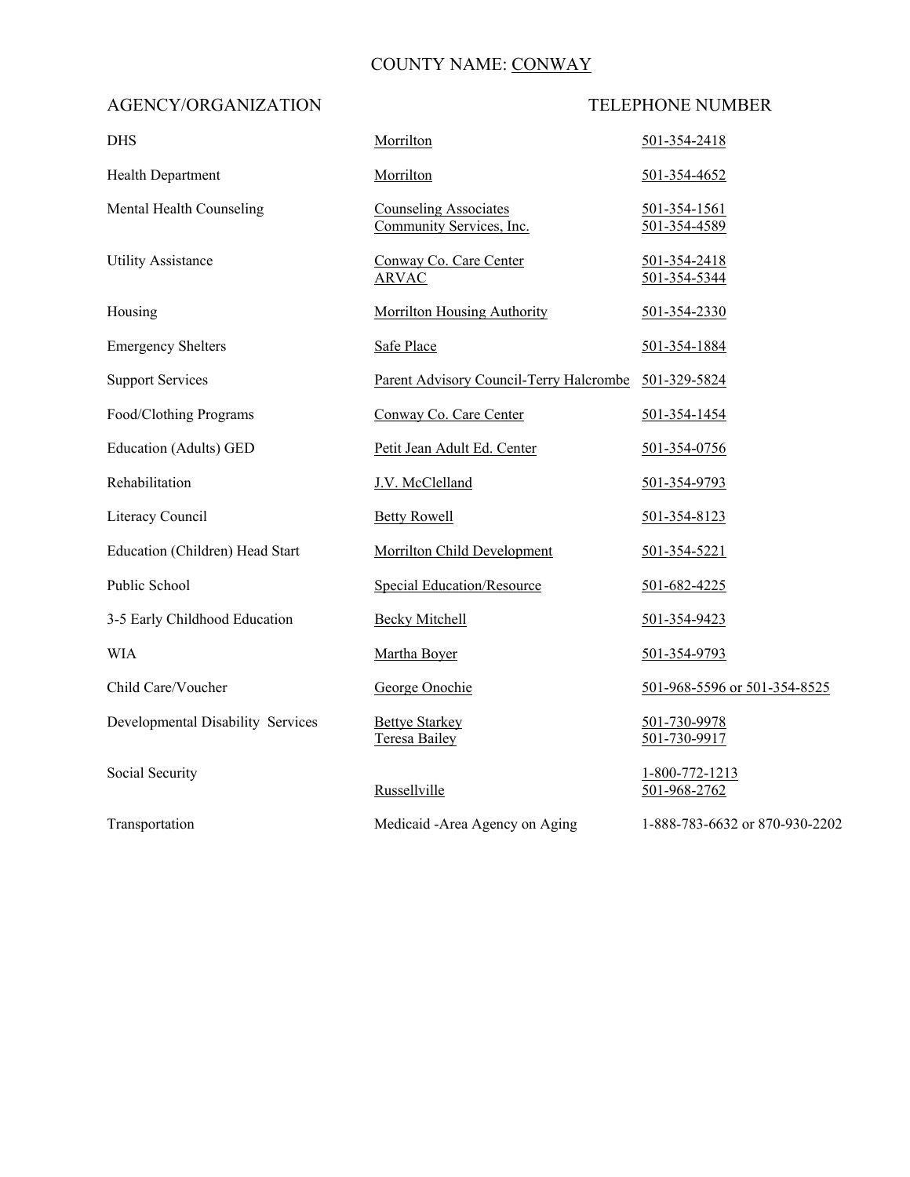# COUNTY NAME: CONWAY

| AGENCY/ORGANIZATION | | TELEPHONE NUMBER |
|---|---|---|
| DHS | Morrilton | 501-354-2418 |
| Health Department | Morrilton | 501-354-4652 |
| Mental Health Counseling | Counseling Associates<br>Community Services, Inc. | 501-354-1561<br>501-354-4589 |
| Utility Assistance | Conway Co. Care Center<br>ARVAC | 501-354-2418<br>501-354-5344 |
| Housing | Morrilton Housing Authority | 501-354-2330 |
| Emergency Shelters | Safe Place | 501-354-1884 |
| Support Services | Parent Advisory Council-Terry Halcrombe | 501-329-5824 |
| Food/Clothing Programs | Conway Co. Care Center | 501-354-1454 |
| Education (Adults) GED | Petit Jean Adult Ed. Center | 501-354-0756 |
| Rehabilitation | J.V. McClelland | 501-354-9793 |
| Literacy Council | Betty Rowell | 501-354-8123 |
| Education (Children) Head Start | Morrilton Child Development | 501-354-5221 |
| Public School | Special Education/Resource | 501-682-4225 |
| 3-5 Early Childhood Education | Becky Mitchell | 501-354-9423 |
| WIA | Martha Boyer | 501-354-9793 |
| Child Care/Voucher | George Onochie | 501-968-5596 or 501-354-8525 |
| Developmental Disability Services | Bettye Starkey<br>Teresa Bailey | 501-730-9978<br>501-730-9917 |
| Social Security | Russellville | 1-800-772-1213<br>501-968-2762 |
| Transportation | Medicaid -Area Agency on Aging | 1-888-783-6632 or 870-930-2202 |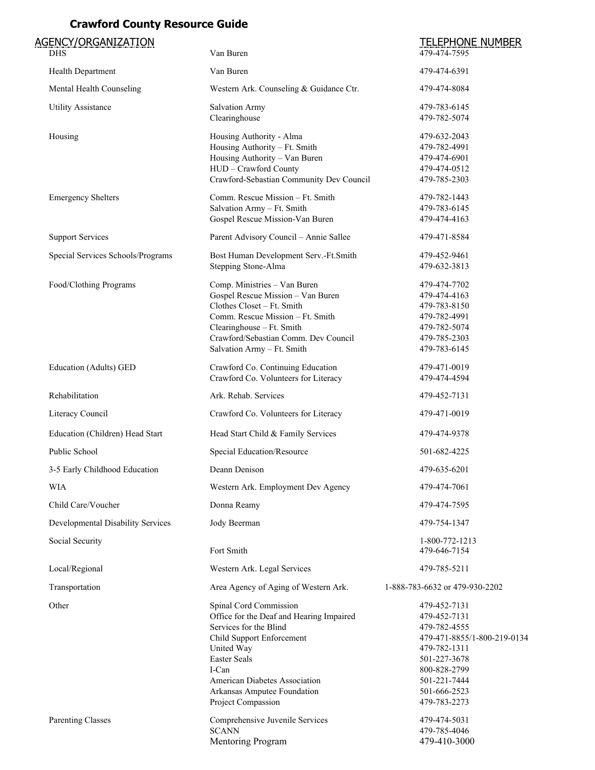# Crawford County Resource Guide

| AGENCY/ORGANIZATION | | TELEPHONE NUMBER |
|---|---|---|
| DHS | Van Buren | 479-474-7595 |
| Health Department | Van Buren | 479-474-6391 |
| Mental Health Counseling | Western Ark. Counseling & Guidance Ctr. | 479-474-8084 |
| Utility Assistance | Salvation Army | 479-783-6145 |
| | Clearinghouse | 479-782-5074 |
| Housing | Housing Authority - Alma | 479-632-2043 |
| | Housing Authority – Ft. Smith | 479-782-4991 |
| | Housing Authority – Van Buren | 479-474-6901 |
| | HUD – Crawford County | 479-474-0512 |
| | Crawford-Sebastian Community Dev Council | 479-785-2303 |
| Emergency Shelters | Comm. Rescue Mission – Ft. Smith | 479-782-1443 |
| | Salvation Army – Ft. Smith | 479-783-6145 |
| | Gospel Rescue Mission-Van Buren | 479-474-4163 |
| Support Services | Parent Advisory Council – Annie Sallee | 479-471-8584 |
| Special Services Schools/Programs | Bost Human Development Serv.-Ft.Smith | 479-452-9461 |
| | Stepping Stone-Alma | 479-632-3813 |
| Food/Clothing Programs | Comp. Ministries – Van Buren | 479-474-7702 |
| | Gospel Rescue Mission – Van Buren | 479-474-4163 |
| | Clothes Closet – Ft. Smith | 479-783-8150 |
| | Comm. Rescue Mission – Ft. Smith | 479-782-4991 |
| | Clearinghouse – Ft. Smith | 479-782-5074 |
| | Crawford/Sebastian Comm. Dev Council | 479-785-2303 |
| | Salvation Army – Ft. Smith | 479-783-6145 |
| Education (Adults) GED | Crawford Co. Continuing Education | 479-471-0019 |
| | Crawford Co. Volunteers for Literacy | 479-474-4594 |
| Rehabilitation | Ark. Rehab. Services | 479-452-7131 |
| Literacy Council | Crawford Co. Volunteers for Literacy | 479-471-0019 |
| Education (Children) Head Start | Head Start Child & Family Services | 479-474-9378 |
| Public School | Special Education/Resource | 501-682-4225 |
| 3-5 Early Childhood Education | Deann Denison | 479-635-6201 |
| WIA | Western Ark. Employment Dev Agency | 479-474-7061 |
| Child Care/Voucher | Donna Reamy | 479-474-7595 |
| Developmental Disability Services | Jody Beerman | 479-754-1347 |
| Social Security | | 1-800-772-1213 |
| | Fort Smith | 479-646-7154 |
| Local/Regional | Western Ark. Legal Services | 479-785-5211 |
| Transportation | Area Agency of Aging of Western Ark. | 1-888-783-6632 or 479-930-2202 |
| Other | Spinal Cord Commission | 479-452-7131 |
| | Office for the Deaf and Hearing Impaired | 479-452-7131 |
| | Services for the Blind | 479-782-4555 |
| | Child Support Enforcement | 479-471-8855/1-800-219-0134 |
| | United Way | 479-782-1311 |
| | Easter Seals | 501-227-3678 |
| | I-Can | 800-828-2799 |
| | American Diabetes Association | 501-221-7444 |
| | Arkansas Amputee Foundation | 501-666-2523 |
| | Project Compassion | 479-783-2273 |
| Parenting Classes | Comprehensive Juvenile Services | 479-474-5031 |
| | SCANN | 479-785-4046 |
| | Mentoring Program | 479-410-3000 |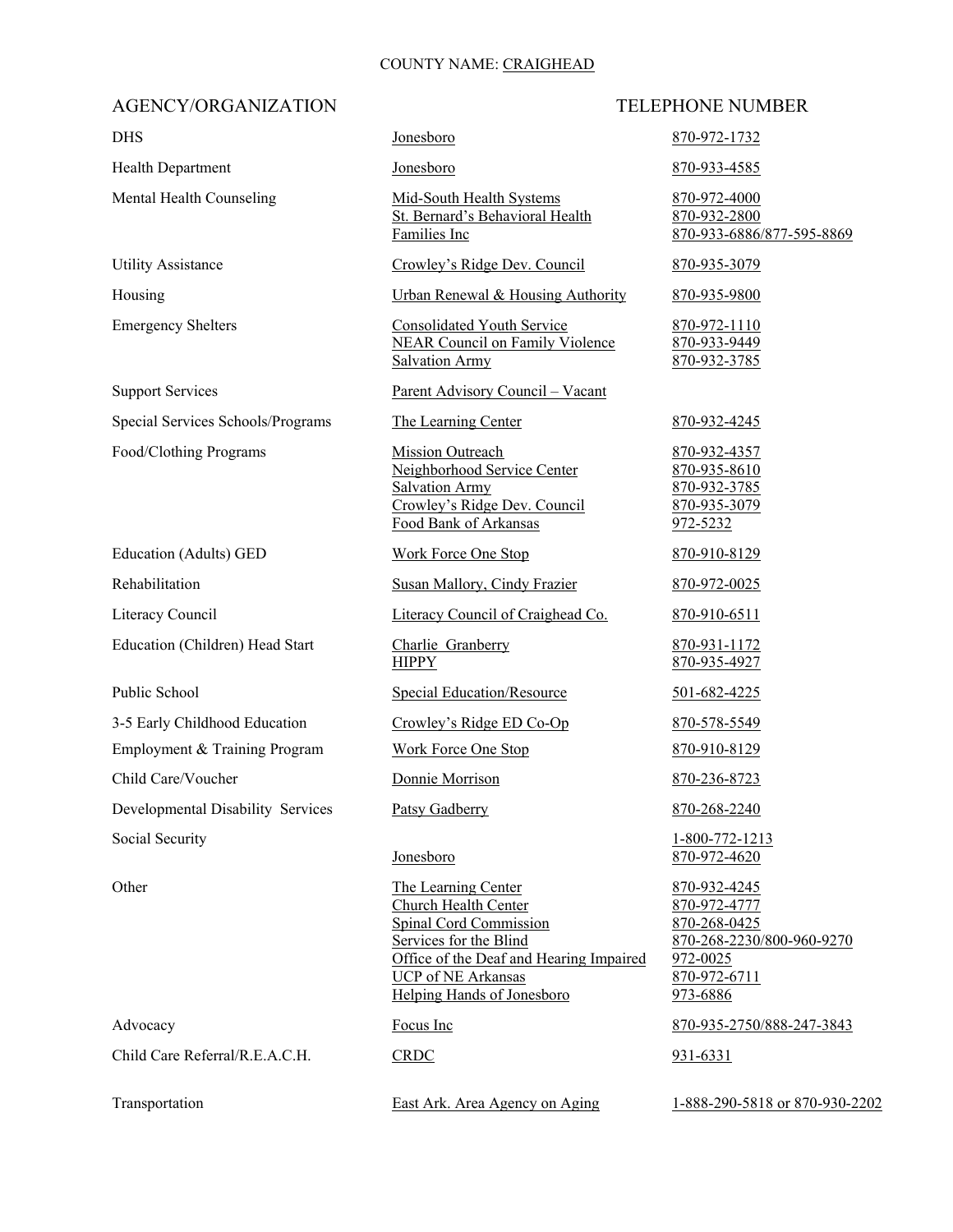COUNTY NAME: CRAIGHEAD

| AGENCY/ORGANIZATION | | TELEPHONE NUMBER |
|---|---|---|
| DHS | Jonesboro | 870-972-1732 |
| Health Department | Jonesboro | 870-933-4585 |
| Mental Health Counseling | Mid-South Health Systems<br>St. Bernard's Behavioral Health<br>Families Inc | 870-972-4000<br>870-932-2800<br>870-933-6886/877-595-8869 |
| Utility Assistance | Crowley's Ridge Dev. Council | 870-935-3079 |
| Housing | Urban Renewal & Housing Authority | 870-935-9800 |
| Emergency Shelters | Consolidated Youth Service<br>NEAR Council on Family Violence<br>Salvation Army | 870-972-1110<br>870-933-9449<br>870-932-3785 |
| Support Services | Parent Advisory Council – Vacant | |
| Special Services Schools/Programs | The Learning Center | 870-932-4245 |
| Food/Clothing Programs | Mission Outreach<br>Neighborhood Service Center<br>Salvation Army<br>Crowley's Ridge Dev. Council<br>Food Bank of Arkansas | 870-932-4357<br>870-935-8610<br>870-932-3785<br>870-935-3079<br>972-5232 |
| Education (Adults) GED | Work Force One Stop | 870-910-8129 |
| Rehabilitation | Susan Mallory, Cindy Frazier | 870-972-0025 |
| Literacy Council | Literacy Council of Craighead Co. | 870-910-6511 |
| Education (Children) Head Start | Charlie Granberry<br>HIPPY | 870-931-1172<br>870-935-4927 |
| Public School | Special Education/Resource | 501-682-4225 |
| 3-5 Early Childhood Education | Crowley's Ridge ED Co-Op | 870-578-5549 |
| Employment & Training Program | Work Force One Stop | 870-910-8129 |
| Child Care/Voucher | Donnie Morrison | 870-236-8723 |
| Developmental Disability Services | Patsy Gadberry | 870-268-2240 |
| Social Security | <br>Jonesboro | 1-800-772-1213<br>870-972-4620 |
| Other | The Learning Center<br>Church Health Center<br>Spinal Cord Commission<br>Services for the Blind<br>Office of the Deaf and Hearing Impaired<br>UCP of NE Arkansas<br>Helping Hands of Jonesboro | 870-932-4245<br>870-972-4777<br>870-268-0425<br>870-268-2230/800-960-9270<br>972-0025<br>870-972-6711<br>973-6886 |
| Advocacy | Focus Inc | 870-935-2750/888-247-3843 |
| Child Care Referral/R.E.A.C.H. | CRDC | 931-6331 |
| Transportation | East Ark. Area Agency on Aging | 1-888-290-5818 or 870-930-2202 |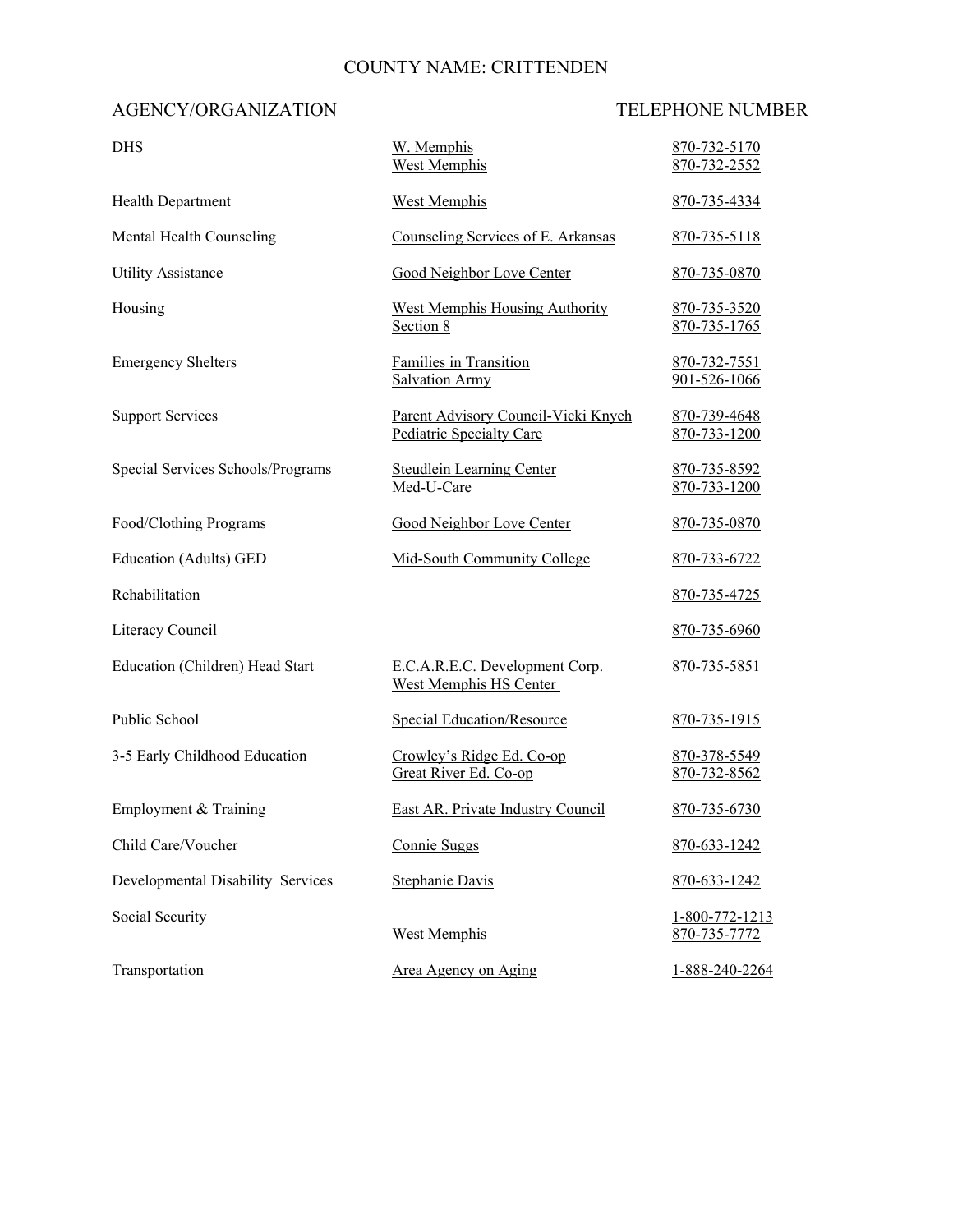# COUNTY NAME: CRITTENDEN

| AGENCY/ORGANIZATION | | TELEPHONE NUMBER |
|---|---|---|
| DHS | W. Memphis<br>West Memphis | 870-732-5170<br>870-732-2552 |
| Health Department | West Memphis | 870-735-4334 |
| Mental Health Counseling | Counseling Services of E. Arkansas | 870-735-5118 |
| Utility Assistance | Good Neighbor Love Center | 870-735-0870 |
| Housing | West Memphis Housing Authority<br>Section 8 | 870-735-3520<br>870-735-1765 |
| Emergency Shelters | Families in Transition<br>Salvation Army | 870-732-7551<br>901-526-1066 |
| Support Services | Parent Advisory Council-Vicki Knych<br>Pediatric Specialty Care | 870-739-4648<br>870-733-1200 |
| Special Services Schools/Programs | Steudlein Learning Center<br>Med-U-Care | 870-735-8592<br>870-733-1200 |
| Food/Clothing Programs | Good Neighbor Love Center | 870-735-0870 |
| Education (Adults) GED | Mid-South Community College | 870-733-6722 |
| Rehabilitation | | 870-735-4725 |
| Literacy Council | | 870-735-6960 |
| Education (Children) Head Start | E.C.A.R.E.C. Development Corp.<br>West Memphis HS Center | 870-735-5851 |
| Public School | Special Education/Resource | 870-735-1915 |
| 3-5 Early Childhood Education | Crowley's Ridge Ed. Co-op<br>Great River Ed. Co-op | 870-378-5549<br>870-732-8562 |
| Employment & Training | East AR. Private Industry Council | 870-735-6730 |
| Child Care/Voucher | Connie Suggs | 870-633-1242 |
| Developmental Disability Services | Stephanie Davis | 870-633-1242 |
| Social Security | <br>West Memphis | 1-800-772-1213<br>870-735-7772 |
| Transportation | Area Agency on Aging | 1-888-240-2264 |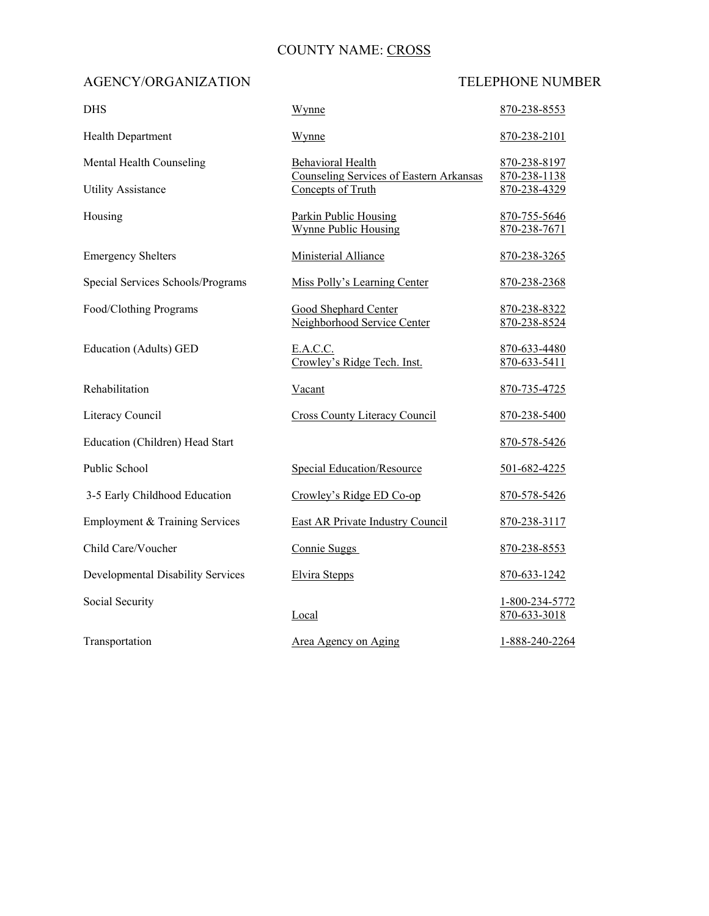# COUNTY NAME: CROSS

| AGENCY/ORGANIZATION | | TELEPHONE NUMBER |
|---|---|---|
| DHS | Wynne | 870-238-8553 |
| Health Department | Wynne | 870-238-2101 |
| Mental Health Counseling | Behavioral Health | 870-238-8197 |
| | Counseling Services of Eastern Arkansas | 870-238-1138 |
| Utility Assistance | Concepts of Truth | 870-238-4329 |
| Housing | Parkin Public Housing | 870-755-5646 |
| | Wynne Public Housing | 870-238-7671 |
| Emergency Shelters | Ministerial Alliance | 870-238-3265 |
| Special Services Schools/Programs | Miss Polly's Learning Center | 870-238-2368 |
| Food/Clothing Programs | Good Shephard Center | 870-238-8322 |
| | Neighborhood Service Center | 870-238-8524 |
| Education (Adults) GED | E.A.C.C. | 870-633-4480 |
| | Crowley's Ridge Tech. Inst. | 870-633-5411 |
| Rehabilitation | Vacant | 870-735-4725 |
| Literacy Council | Cross County Literacy Council | 870-238-5400 |
| Education (Children) Head Start | | 870-578-5426 |
| Public School | Special Education/Resource | 501-682-4225 |
| 3-5 Early Childhood Education | Crowley's Ridge ED Co-op | 870-578-5426 |
| Employment & Training Services | East AR Private Industry Council | 870-238-3117 |
| Child Care/Voucher | Connie Suggs | 870-238-8553 |
| Developmental Disability Services | Elvira Stepps | 870-633-1242 |
| Social Security | | 1-800-234-5772 |
| | Local | 870-633-3018 |
| Transportation | Area Agency on Aging | 1-888-240-2264 |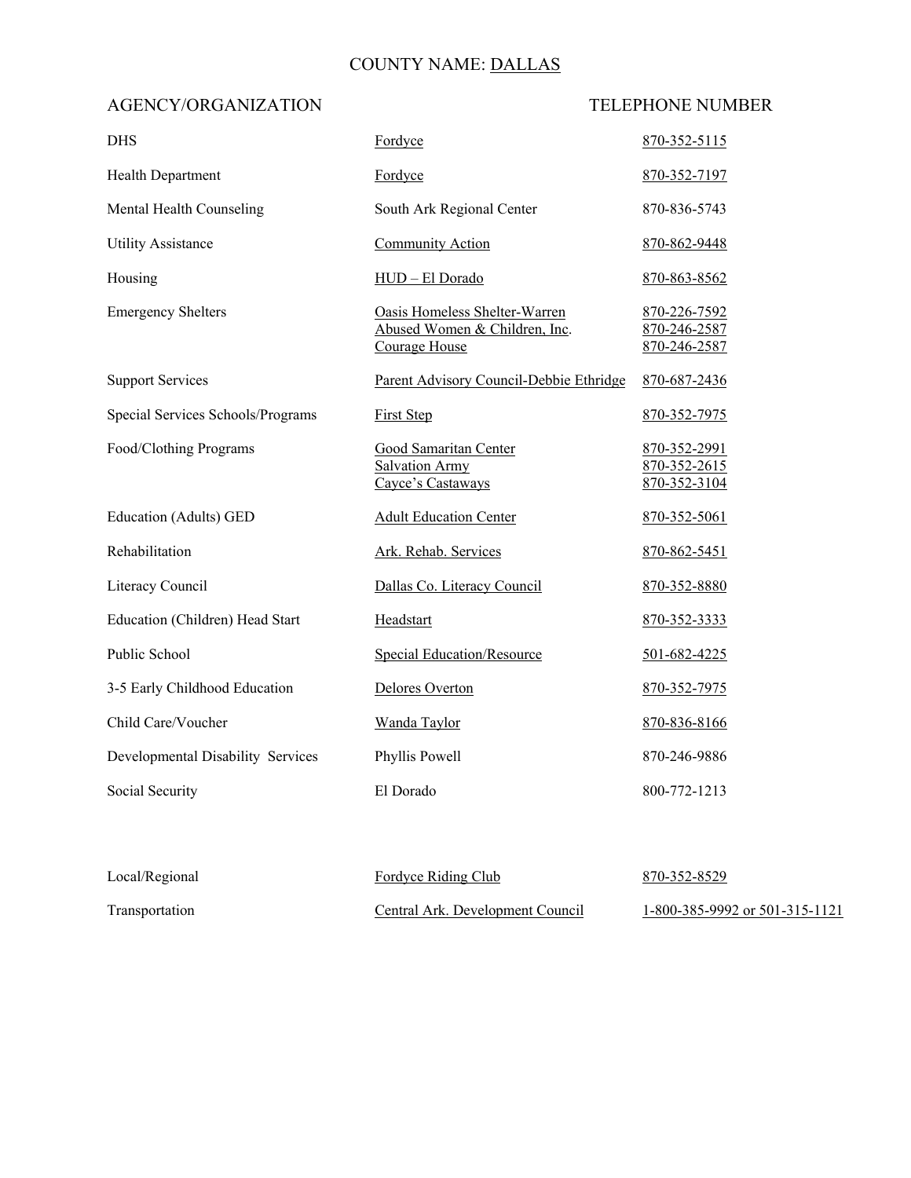# COUNTY NAME: DALLAS

| AGENCY/ORGANIZATION | | TELEPHONE NUMBER |
|---|---|---|
| DHS | Fordyce | 870-352-5115 |
| Health Department | Fordyce | 870-352-7197 |
| Mental Health Counseling | South Ark Regional Center | 870-836-5743 |
| Utility Assistance | Community Action | 870-862-9448 |
| Housing | HUD – El Dorado | 870-863-8562 |
| Emergency Shelters | Oasis Homeless Shelter-Warren<br>Abused Women & Children, Inc.<br>Courage House | 870-226-7592<br>870-246-2587<br>870-246-2587 |
| Support Services | Parent Advisory Council-Debbie Ethridge | 870-687-2436 |
| Special Services Schools/Programs | First Step | 870-352-7975 |
| Food/Clothing Programs | Good Samaritan Center<br>Salvation Army<br>Cayce's Castaways | 870-352-2991<br>870-352-2615<br>870-352-3104 |
| Education (Adults) GED | Adult Education Center | 870-352-5061 |
| Rehabilitation | Ark. Rehab. Services | 870-862-5451 |
| Literacy Council | Dallas Co. Literacy Council | 870-352-8880 |
| Education (Children) Head Start | Headstart | 870-352-3333 |
| Public School | Special Education/Resource | 501-682-4225 |
| 3-5 Early Childhood Education | Delores Overton | 870-352-7975 |
| Child Care/Voucher | Wanda Taylor | 870-836-8166 |
| Developmental Disability Services | Phyllis Powell | 870-246-9886 |
| Social Security | El Dorado | 800-772-1213 |
| Local/Regional | Fordyce Riding Club | 870-352-8529 |
| Transportation | Central Ark. Development Council | 1-800-385-9992 or 501-315-1121 |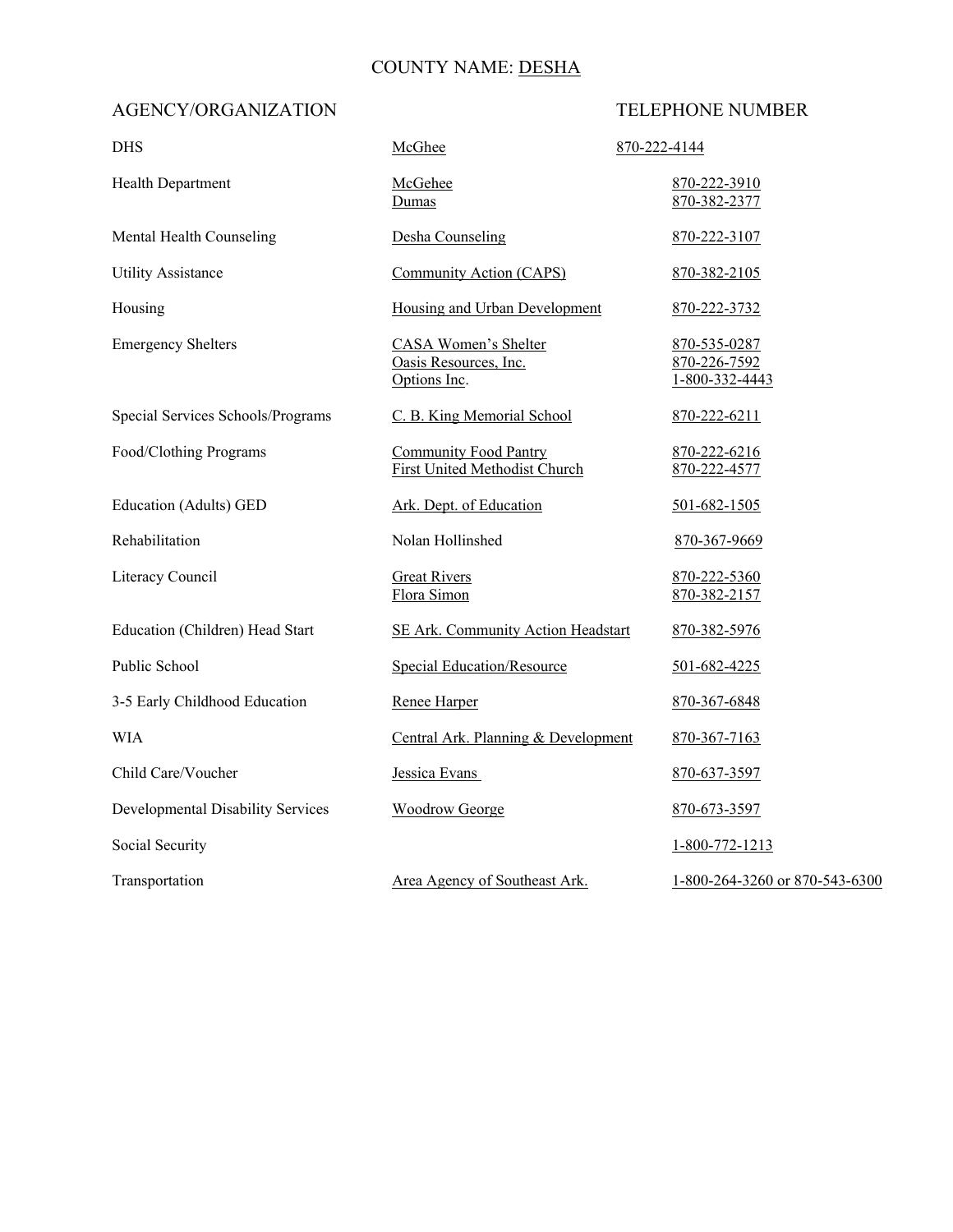# COUNTY NAME: DESHA

| AGENCY/ORGANIZATION | | TELEPHONE NUMBER |
|---|---|---|
| DHS | McGhee | 870-222-4144 |
| Health Department | McGehee<br>Dumas | 870-222-3910<br>870-382-2377 |
| Mental Health Counseling | Desha Counseling | 870-222-3107 |
| Utility Assistance | Community Action (CAPS) | 870-382-2105 |
| Housing | Housing and Urban Development | 870-222-3732 |
| Emergency Shelters | CASA Women's Shelter<br>Oasis Resources, Inc.<br>Options Inc. | 870-535-0287<br>870-226-7592<br>1-800-332-4443 |
| Special Services Schools/Programs | C. B. King Memorial School | 870-222-6211 |
| Food/Clothing Programs | Community Food Pantry<br>First United Methodist Church | 870-222-6216<br>870-222-4577 |
| Education (Adults) GED | Ark. Dept. of Education | 501-682-1505 |
| Rehabilitation | Nolan Hollinshed | 870-367-9669 |
| Literacy Council | Great Rivers<br>Flora Simon | 870-222-5360<br>870-382-2157 |
| Education (Children) Head Start | SE Ark. Community Action Headstart | 870-382-5976 |
| Public School | Special Education/Resource | 501-682-4225 |
| 3-5 Early Childhood Education | Renee Harper | 870-367-6848 |
| WIA | Central Ark. Planning & Development | 870-367-7163 |
| Child Care/Voucher | Jessica Evans | 870-637-3597 |
| Developmental Disability Services | Woodrow George | 870-673-3597 |
| Social Security | | 1-800-772-1213 |
| Transportation | Area Agency of Southeast Ark. | 1-800-264-3260 or 870-543-6300 |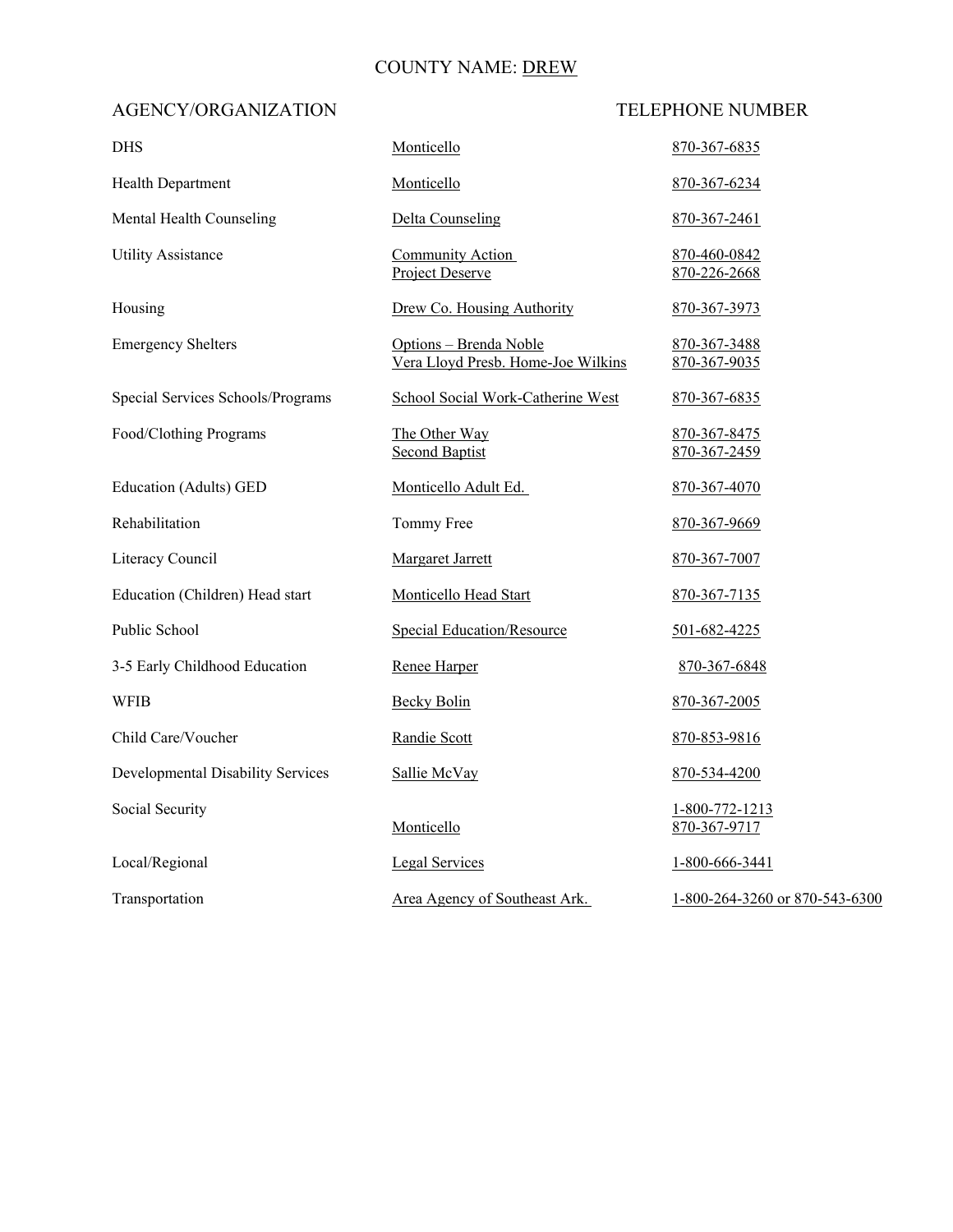COUNTY NAME: DREW

| AGENCY/ORGANIZATION | | TELEPHONE NUMBER |
|---|---|---|
| DHS | Monticello | 870-367-6835 |
| Health Department | Monticello | 870-367-6234 |
| Mental Health Counseling | Delta Counseling | 870-367-2461 |
| Utility Assistance | Community Action<br>Project Deserve | 870-460-0842<br>870-226-2668 |
| Housing | Drew Co. Housing Authority | 870-367-3973 |
| Emergency Shelters | Options – Brenda Noble<br>Vera Lloyd Presb. Home-Joe Wilkins | 870-367-3488<br>870-367-9035 |
| Special Services Schools/Programs | School Social Work-Catherine West | 870-367-6835 |
| Food/Clothing Programs | The Other Way<br>Second Baptist | 870-367-8475<br>870-367-2459 |
| Education (Adults) GED | Monticello Adult Ed. | 870-367-4070 |
| Rehabilitation | Tommy Free | 870-367-9669 |
| Literacy Council | Margaret Jarrett | 870-367-7007 |
| Education (Children) Head start | Monticello Head Start | 870-367-7135 |
| Public School | Special Education/Resource | 501-682-4225 |
| 3-5 Early Childhood Education | Renee Harper | 870-367-6848 |
| WFIB | Becky Bolin | 870-367-2005 |
| Child Care/Voucher | Randie Scott | 870-853-9816 |
| Developmental Disability Services | Sallie McVay | 870-534-4200 |
| Social Security | <br>Monticello | 1-800-772-1213<br>870-367-9717 |
| Local/Regional | Legal Services | 1-800-666-3441 |
| Transportation | Area Agency of Southeast Ark. | 1-800-264-3260 or 870-543-6300 |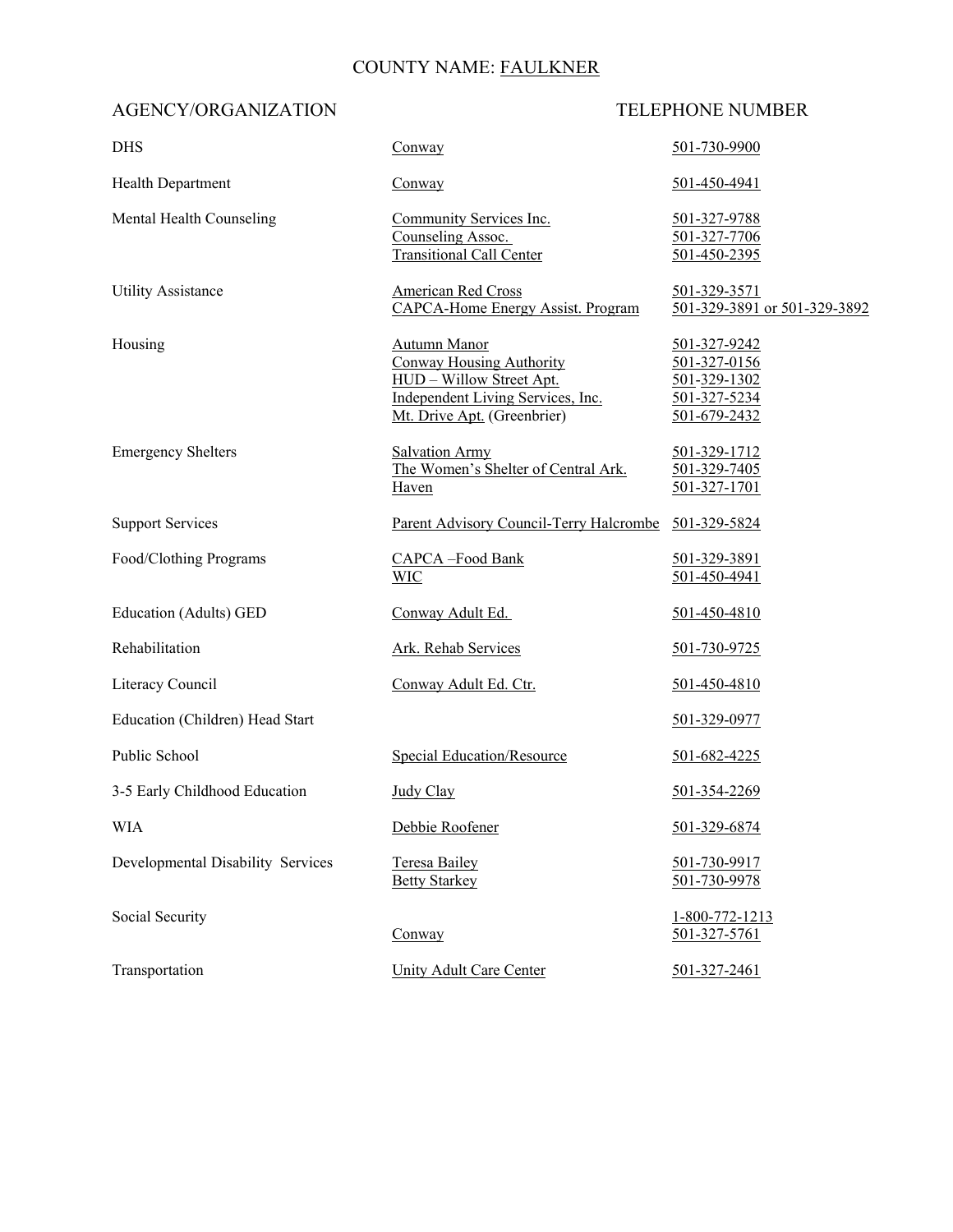# COUNTY NAME: FAULKNER

| AGENCY/ORGANIZATION | | TELEPHONE NUMBER |
|---|---|---|
| DHS | Conway | 501-730-9900 |
| Health Department | Conway | 501-450-4941 |
| Mental Health Counseling | Community Services Inc. | 501-327-9788 |
| | Counseling Assoc. | 501-327-7706 |
| | Transitional Call Center | 501-450-2395 |
| Utility Assistance | American Red Cross | 501-329-3571 |
| | CAPCA-Home Energy Assist. Program | 501-329-3891 or 501-329-3892 |
| Housing | Autumn Manor | 501-327-9242 |
| | Conway Housing Authority | 501-327-0156 |
| | HUD – Willow Street Apt. | 501-329-1302 |
| | Independent Living Services, Inc. | 501-327-5234 |
| | Mt. Drive Apt. (Greenbrier) | 501-679-2432 |
| Emergency Shelters | Salvation Army | 501-329-1712 |
| | The Women's Shelter of Central Ark. | 501-329-7405 |
| | Haven | 501-327-1701 |
| Support Services | Parent Advisory Council-Terry Halcrombe | 501-329-5824 |
| Food/Clothing Programs | CAPCA –Food Bank | 501-329-3891 |
| | WIC | 501-450-4941 |
| Education (Adults) GED | Conway Adult Ed. | 501-450-4810 |
| Rehabilitation | Ark. Rehab Services | 501-730-9725 |
| Literacy Council | Conway Adult Ed. Ctr. | 501-450-4810 |
| Education (Children) Head Start | | 501-329-0977 |
| Public School | Special Education/Resource | 501-682-4225 |
| 3-5 Early Childhood Education | Judy Clay | 501-354-2269 |
| WIA | Debbie Roofener | 501-329-6874 |
| Developmental Disability Services | Teresa Bailey | 501-730-9917 |
| | Betty Starkey | 501-730-9978 |
| Social Security | | 1-800-772-1213 |
| | Conway | 501-327-5761 |
| Transportation | Unity Adult Care Center | 501-327-2461 |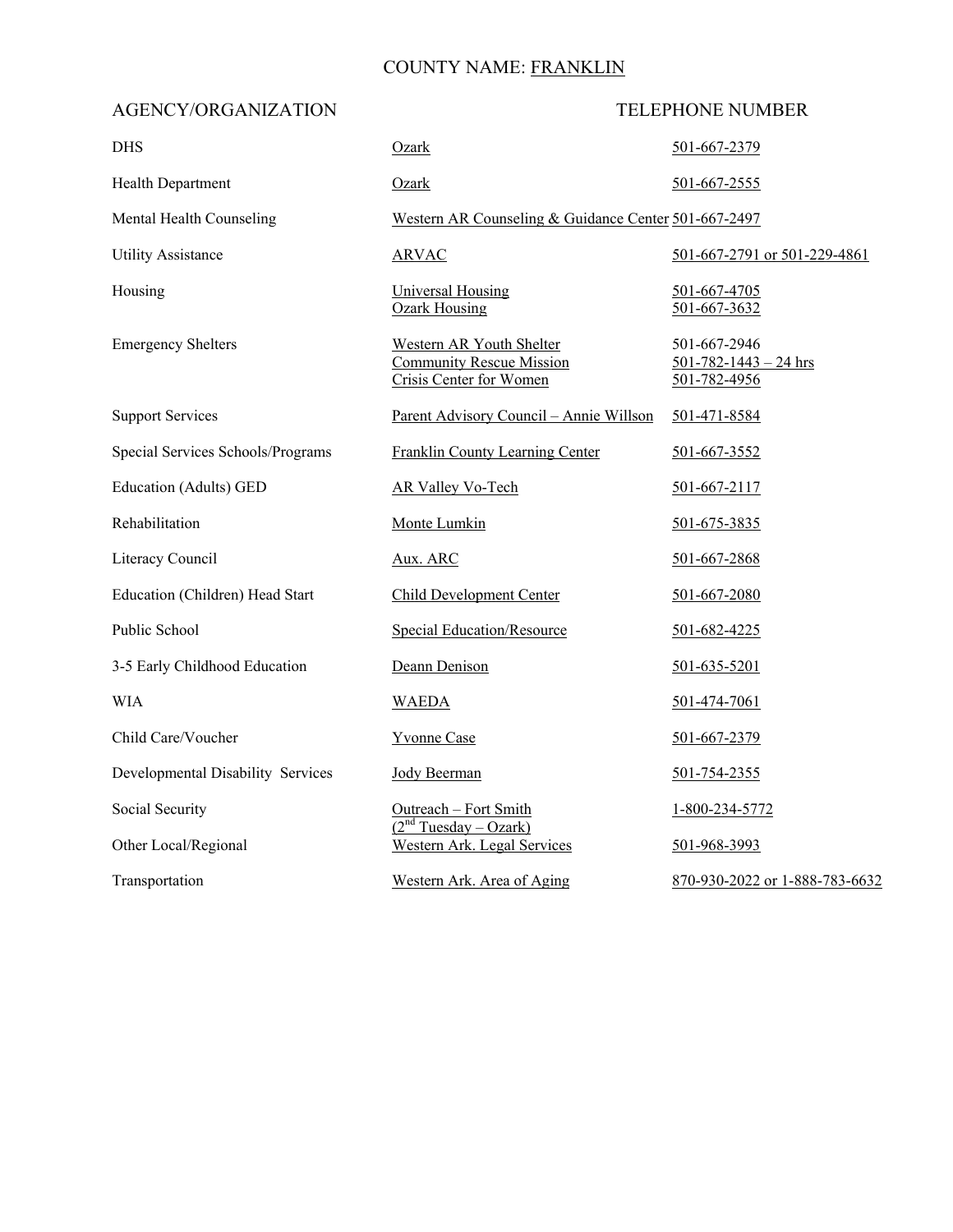# COUNTY NAME: FRANKLIN

| AGENCY/ORGANIZATION | | TELEPHONE NUMBER |
|---|---|---|
| DHS | Ozark | 501-667-2379 |
| Health Department | Ozark | 501-667-2555 |
| Mental Health Counseling | Western AR Counseling & Guidance Center | 501-667-2497 |
| Utility Assistance | ARVAC | 501-667-2791 or 501-229-4861 |
| Housing | Universal Housing<br>Ozark Housing | 501-667-4705<br>501-667-3632 |
| Emergency Shelters | Western AR Youth Shelter<br>Community Rescue Mission<br>Crisis Center for Women | 501-667-2946<br>501-782-1443 – 24 hrs<br>501-782-4956 |
| Support Services | Parent Advisory Council – Annie Willson | 501-471-8584 |
| Special Services Schools/Programs | Franklin County Learning Center | 501-667-3552 |
| Education (Adults) GED | AR Valley Vo-Tech | 501-667-2117 |
| Rehabilitation | Monte Lumkin | 501-675-3835 |
| Literacy Council | Aux. ARC | 501-667-2868 |
| Education (Children) Head Start | Child Development Center | 501-667-2080 |
| Public School | Special Education/Resource | 501-682-4225 |
| 3-5 Early Childhood Education | Deann Denison | 501-635-5201 |
| WIA | WAEDA | 501-474-7061 |
| Child Care/Voucher | Yvonne Case | 501-667-2379 |
| Developmental Disability Services | Jody Beerman | 501-754-2355 |
| Social Security | Outreach – Fort Smith<br>(2nd Tuesday – Ozark) | 1-800-234-5772 |
| Other Local/Regional | Western Ark. Legal Services | 501-968-3993 |
| Transportation | Western Ark. Area of Aging | 870-930-2022 or 1-888-783-6632 |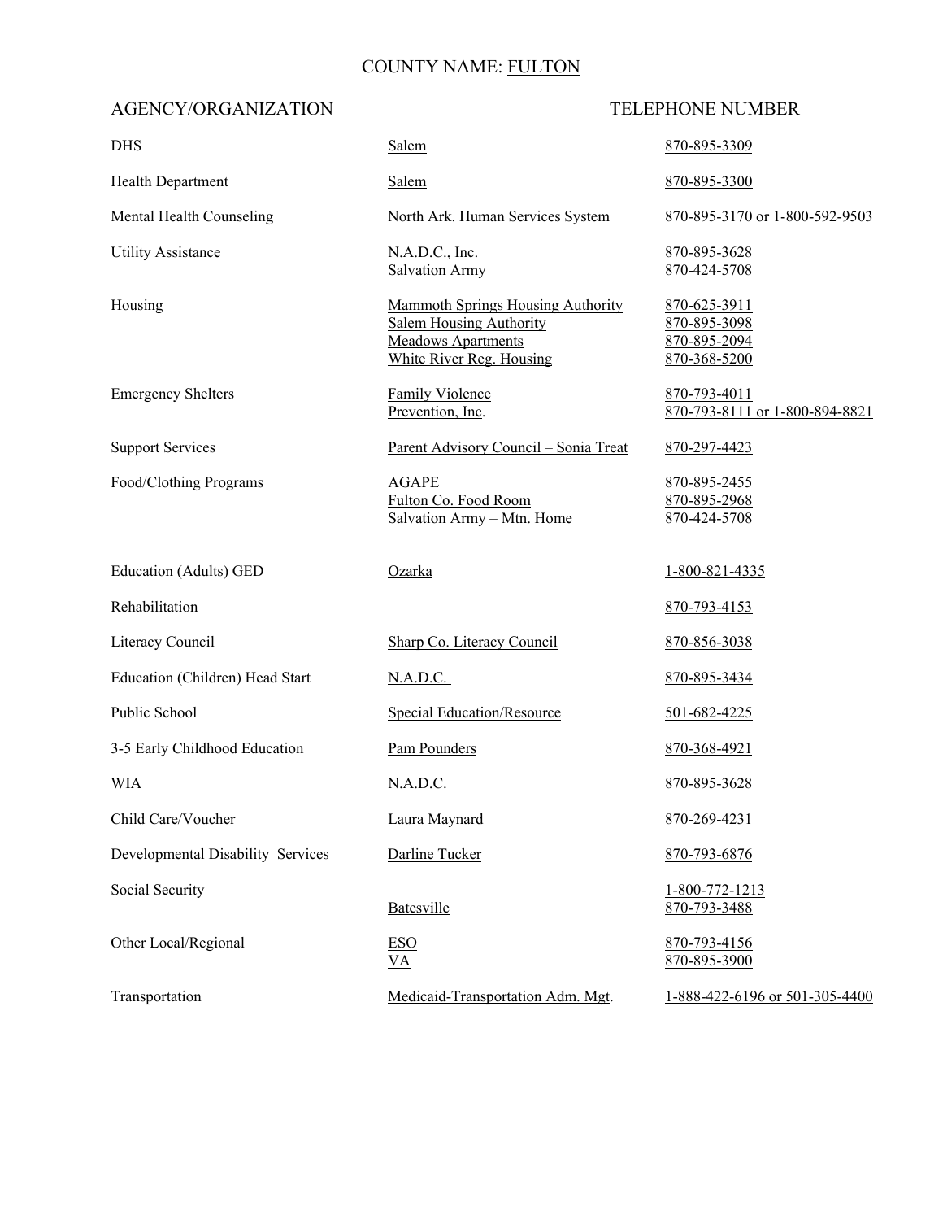# COUNTY NAME: FULTON

| AGENCY/ORGANIZATION | | TELEPHONE NUMBER |
|---|---|---|
| DHS | Salem | 870-895-3309 |
| Health Department | Salem | 870-895-3300 |
| Mental Health Counseling | North Ark. Human Services System | 870-895-3170 or 1-800-592-9503 |
| Utility Assistance | N.A.D.C., Inc.<br>Salvation Army | 870-895-3628<br>870-424-5708 |
| Housing | Mammoth Springs Housing Authority<br>Salem Housing Authority<br>Meadows Apartments<br>White River Reg. Housing | 870-625-3911<br>870-895-3098<br>870-895-2094<br>870-368-5200 |
| Emergency Shelters | Family Violence<br>Prevention, Inc. | 870-793-4011<br>870-793-8111 or 1-800-894-8821 |
| Support Services | Parent Advisory Council – Sonia Treat | 870-297-4423 |
| Food/Clothing Programs | AGAPE<br>Fulton Co. Food Room<br>Salvation Army – Mtn. Home | 870-895-2455<br>870-895-2968<br>870-424-5708 |
| Education (Adults) GED | Ozarka | 1-800-821-4335 |
| Rehabilitation | | 870-793-4153 |
| Literacy Council | Sharp Co. Literacy Council | 870-856-3038 |
| Education (Children) Head Start | N.A.D.C. | 870-895-3434 |
| Public School | Special Education/Resource | 501-682-4225 |
| 3-5 Early Childhood Education | Pam Pounders | 870-368-4921 |
| WIA | N.A.D.C. | 870-895-3628 |
| Child Care/Voucher | Laura Maynard | 870-269-4231 |
| Developmental Disability Services | Darline Tucker | 870-793-6876 |
| Social Security | <br>Batesville | 1-800-772-1213<br>870-793-3488 |
| Other Local/Regional | ESO<br>VA | 870-793-4156<br>870-895-3900 |
| Transportation | Medicaid-Transportation Adm. Mgt. | 1-888-422-6196 or 501-305-4400 |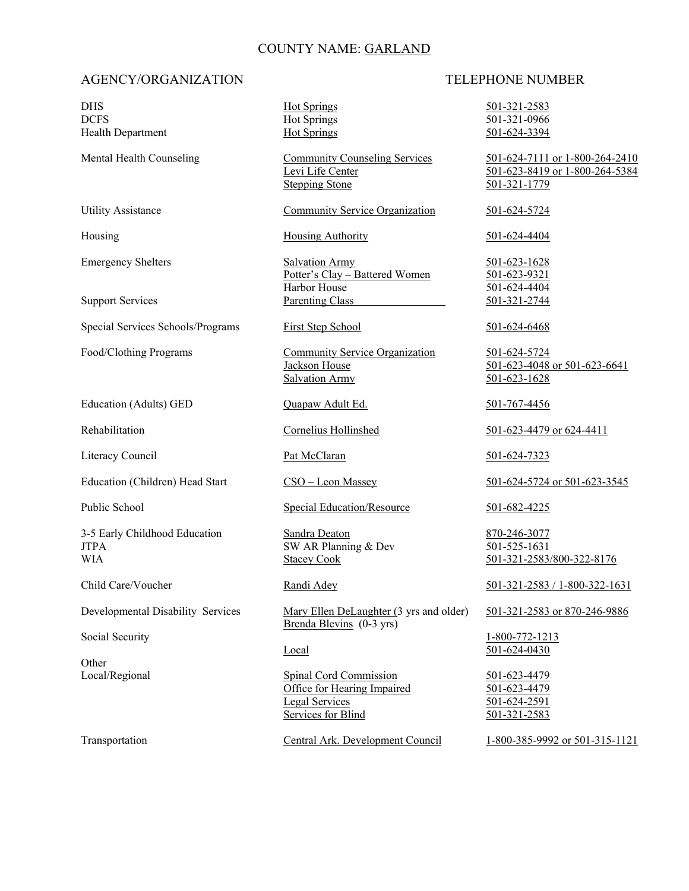# COUNTY NAME: GARLAND

| AGENCY/ORGANIZATION | | TELEPHONE NUMBER |
|---|---|---|
| DHS | Hot Springs | 501-321-2583 |
| DCFS | Hot Springs | 501-321-0966 |
| Health Department | Hot Springs | 501-624-3394 |
| Mental Health Counseling | Community Counseling Services | 501-624-7111 or 1-800-264-2410 |
| | Levi Life Center | 501-623-8419 or 1-800-264-5384 |
| | Stepping Stone | 501-321-1779 |
| Utility Assistance | Community Service Organization | 501-624-5724 |
| Housing | Housing Authority | 501-624-4404 |
| Emergency Shelters | Salvation Army | 501-623-1628 |
| | Potter's Clay – Battered Women | 501-623-9321 |
| | Harbor House | 501-624-4404 |
| Support Services | Parenting Class | 501-321-2744 |
| Special Services Schools/Programs | First Step School | 501-624-6468 |
| Food/Clothing Programs | Community Service Organization | 501-624-5724 |
| | Jackson House | 501-623-4048 or 501-623-6641 |
| | Salvation Army | 501-623-1628 |
| Education (Adults) GED | Quapaw Adult Ed. | 501-767-4456 |
| Rehabilitation | Cornelius Hollinshed | 501-623-4479 or 624-4411 |
| Literacy Council | Pat McClaran | 501-624-7323 |
| Education (Children) Head Start | CSO – Leon Massey | 501-624-5724 or 501-623-3545 |
| Public School | Special Education/Resource | 501-682-4225 |
| 3-5 Early Childhood Education | Sandra Deaton | 870-246-3077 |
| JTPA | SW AR Planning & Dev | 501-525-1631 |
| WIA | Stacey Cook | 501-321-2583/800-322-8176 |
| Child Care/Voucher | Randi Adey | 501-321-2583 / 1-800-322-1631 |
| Developmental Disability Services | Mary Ellen DeLaughter (3 yrs and older) | 501-321-2583 or 870-246-9886 |
| | Brenda Blevins (0-3 yrs) | |
| Social Security | | 1-800-772-1213 |
| | Local | 501-624-0430 |
| Other | | |
| Local/Regional | Spinal Cord Commission | 501-623-4479 |
| | Office for Hearing Impaired | 501-623-4479 |
| | Legal Services | 501-624-2591 |
| | Services for Blind | 501-321-2583 |
| Transportation | Central Ark. Development Council | 1-800-385-9992 or 501-315-1121 |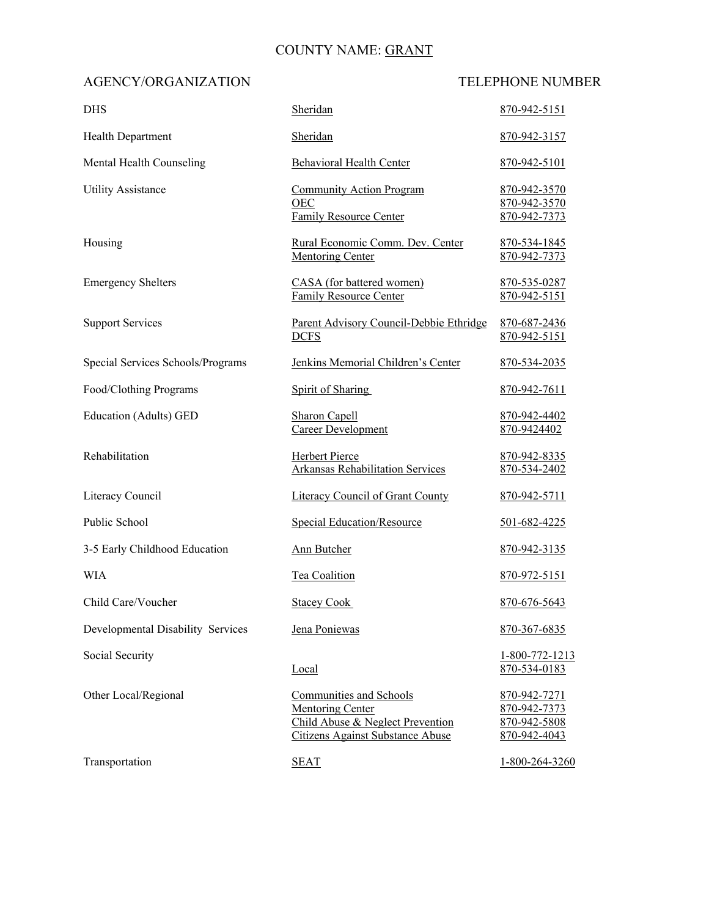# COUNTY NAME: GRANT

| AGENCY/ORGANIZATION | | TELEPHONE NUMBER |
|---|---|---|
| DHS | Sheridan | 870-942-5151 |
| Health Department | Sheridan | 870-942-3157 |
| Mental Health Counseling | Behavioral Health Center | 870-942-5101 |
| Utility Assistance | Community Action Program | 870-942-3570 |
| | OEC | 870-942-3570 |
| | Family Resource Center | 870-942-7373 |
| Housing | Rural Economic Comm. Dev. Center | 870-534-1845 |
| | Mentoring Center | 870-942-7373 |
| Emergency Shelters | CASA (for battered women) | 870-535-0287 |
| | Family Resource Center | 870-942-5151 |
| Support Services | Parent Advisory Council-Debbie Ethridge | 870-687-2436 |
| | DCFS | 870-942-5151 |
| Special Services Schools/Programs | Jenkins Memorial Children's Center | 870-534-2035 |
| Food/Clothing Programs | Spirit of Sharing | 870-942-7611 |
| Education (Adults) GED | Sharon Capell | 870-942-4402 |
| | Career Development | 870-9424402 |
| Rehabilitation | Herbert Pierce | 870-942-8335 |
| | Arkansas Rehabilitation Services | 870-534-2402 |
| Literacy Council | Literacy Council of Grant County | 870-942-5711 |
| Public School | Special Education/Resource | 501-682-4225 |
| 3-5 Early Childhood Education | Ann Butcher | 870-942-3135 |
| WIA | Tea Coalition | 870-972-5151 |
| Child Care/Voucher | Stacey Cook | 870-676-5643 |
| Developmental Disability Services | Jena Poniewas | 870-367-6835 |
| Social Security | | 1-800-772-1213 |
| | Local | 870-534-0183 |
| Other Local/Regional | Communities and Schools | 870-942-7271 |
| | Mentoring Center | 870-942-7373 |
| | Child Abuse & Neglect Prevention | 870-942-5808 |
| | Citizens Against Substance Abuse | 870-942-4043 |
| Transportation | SEAT | 1-800-264-3260 |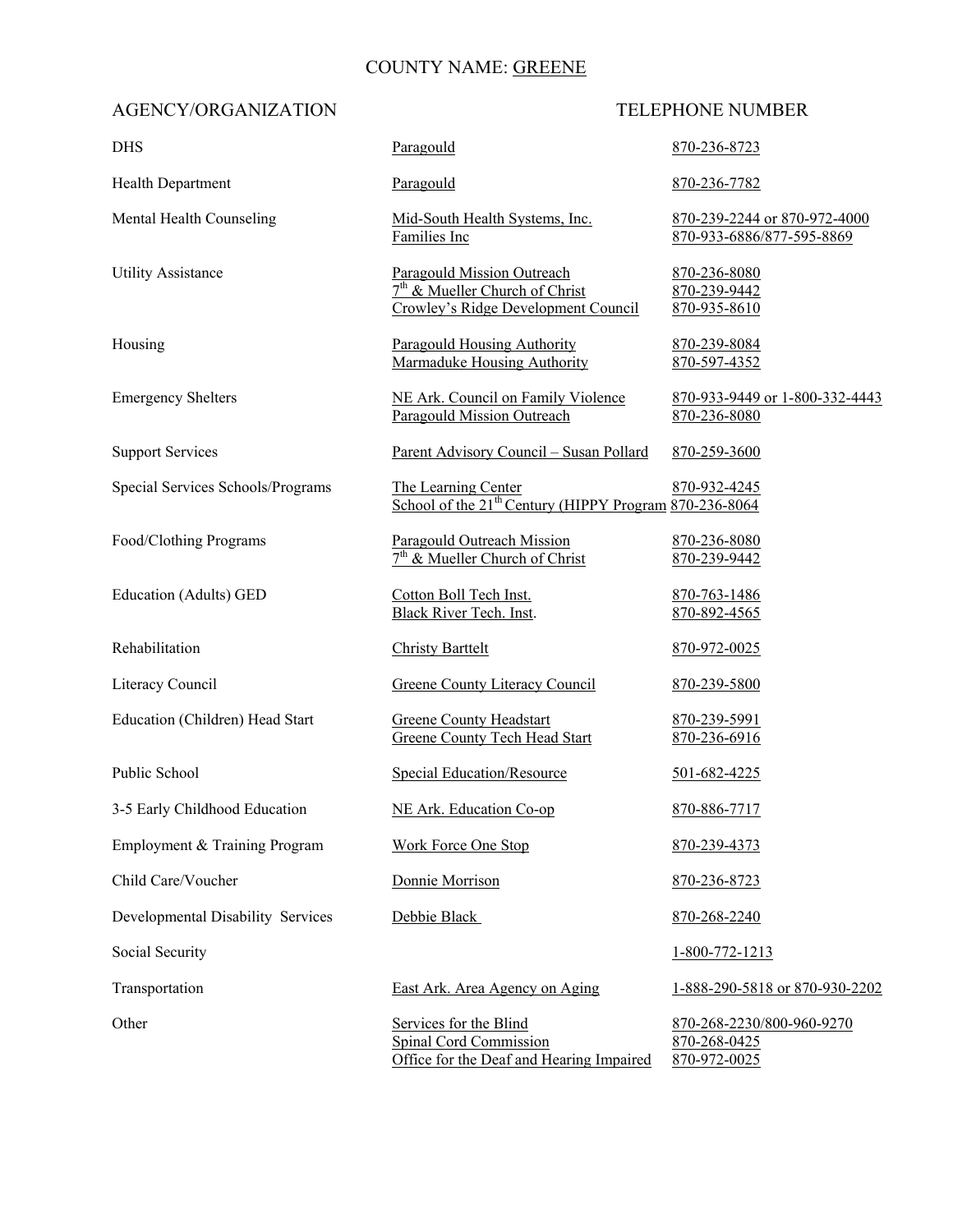# COUNTY NAME: GREENE

| AGENCY/ORGANIZATION | | TELEPHONE NUMBER |
|---|---|---|
| DHS | Paragould | 870-236-8723 |
| Health Department | Paragould | 870-236-7782 |
| Mental Health Counseling | Mid-South Health Systems, Inc.<br>Families Inc | 870-239-2244 or 870-972-4000<br>870-933-6886/877-595-8869 |
| Utility Assistance | Paragould Mission Outreach<br>7th & Mueller Church of Christ<br>Crowley's Ridge Development Council | 870-236-8080<br>870-239-9442<br>870-935-8610 |
| Housing | Paragould Housing Authority<br>Marmaduke Housing Authority | 870-239-8084<br>870-597-4352 |
| Emergency Shelters | NE Ark. Council on Family Violence<br>Paragould Mission Outreach | 870-933-9449 or 1-800-332-4443<br>870-236-8080 |
| Support Services | Parent Advisory Council – Susan Pollard | 870-259-3600 |
| Special Services Schools/Programs | The Learning Center<br>School of the 21st Century (HIPPY Program | 870-932-4245<br>870-236-8064 |
| Food/Clothing Programs | Paragould Outreach Mission<br>7th & Mueller Church of Christ | 870-236-8080<br>870-239-9442 |
| Education (Adults) GED | Cotton Boll Tech Inst.<br>Black River Tech. Inst. | 870-763-1486<br>870-892-4565 |
| Rehabilitation | Christy Barttelt | 870-972-0025 |
| Literacy Council | Greene County Literacy Council | 870-239-5800 |
| Education (Children) Head Start | Greene County Headstart<br>Greene County Tech Head Start | 870-239-5991<br>870-236-6916 |
| Public School | Special Education/Resource | 501-682-4225 |
| 3-5 Early Childhood Education | NE Ark. Education Co-op | 870-886-7717 |
| Employment & Training Program | Work Force One Stop | 870-239-4373 |
| Child Care/Voucher | Donnie Morrison | 870-236-8723 |
| Developmental Disability Services | Debbie Black | 870-268-2240 |
| Social Security | | 1-800-772-1213 |
| Transportation | East Ark. Area Agency on Aging | 1-888-290-5818 or 870-930-2202 |
| Other | Services for the Blind<br>Spinal Cord Commission<br>Office for the Deaf and Hearing Impaired | 870-268-2230/800-960-9270<br>870-268-0425<br>870-972-0025 |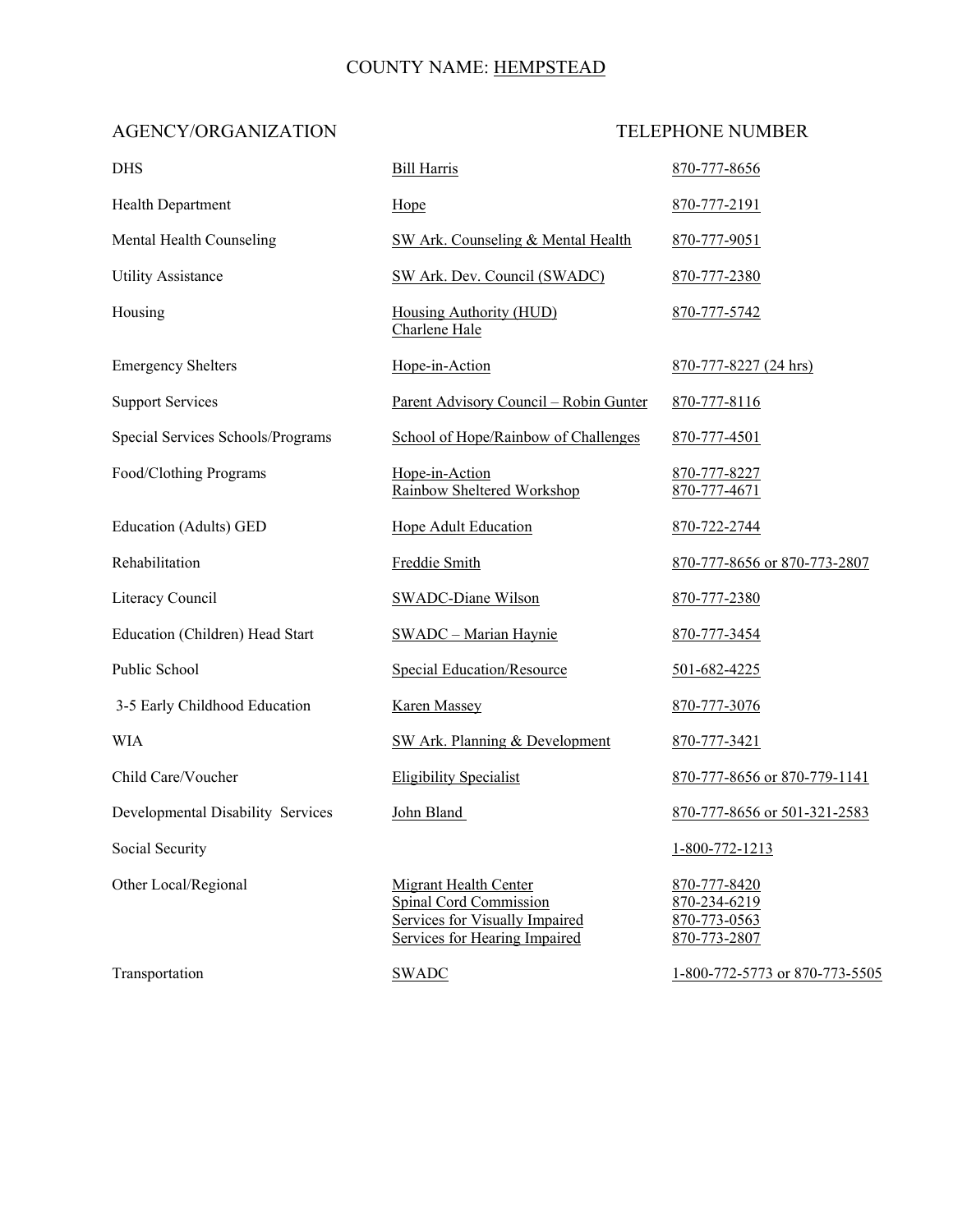# COUNTY NAME: HEMPSTEAD

| AGENCY/ORGANIZATION | | TELEPHONE NUMBER |
|---|---|---|
| DHS | Bill Harris | 870-777-8656 |
| Health Department | Hope | 870-777-2191 |
| Mental Health Counseling | SW Ark. Counseling & Mental Health | 870-777-9051 |
| Utility Assistance | SW Ark. Dev. Council (SWADC) | 870-777-2380 |
| Housing | Housing Authority (HUD)<br>Charlene Hale | 870-777-5742 |
| Emergency Shelters | Hope-in-Action | 870-777-8227 (24 hrs) |
| Support Services | Parent Advisory Council – Robin Gunter | 870-777-8116 |
| Special Services Schools/Programs | School of Hope/Rainbow of Challenges | 870-777-4501 |
| Food/Clothing Programs | Hope-in-Action<br>Rainbow Sheltered Workshop | 870-777-8227<br>870-777-4671 |
| Education (Adults) GED | Hope Adult Education | 870-722-2744 |
| Rehabilitation | Freddie Smith | 870-777-8656 or 870-773-2807 |
| Literacy Council | SWADC-Diane Wilson | 870-777-2380 |
| Education (Children) Head Start | SWADC – Marian Haynie | 870-777-3454 |
| Public School | Special Education/Resource | 501-682-4225 |
| 3-5 Early Childhood Education | Karen Massey | 870-777-3076 |
| WIA | SW Ark. Planning & Development | 870-777-3421 |
| Child Care/Voucher | Eligibility Specialist | 870-777-8656 or 870-779-1141 |
| Developmental Disability Services | John Bland | 870-777-8656 or 501-321-2583 |
| Social Security | | 1-800-772-1213 |
| Other Local/Regional | Migrant Health Center<br>Spinal Cord Commission<br>Services for Visually Impaired<br>Services for Hearing Impaired | 870-777-8420<br>870-234-6219<br>870-773-0563<br>870-773-2807 |
| Transportation | SWADC | 1-800-772-5773 or 870-773-5505 |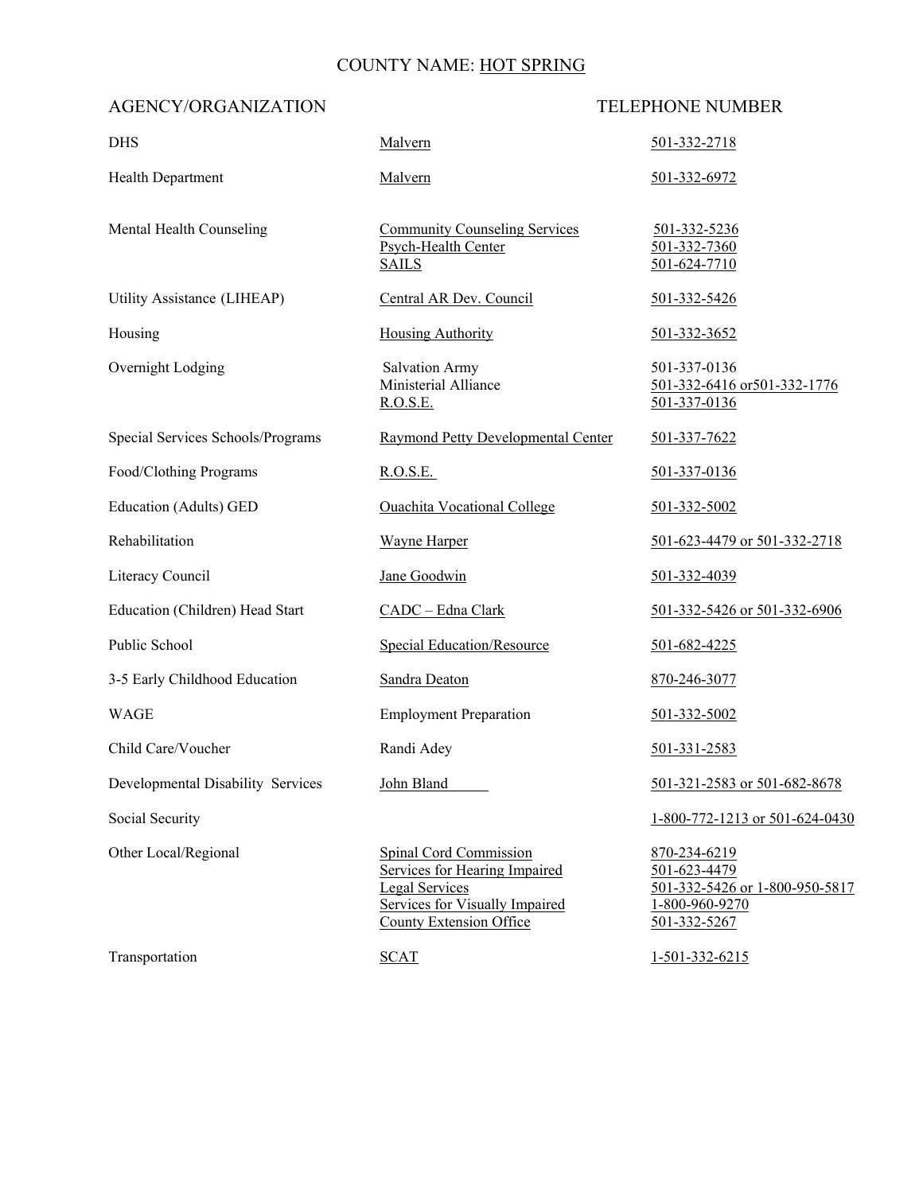COUNTY NAME: HOT SPRING

| AGENCY/ORGANIZATION | | TELEPHONE NUMBER |
|---|---|---|
| DHS | Malvern | 501-332-2718 |
| Health Department | Malvern | 501-332-6972 |
| Mental Health Counseling | Community Counseling Services<br>Psych-Health Center<br>SAILS | 501-332-5236<br>501-332-7360<br>501-624-7710 |
| Utility Assistance (LIHEAP) | Central AR Dev. Council | 501-332-5426 |
| Housing | Housing Authority | 501-332-3652 |
| Overnight Lodging | Salvation Army<br>Ministerial Alliance<br>R.O.S.E. | 501-337-0136<br>501-332-6416 or501-332-1776<br>501-337-0136 |
| Special Services Schools/Programs | Raymond Petty Developmental Center | 501-337-7622 |
| Food/Clothing Programs | R.O.S.E. | 501-337-0136 |
| Education (Adults) GED | Ouachita Vocational College | 501-332-5002 |
| Rehabilitation | Wayne Harper | 501-623-4479 or 501-332-2718 |
| Literacy Council | Jane Goodwin | 501-332-4039 |
| Education (Children) Head Start | CADC – Edna Clark | 501-332-5426 or 501-332-6906 |
| Public School | Special Education/Resource | 501-682-4225 |
| 3-5 Early Childhood Education | Sandra Deaton | 870-246-3077 |
| WAGE | Employment Preparation | 501-332-5002 |
| Child Care/Voucher | Randi Adey | 501-331-2583 |
| Developmental Disability Services | John Bland | 501-321-2583 or 501-682-8678 |
| Social Security | | 1-800-772-1213 or 501-624-0430 |
| Other Local/Regional | Spinal Cord Commission<br>Services for Hearing Impaired<br>Legal Services<br>Services for Visually Impaired<br>County Extension Office | 870-234-6219<br>501-623-4479<br>501-332-5426 or 1-800-950-5817<br>1-800-960-9270<br>501-332-5267 |
| Transportation | SCAT | 1-501-332-6215 |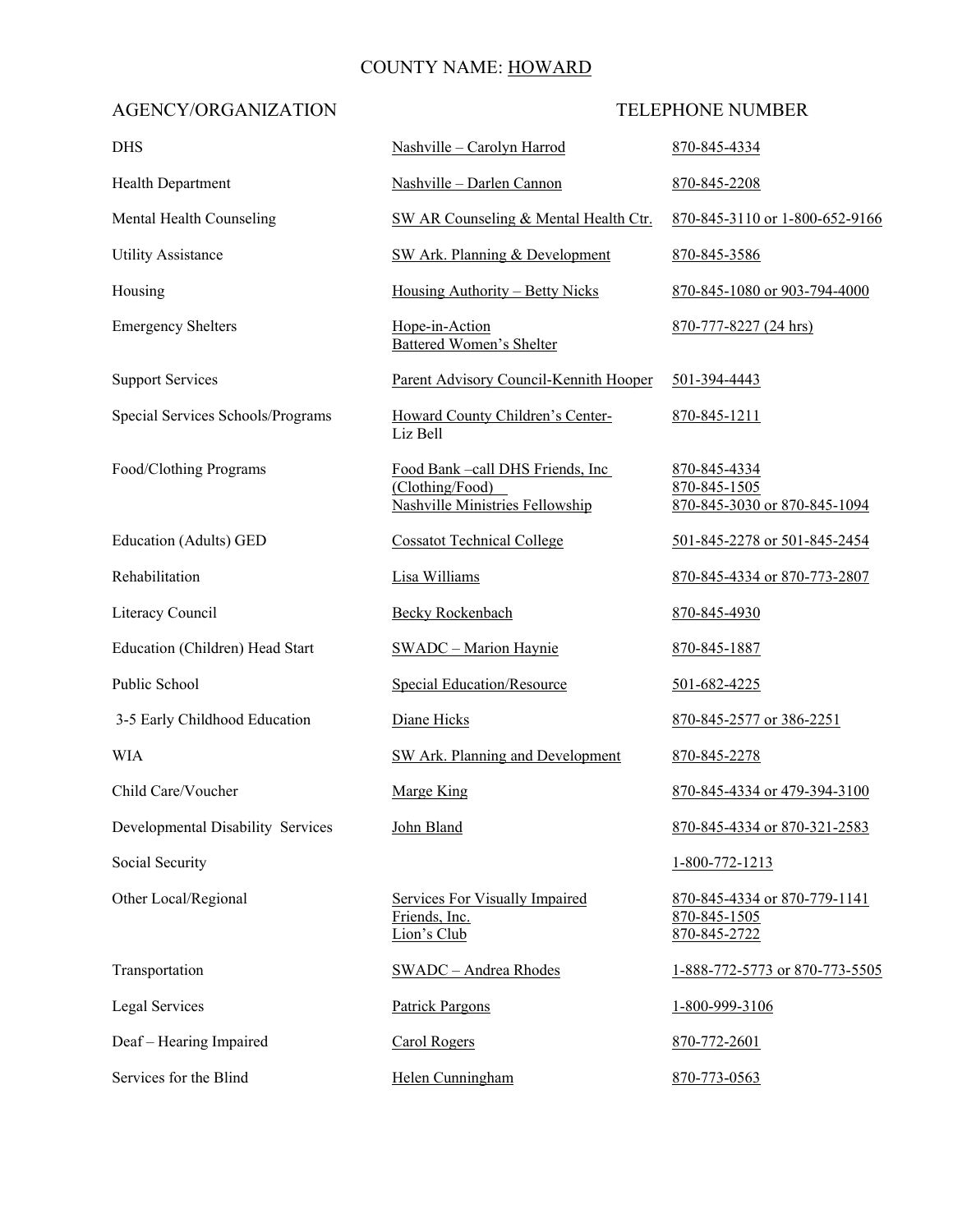# COUNTY NAME: HOWARD

| AGENCY/ORGANIZATION | | TELEPHONE NUMBER |
|---|---|---|
| DHS | Nashville – Carolyn Harrod | 870-845-4334 |
| Health Department | Nashville – Darlen Cannon | 870-845-2208 |
| Mental Health Counseling | SW AR Counseling & Mental Health Ctr. | 870-845-3110 or 1-800-652-9166 |
| Utility Assistance | SW Ark. Planning & Development | 870-845-3586 |
| Housing | Housing Authority – Betty Nicks | 870-845-1080 or 903-794-4000 |
| Emergency Shelters | Hope-in-Action<br>Battered Women's Shelter | 870-777-8227 (24 hrs) |
| Support Services | Parent Advisory Council-Kennith Hooper | 501-394-4443 |
| Special Services Schools/Programs | Howard County Children's Center-<br>Liz Bell | 870-845-1211 |
| Food/Clothing Programs | Food Bank –call DHS Friends, Inc<br>(Clothing/Food)<br>Nashville Ministries Fellowship | 870-845-4334<br>870-845-1505<br>870-845-3030 or 870-845-1094 |
| Education (Adults) GED | Cossatot Technical College | 501-845-2278 or 501-845-2454 |
| Rehabilitation | Lisa Williams | 870-845-4334 or 870-773-2807 |
| Literacy Council | Becky Rockenbach | 870-845-4930 |
| Education (Children) Head Start | SWADC – Marion Haynie | 870-845-1887 |
| Public School | Special Education/Resource | 501-682-4225 |
| 3-5 Early Childhood Education | Diane Hicks | 870-845-2577 or 386-2251 |
| WIA | SW Ark. Planning and Development | 870-845-2278 |
| Child Care/Voucher | Marge King | 870-845-4334 or 479-394-3100 |
| Developmental Disability Services | John Bland | 870-845-4334 or 870-321-2583 |
| Social Security | | 1-800-772-1213 |
| Other Local/Regional | Services For Visually Impaired<br>Friends, Inc.<br>Lion's Club | 870-845-4334 or 870-779-1141<br>870-845-1505<br>870-845-2722 |
| Transportation | SWADC – Andrea Rhodes | 1-888-772-5773 or 870-773-5505 |
| Legal Services | Patrick Pargons | 1-800-999-3106 |
| Deaf – Hearing Impaired | Carol Rogers | 870-772-2601 |
| Services for the Blind | Helen Cunningham | 870-773-0563 |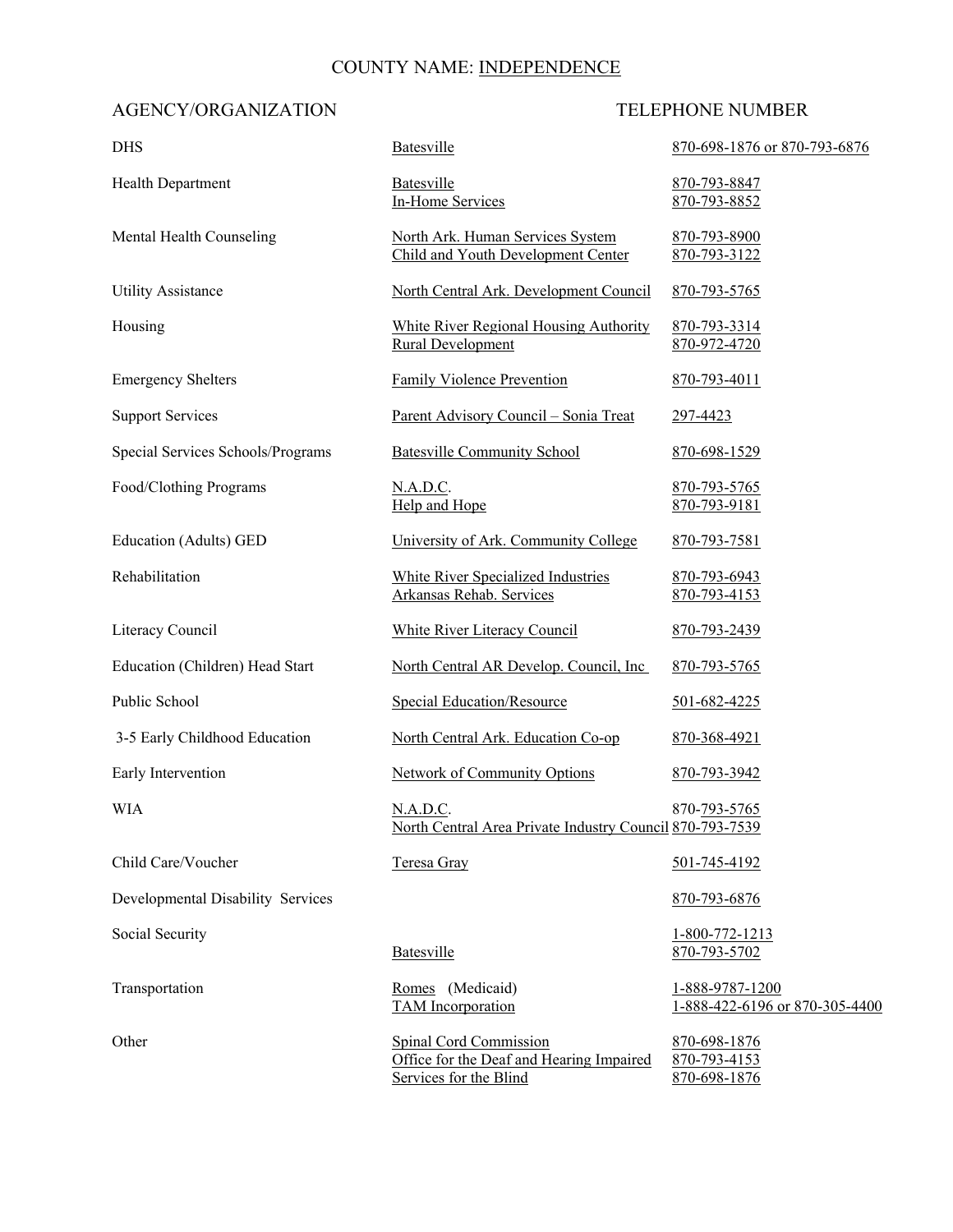COUNTY NAME: INDEPENDENCE

| AGENCY/ORGANIZATION | | TELEPHONE NUMBER |
|---|---|---|
| DHS | Batesville | 870-698-1876 or 870-793-6876 |
| Health Department | Batesville | 870-793-8847 |
| | In-Home Services | 870-793-8852 |
| Mental Health Counseling | North Ark. Human Services System | 870-793-8900 |
| | Child and Youth Development Center | 870-793-3122 |
| Utility Assistance | North Central Ark. Development Council | 870-793-5765 |
| Housing | White River Regional Housing Authority | 870-793-3314 |
| | Rural Development | 870-972-4720 |
| Emergency Shelters | Family Violence Prevention | 870-793-4011 |
| Support Services | Parent Advisory Council – Sonia Treat | 297-4423 |
| Special Services Schools/Programs | Batesville Community School | 870-698-1529 |
| Food/Clothing Programs | N.A.D.C. | 870-793-5765 |
| | Help and Hope | 870-793-9181 |
| Education (Adults) GED | University of Ark. Community College | 870-793-7581 |
| Rehabilitation | White River Specialized Industries | 870-793-6943 |
| | Arkansas Rehab. Services | 870-793-4153 |
| Literacy Council | White River Literacy Council | 870-793-2439 |
| Education (Children) Head Start | North Central AR Develop. Council, Inc | 870-793-5765 |
| Public School | Special Education/Resource | 501-682-4225 |
| 3-5 Early Childhood Education | North Central Ark. Education Co-op | 870-368-4921 |
| Early Intervention | Network of Community Options | 870-793-3942 |
| WIA | N.A.D.C. | 870-793-5765 |
| | North Central Area Private Industry Council | 870-793-7539 |
| Child Care/Voucher | Teresa Gray | 501-745-4192 |
| Developmental Disability Services | | 870-793-6876 |
| Social Security | | 1-800-772-1213 |
| | Batesville | 870-793-5702 |
| Transportation | Romes (Medicaid) | 1-888-9787-1200 |
| | TAM Incorporation | 1-888-422-6196 or 870-305-4400 |
| Other | Spinal Cord Commission | 870-698-1876 |
| | Office for the Deaf and Hearing Impaired | 870-793-4153 |
| | Services for the Blind | 870-698-1876 |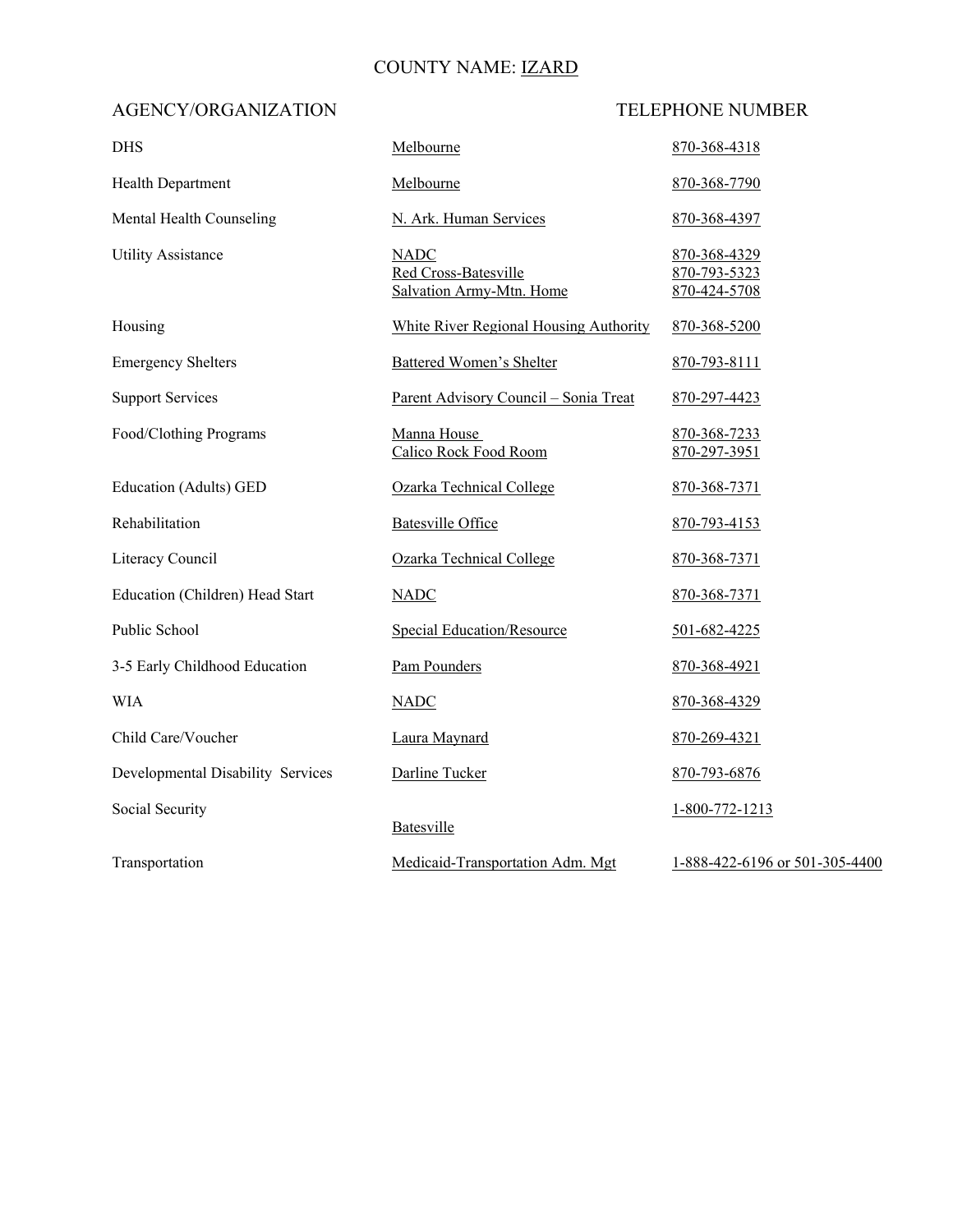# COUNTY NAME: IZARD

| AGENCY/ORGANIZATION | | TELEPHONE NUMBER |
|---|---|---|
| DHS | Melbourne | 870-368-4318 |
| Health Department | Melbourne | 870-368-7790 |
| Mental Health Counseling | N. Ark. Human Services | 870-368-4397 |
| Utility Assistance | NADC<br>Red Cross-Batesville<br>Salvation Army-Mtn. Home | 870-368-4329<br>870-793-5323<br>870-424-5708 |
| Housing | White River Regional Housing Authority | 870-368-5200 |
| Emergency Shelters | Battered Women's Shelter | 870-793-8111 |
| Support Services | Parent Advisory Council – Sonia Treat | 870-297-4423 |
| Food/Clothing Programs | Manna House<br>Calico Rock Food Room | 870-368-7233<br>870-297-3951 |
| Education (Adults) GED | Ozarka Technical College | 870-368-7371 |
| Rehabilitation | Batesville Office | 870-793-4153 |
| Literacy Council | Ozarka Technical College | 870-368-7371 |
| Education (Children) Head Start | NADC | 870-368-7371 |
| Public School | Special Education/Resource | 501-682-4225 |
| 3-5 Early Childhood Education | Pam Pounders | 870-368-4921 |
| WIA | NADC | 870-368-4329 |
| Child Care/Voucher | Laura Maynard | 870-269-4321 |
| Developmental Disability Services | Darline Tucker | 870-793-6876 |
| Social Security | Batesville | 1-800-772-1213 |
| Transportation | Medicaid-Transportation Adm. Mgt | 1-888-422-6196 or 501-305-4400 |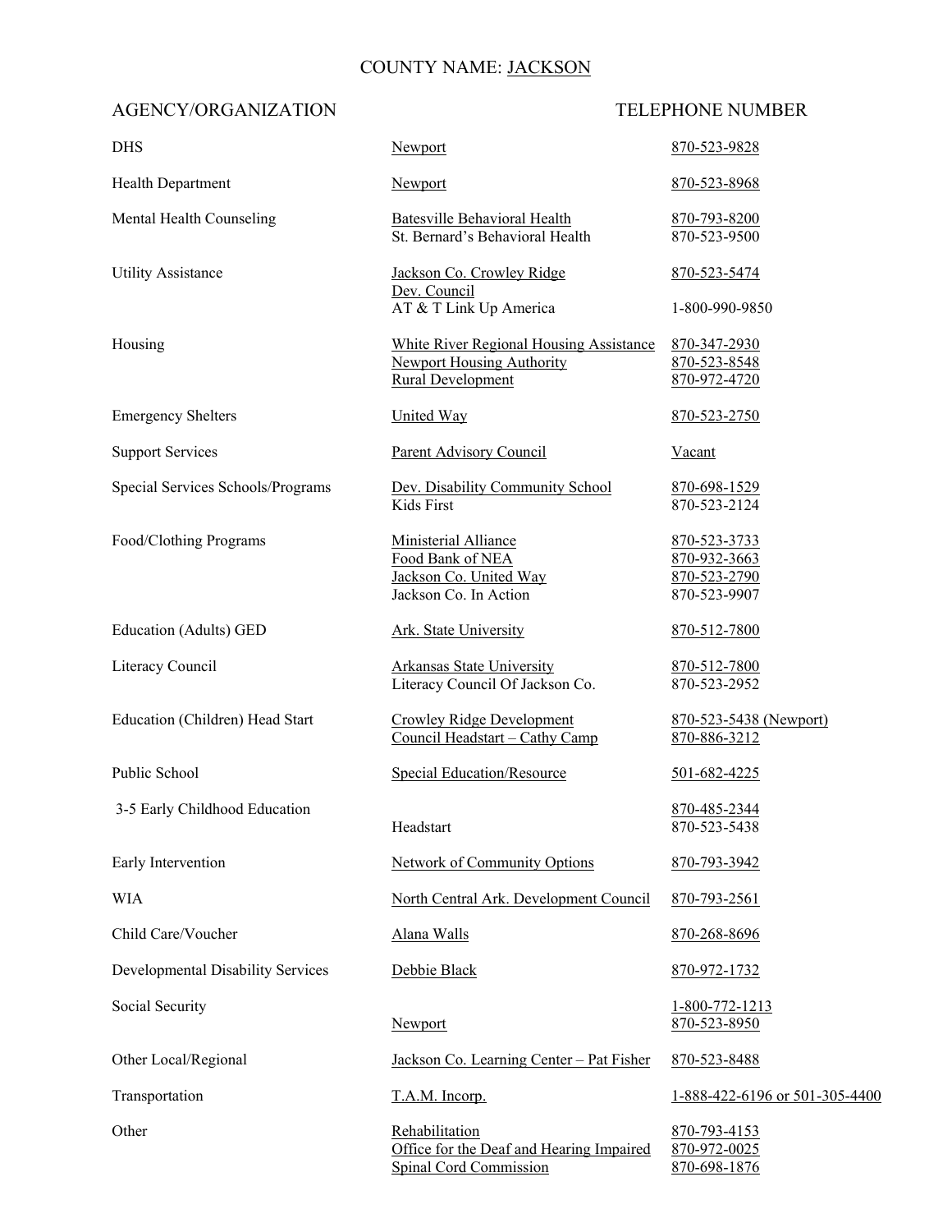# COUNTY NAME: JACKSON

| AGENCY/ORGANIZATION | | TELEPHONE NUMBER |
|---|---|---|
| DHS | Newport | 870-523-9828 |
| Health Department | Newport | 870-523-8968 |
| Mental Health Counseling | Batesville Behavioral Health | 870-793-8200 |
| | St. Bernard's Behavioral Health | 870-523-9500 |
| Utility Assistance | Jackson Co. Crowley Ridge Dev. Council | 870-523-5474 |
| | AT & T Link Up America | 1-800-990-9850 |
| Housing | White River Regional Housing Assistance | 870-347-2930 |
| | Newport Housing Authority | 870-523-8548 |
| | Rural Development | 870-972-4720 |
| Emergency Shelters | United Way | 870-523-2750 |
| Support Services | Parent Advisory Council | Vacant |
| Special Services Schools/Programs | Dev. Disability Community School | 870-698-1529 |
| | Kids First | 870-523-2124 |
| Food/Clothing Programs | Ministerial Alliance | 870-523-3733 |
| | Food Bank of NEA | 870-932-3663 |
| | Jackson Co. United Way | 870-523-2790 |
| | Jackson Co. In Action | 870-523-9907 |
| Education (Adults) GED | Ark. State University | 870-512-7800 |
| Literacy Council | Arkansas State University | 870-512-7800 |
| | Literacy Council Of Jackson Co. | 870-523-2952 |
| Education (Children) Head Start | Crowley Ridge Development | 870-523-5438 (Newport) |
| | Council Headstart – Cathy Camp | 870-886-3212 |
| Public School | Special Education/Resource | 501-682-4225 |
| 3-5 Early Childhood Education | | 870-485-2344 |
| | Headstart | 870-523-5438 |
| Early Intervention | Network of Community Options | 870-793-3942 |
| WIA | North Central Ark. Development Council | 870-793-2561 |
| Child Care/Voucher | Alana Walls | 870-268-8696 |
| Developmental Disability Services | Debbie Black | 870-972-1732 |
| Social Security | | 1-800-772-1213 |
| | Newport | 870-523-8950 |
| Other Local/Regional | Jackson Co. Learning Center – Pat Fisher | 870-523-8488 |
| Transportation | T.A.M. Incorp. | 1-888-422-6196 or 501-305-4400 |
| Other | Rehabilitation | 870-793-4153 |
| | Office for the Deaf and Hearing Impaired | 870-972-0025 |
| | Spinal Cord Commission | 870-698-1876 |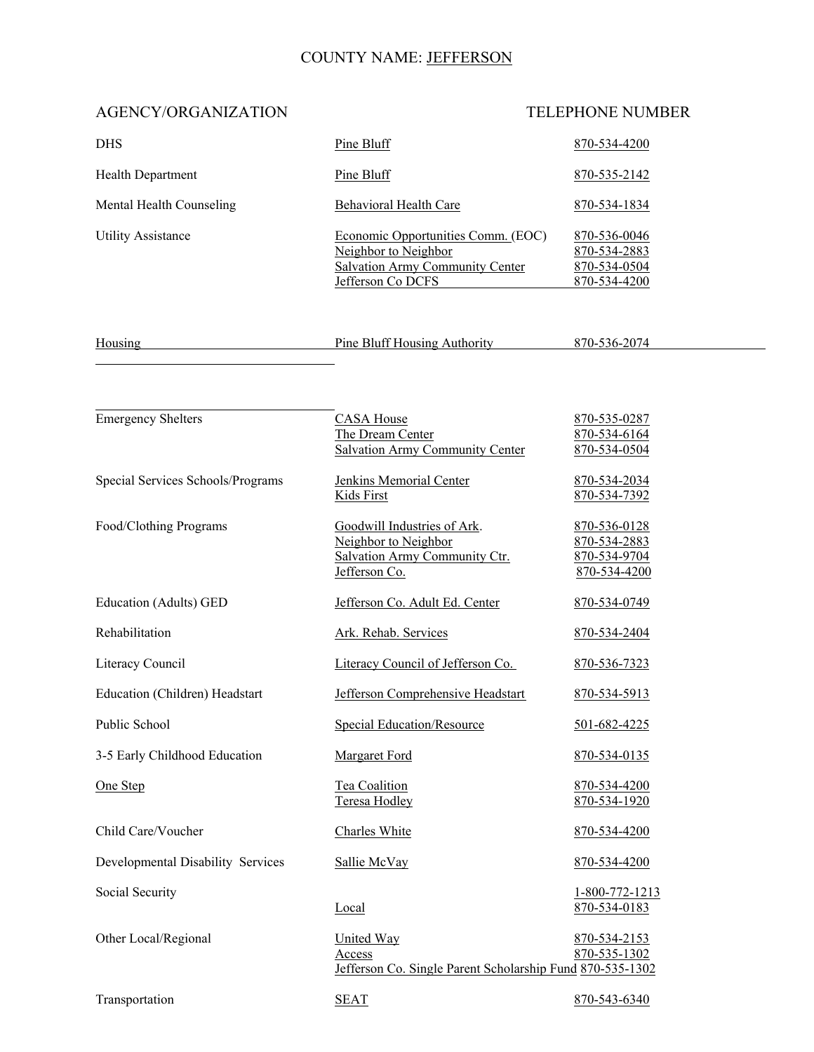# COUNTY NAME: JEFFERSON

| AGENCY/ORGANIZATION | | TELEPHONE NUMBER |
| --- | --- | --- |
| DHS | Pine Bluff | 870-534-4200 |
| Health Department | Pine Bluff | 870-535-2142 |
| Mental Health Counseling | Behavioral Health Care | 870-534-1834 |
| Utility Assistance | Economic Opportunities Comm. (EOC) | 870-536-0046 |
| | Neighbor to Neighbor | 870-534-2883 |
| | Salvation Army Community Center | 870-534-0504 |
| | Jefferson Co DCFS | 870-534-4200 |
| Housing | Pine Bluff Housing Authority | 870-536-2074 |
| Emergency Shelters | CASA House | 870-535-0287 |
| | The Dream Center | 870-534-6164 |
| | Salvation Army Community Center | 870-534-0504 |
| Special Services Schools/Programs | Jenkins Memorial Center | 870-534-2034 |
| | Kids First | 870-534-7392 |
| Food/Clothing Programs | Goodwill Industries of Ark. | 870-536-0128 |
| | Neighbor to Neighbor | 870-534-2883 |
| | Salvation Army Community Ctr. | 870-534-9704 |
| | Jefferson Co. | 870-534-4200 |
| Education (Adults) GED | Jefferson Co. Adult Ed. Center | 870-534-0749 |
| Rehabilitation | Ark. Rehab. Services | 870-534-2404 |
| Literacy Council | Literacy Council of Jefferson Co. | 870-536-7323 |
| Education (Children) Headstart | Jefferson Comprehensive Headstart | 870-534-5913 |
| Public School | Special Education/Resource | 501-682-4225 |
| 3-5 Early Childhood Education | Margaret Ford | 870-534-0135 |
| One Step | Tea Coalition | 870-534-4200 |
| | Teresa Hodley | 870-534-1920 |
| Child Care/Voucher | Charles White | 870-534-4200 |
| Developmental Disability Services | Sallie McVay | 870-534-4200 |
| Social Security | | 1-800-772-1213 |
| | Local | 870-534-0183 |
| Other Local/Regional | United Way | 870-534-2153 |
| | Access | 870-535-1302 |
| | Jefferson Co. Single Parent Scholarship Fund | 870-535-1302 |
| Transportation | SEAT | 870-543-6340 |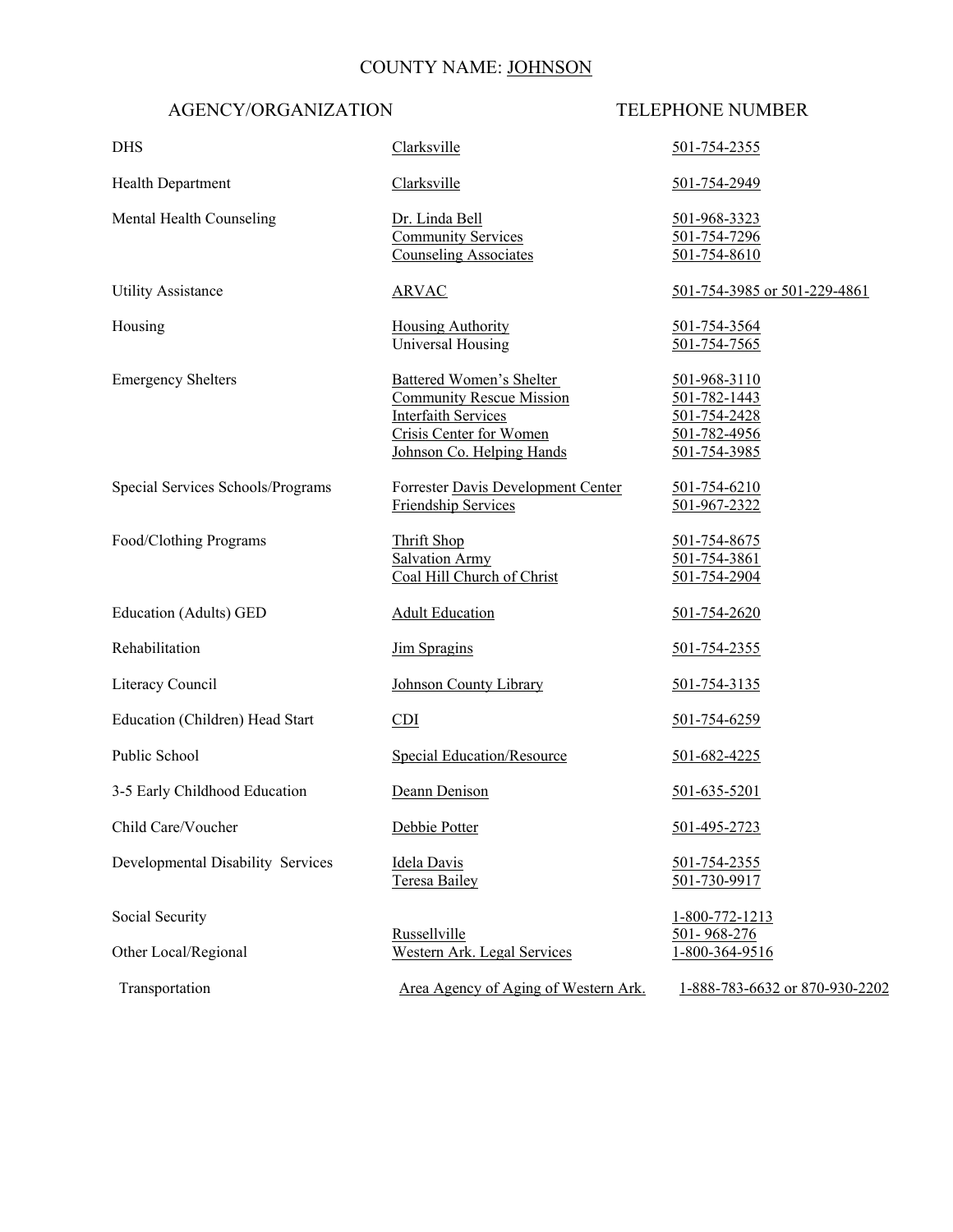COUNTY NAME: JOHNSON

| AGENCY/ORGANIZATION | | TELEPHONE NUMBER |
|---|---|---|
| DHS | Clarksville | 501-754-2355 |
| Health Department | Clarksville | 501-754-2949 |
| Mental Health Counseling | Dr. Linda Bell | 501-968-3323 |
| | Community Services | 501-754-7296 |
| | Counseling Associates | 501-754-8610 |
| Utility Assistance | ARVAC | 501-754-3985 or 501-229-4861 |
| Housing | Housing Authority | 501-754-3564 |
| | Universal Housing | 501-754-7565 |
| Emergency Shelters | Battered Women's Shelter | 501-968-3110 |
| | Community Rescue Mission | 501-782-1443 |
| | Interfaith Services | 501-754-2428 |
| | Crisis Center for Women | 501-782-4956 |
| | Johnson Co. Helping Hands | 501-754-3985 |
| Special Services Schools/Programs | Forrester Davis Development Center | 501-754-6210 |
| | Friendship Services | 501-967-2322 |
| Food/Clothing Programs | Thrift Shop | 501-754-8675 |
| | Salvation Army | 501-754-3861 |
| | Coal Hill Church of Christ | 501-754-2904 |
| Education (Adults) GED | Adult Education | 501-754-2620 |
| Rehabilitation | Jim Spragins | 501-754-2355 |
| Literacy Council | Johnson County Library | 501-754-3135 |
| Education (Children) Head Start | CDI | 501-754-6259 |
| Public School | Special Education/Resource | 501-682-4225 |
| 3-5 Early Childhood Education | Deann Denison | 501-635-5201 |
| Child Care/Voucher | Debbie Potter | 501-495-2723 |
| Developmental Disability Services | Idela Davis | 501-754-2355 |
| | Teresa Bailey | 501-730-9917 |
| Social Security | | 1-800-772-1213 |
| | Russellville | 501- 968-276 |
| Other Local/Regional | Western Ark. Legal Services | 1-800-364-9516 |
| Transportation | Area Agency of Aging of Western Ark. | 1-888-783-6632 or 870-930-2202 |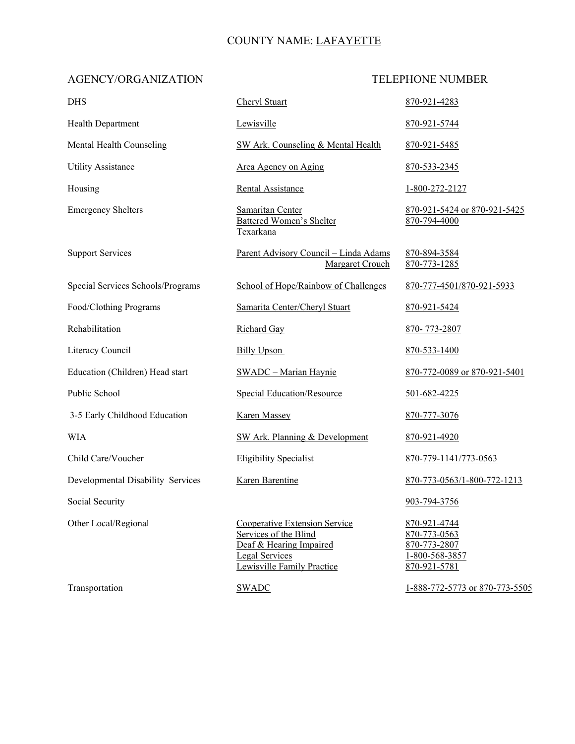# COUNTY NAME: LAFAYETTE

| AGENCY/ORGANIZATION | | TELEPHONE NUMBER |
|---|---|---|
| DHS | Cheryl Stuart | 870-921-4283 |
| Health Department | Lewisville | 870-921-5744 |
| Mental Health Counseling | SW Ark. Counseling & Mental Health | 870-921-5485 |
| Utility Assistance | Area Agency on Aging | 870-533-2345 |
| Housing | Rental Assistance | 1-800-272-2127 |
| Emergency Shelters | Samaritan Center<br>Battered Women's Shelter<br>Texarkana | 870-921-5424 or 870-921-5425<br>870-794-4000 |
| Support Services | Parent Advisory Council – Linda Adams<br>Margaret Crouch | 870-894-3584<br>870-773-1285 |
| Special Services Schools/Programs | School of Hope/Rainbow of Challenges | 870-777-4501/870-921-5933 |
| Food/Clothing Programs | Samarita Center/Cheryl Stuart | 870-921-5424 |
| Rehabilitation | Richard Gay | 870- 773-2807 |
| Literacy Council | Billy Upson | 870-533-1400 |
| Education (Children) Head start | SWADC – Marian Haynie | 870-772-0089 or 870-921-5401 |
| Public School | Special Education/Resource | 501-682-4225 |
| 3-5 Early Childhood Education | Karen Massey | 870-777-3076 |
| WIA | SW Ark. Planning & Development | 870-921-4920 |
| Child Care/Voucher | Eligibility Specialist | 870-779-1141/773-0563 |
| Developmental Disability Services | Karen Barentine | 870-773-0563/1-800-772-1213 |
| Social Security | | 903-794-3756 |
| Other Local/Regional | Cooperative Extension Service<br>Services of the Blind<br>Deaf & Hearing Impaired<br>Legal Services<br>Lewisville Family Practice | 870-921-4744<br>870-773-0563<br>870-773-2807<br>1-800-568-3857<br>870-921-5781 |
| Transportation | SWADC | 1-888-772-5773 or 870-773-5505 |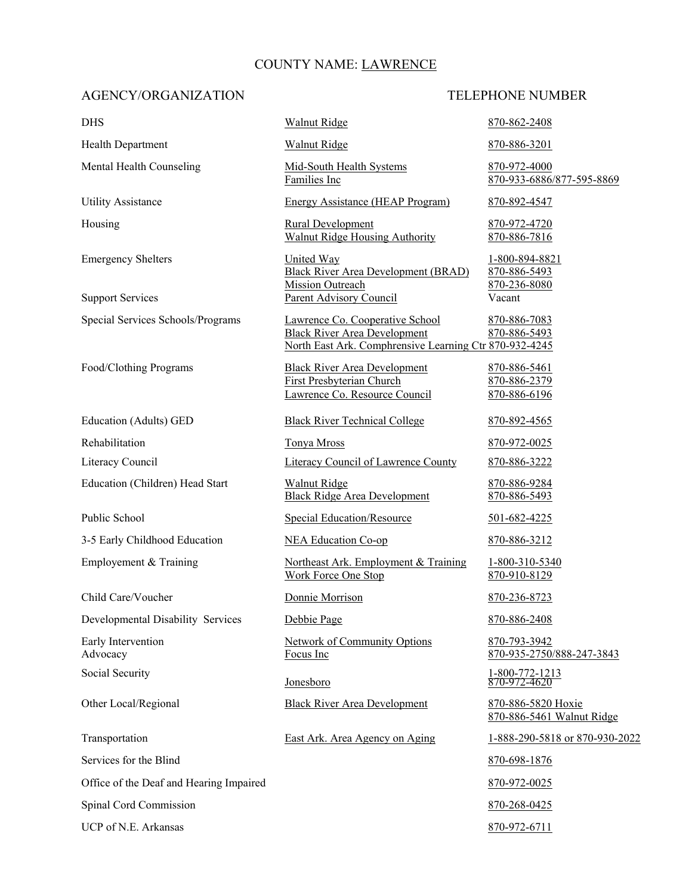COUNTY NAME: LAWRENCE

| AGENCY/ORGANIZATION | | TELEPHONE NUMBER |
|---|---|---|
| DHS | Walnut Ridge | 870-862-2408 |
| Health Department | Walnut Ridge | 870-886-3201 |
| Mental Health Counseling | Mid-South Health Systems<br>Families Inc | 870-972-4000<br>870-933-6886/877-595-8869 |
| Utility Assistance | Energy Assistance (HEAP Program) | 870-892-4547 |
| Housing | Rural Development<br>Walnut Ridge Housing Authority | 870-972-4720<br>870-886-7816 |
| Emergency Shelters | United Way<br>Black River Area Development (BRAD)<br>Mission Outreach | 1-800-894-8821<br>870-886-5493<br>870-236-8080 |
| Support Services | Parent Advisory Council | Vacant |
| Special Services Schools/Programs | Lawrence Co. Cooperative School<br>Black River Area Development<br>North East Ark. Comphrensive Learning Ctr | 870-886-7083<br>870-886-5493<br>870-932-4245 |
| Food/Clothing Programs | Black River Area Development<br>First Presbyterian Church<br>Lawrence Co. Resource Council | 870-886-5461<br>870-886-2379<br>870-886-6196 |
| Education (Adults) GED | Black River Technical College | 870-892-4565 |
| Rehabilitation | Tonya Mross | 870-972-0025 |
| Literacy Council | Literacy Council of Lawrence County | 870-886-3222 |
| Education (Children) Head Start | Walnut Ridge<br>Black Ridge Area Development | 870-886-9284<br>870-886-5493 |
| Public School | Special Education/Resource | 501-682-4225 |
| 3-5 Early Childhood Education | NEA Education Co-op | 870-886-3212 |
| Employement & Training | Northeast Ark. Employment & Training<br>Work Force One Stop | 1-800-310-5340<br>870-910-8129 |
| Child Care/Voucher | Donnie Morrison | 870-236-8723 |
| Developmental Disability Services | Debbie Page | 870-886-2408 |
| Early Intervention | Network of Community Options | 870-793-3942 |
| Advocacy | Focus Inc | 870-935-2750/888-247-3843 |
| Social Security | Jonesboro | 1-800-772-1213<br>870-972-4620 |
| Other Local/Regional | Black River Area Development | 870-886-5820 Hoxie<br>870-886-5461 Walnut Ridge |
| Transportation | East Ark. Area Agency on Aging | 1-888-290-5818 or 870-930-2022 |
| Services for the Blind | | 870-698-1876 |
| Office of the Deaf and Hearing Impaired | | 870-972-0025 |
| Spinal Cord Commission | | 870-268-0425 |
| UCP of N.E. Arkansas | | 870-972-6711 |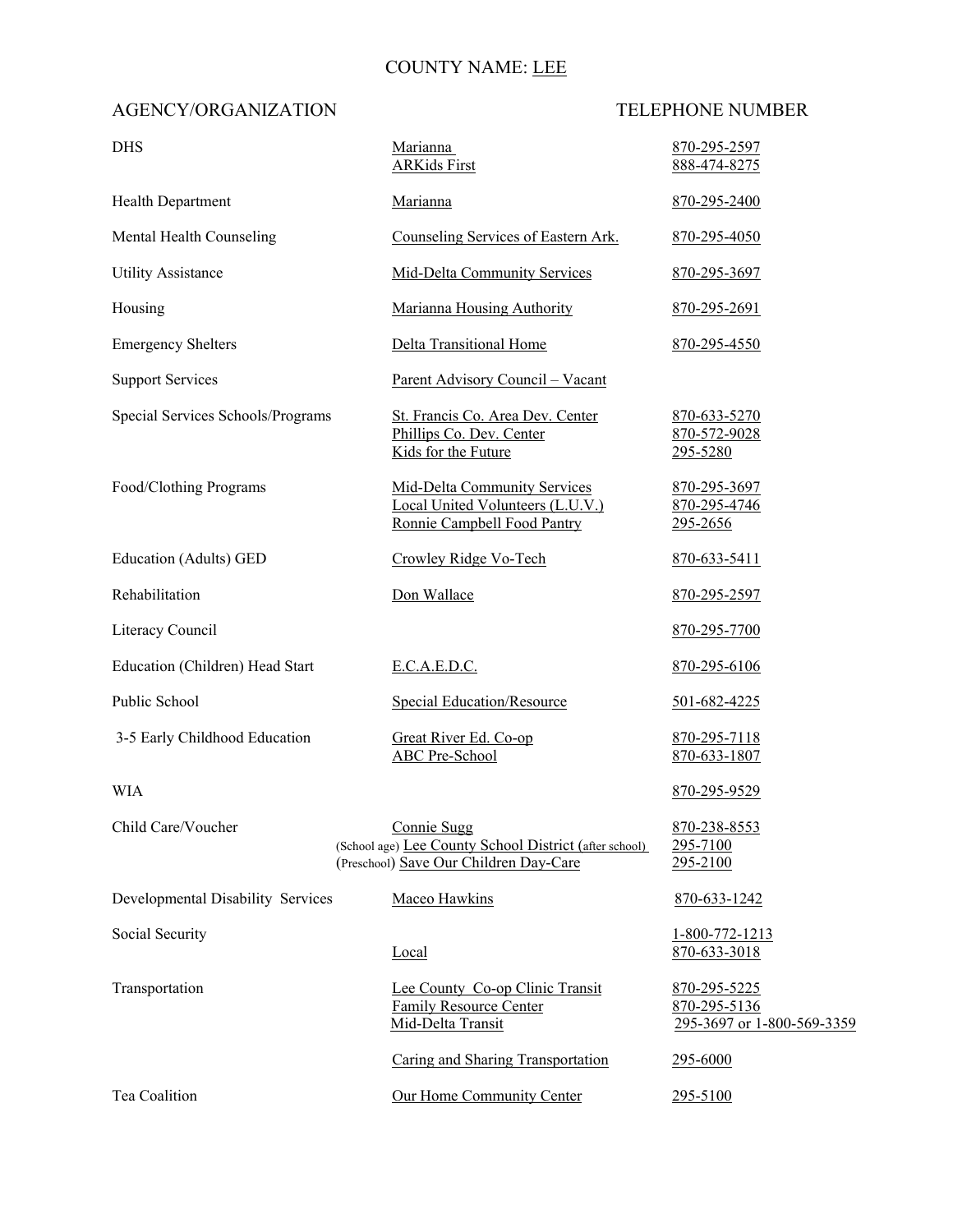# COUNTY NAME: LEE

| AGENCY/ORGANIZATION | | TELEPHONE NUMBER |
|---|---|---|
| DHS | Marianna | 870-295-2597 |
| | ARKids First | 888-474-8275 |
| Health Department | Marianna | 870-295-2400 |
| Mental Health Counseling | Counseling Services of Eastern Ark. | 870-295-4050 |
| Utility Assistance | Mid-Delta Community Services | 870-295-3697 |
| Housing | Marianna Housing Authority | 870-295-2691 |
| Emergency Shelters | Delta Transitional Home | 870-295-4550 |
| Support Services | Parent Advisory Council – Vacant | |
| Special Services Schools/Programs | St. Francis Co. Area Dev. Center | 870-633-5270 |
| | Phillips Co. Dev. Center | 870-572-9028 |
| | Kids for the Future | 295-5280 |
| Food/Clothing Programs | Mid-Delta Community Services | 870-295-3697 |
| | Local United Volunteers (L.U.V.) | 870-295-4746 |
| | Ronnie Campbell Food Pantry | 295-2656 |
| Education (Adults) GED | Crowley Ridge Vo-Tech | 870-633-5411 |
| Rehabilitation | Don Wallace | 870-295-2597 |
| Literacy Council | | 870-295-7700 |
| Education (Children) Head Start | E.C.A.E.D.C. | 870-295-6106 |
| Public School | Special Education/Resource | 501-682-4225 |
| 3-5 Early Childhood Education | Great River Ed. Co-op | 870-295-7118 |
| | ABC Pre-School | 870-633-1807 |
| WIA | | 870-295-9529 |
| Child Care/Voucher | Connie Sugg | 870-238-8553 |
| | (School age) Lee County School District (after school) | 295-7100 |
| | (Preschool) Save Our Children Day-Care | 295-2100 |
| Developmental Disability Services | Maceo Hawkins | 870-633-1242 |
| Social Security | | 1-800-772-1213 |
| | Local | 870-633-3018 |
| Transportation | Lee County Co-op Clinic Transit | 870-295-5225 |
| | Family Resource Center | 870-295-5136 |
| | Mid-Delta Transit | 295-3697 or 1-800-569-3359 |
| | Caring and Sharing Transportation | 295-6000 |
| Tea Coalition | Our Home Community Center | 295-5100 |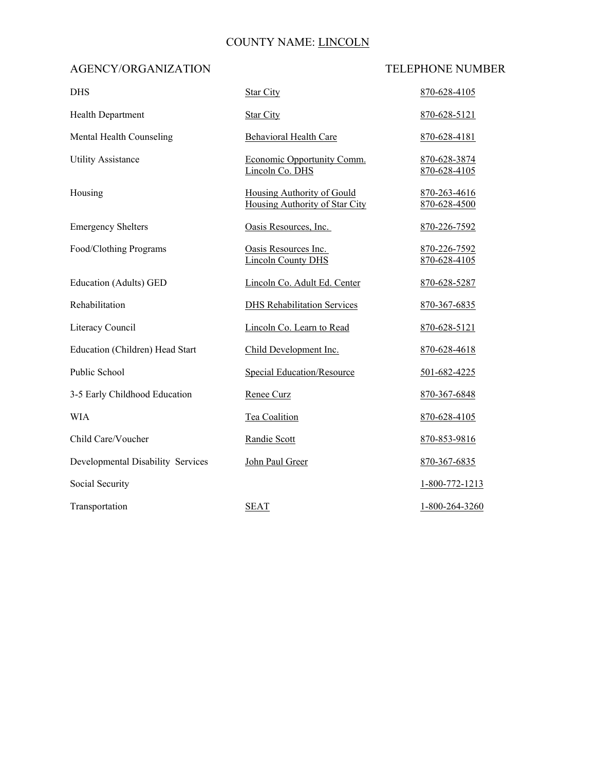# COUNTY NAME: LINCOLN

| AGENCY/ORGANIZATION | | TELEPHONE NUMBER |
|---|---|---|
| DHS | Star City | 870-628-4105 |
| Health Department | Star City | 870-628-5121 |
| Mental Health Counseling | Behavioral Health Care | 870-628-4181 |
| Utility Assistance | Economic Opportunity Comm.<br>Lincoln Co. DHS | 870-628-3874<br>870-628-4105 |
| Housing | Housing Authority of Gould<br>Housing Authority of Star City | 870-263-4616<br>870-628-4500 |
| Emergency Shelters | Oasis Resources, Inc. | 870-226-7592 |
| Food/Clothing Programs | Oasis Resources Inc.<br>Lincoln County DHS | 870-226-7592<br>870-628-4105 |
| Education (Adults) GED | Lincoln Co. Adult Ed. Center | 870-628-5287 |
| Rehabilitation | DHS Rehabilitation Services | 870-367-6835 |
| Literacy Council | Lincoln Co. Learn to Read | 870-628-5121 |
| Education (Children) Head Start | Child Development Inc. | 870-628-4618 |
| Public School | Special Education/Resource | 501-682-4225 |
| 3-5 Early Childhood Education | Renee Curz | 870-367-6848 |
| WIA | Tea Coalition | 870-628-4105 |
| Child Care/Voucher | Randie Scott | 870-853-9816 |
| Developmental Disability Services | John Paul Greer | 870-367-6835 |
| Social Security | | 1-800-772-1213 |
| Transportation | SEAT | 1-800-264-3260 |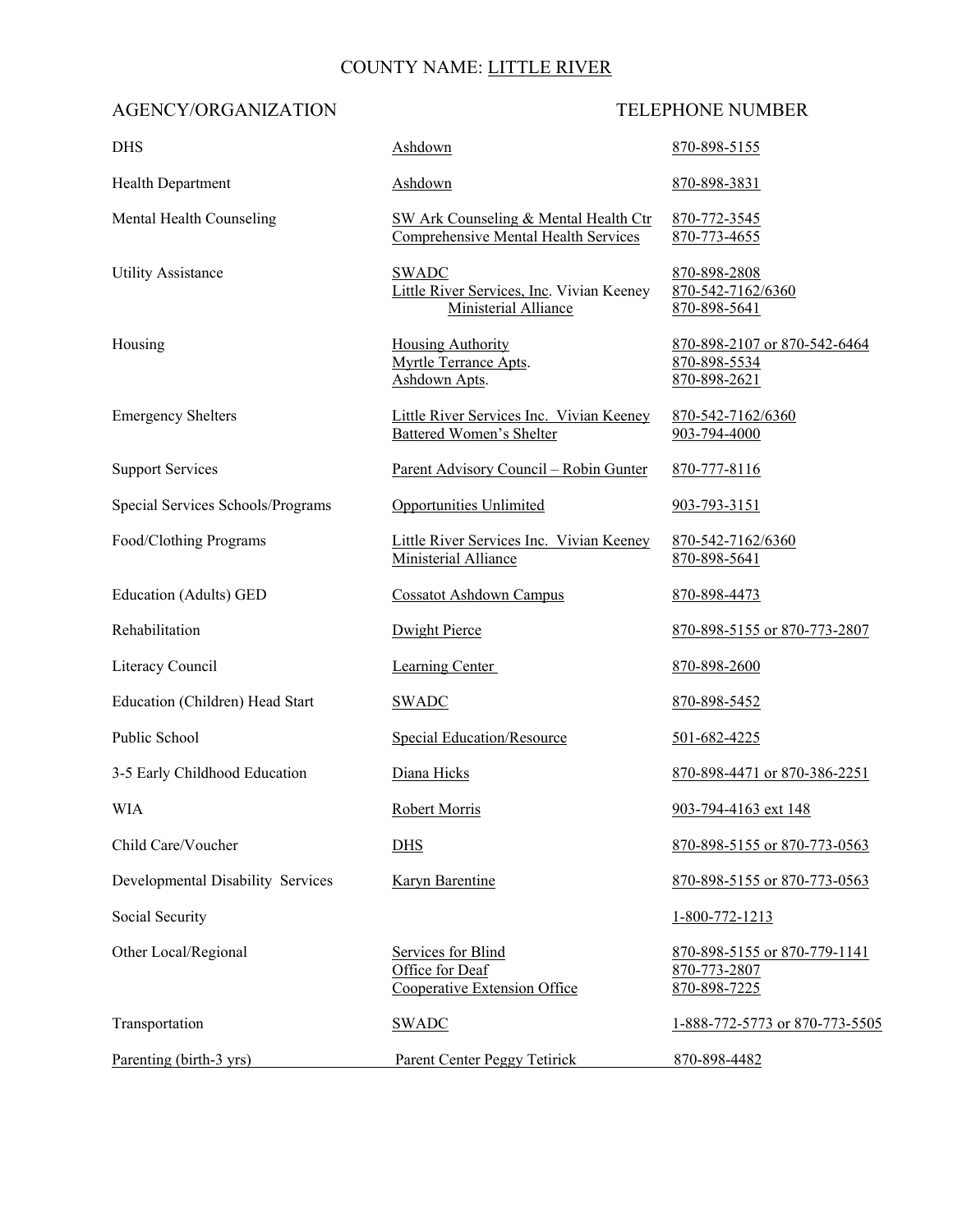# COUNTY NAME: LITTLE RIVER

| AGENCY/ORGANIZATION | | TELEPHONE NUMBER |
|---|---|---|
| DHS | Ashdown | 870-898-5155 |
| Health Department | Ashdown | 870-898-3831 |
| Mental Health Counseling | SW Ark Counseling & Mental Health Ctr<br>Comprehensive Mental Health Services | 870-772-3545<br>870-773-4655 |
| Utility Assistance | SWADC<br>Little River Services, Inc. Vivian Keeney<br>Ministerial Alliance | 870-898-2808<br>870-542-7162/6360<br>870-898-5641 |
| Housing | Housing Authority<br>Myrtle Terrance Apts.<br>Ashdown Apts. | 870-898-2107 or 870-542-6464<br>870-898-5534<br>870-898-2621 |
| Emergency Shelters | Little River Services Inc. Vivian Keeney<br>Battered Women's Shelter | 870-542-7162/6360<br>903-794-4000 |
| Support Services | Parent Advisory Council – Robin Gunter | 870-777-8116 |
| Special Services Schools/Programs | Opportunities Unlimited | 903-793-3151 |
| Food/Clothing Programs | Little River Services Inc. Vivian Keeney<br>Ministerial Alliance | 870-542-7162/6360<br>870-898-5641 |
| Education (Adults) GED | Cossatot Ashdown Campus | 870-898-4473 |
| Rehabilitation | Dwight Pierce | 870-898-5155 or 870-773-2807 |
| Literacy Council | Learning Center | 870-898-2600 |
| Education (Children) Head Start | SWADC | 870-898-5452 |
| Public School | Special Education/Resource | 501-682-4225 |
| 3-5 Early Childhood Education | Diana Hicks | 870-898-4471 or 870-386-2251 |
| WIA | Robert Morris | 903-794-4163 ext 148 |
| Child Care/Voucher | DHS | 870-898-5155 or 870-773-0563 |
| Developmental Disability Services | Karyn Barentine | 870-898-5155 or 870-773-0563 |
| Social Security | | 1-800-772-1213 |
| Other Local/Regional | Services for Blind<br>Office for Deaf<br>Cooperative Extension Office | 870-898-5155 or 870-779-1141<br>870-773-2807<br>870-898-7225 |
| Transportation | SWADC | 1-888-772-5773 or 870-773-5505 |
| Parenting (birth-3 yrs) | Parent Center Peggy Tetirick | 870-898-4482 |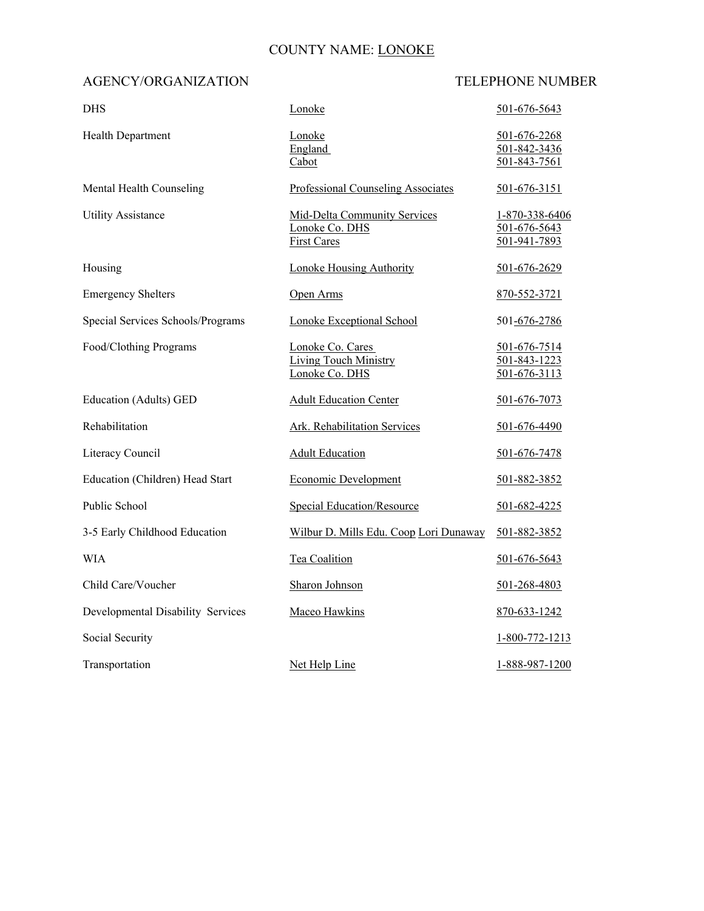# COUNTY NAME: LONOKE

| AGENCY/ORGANIZATION | | TELEPHONE NUMBER |
|---|---|---|
| DHS | Lonoke | 501-676-5643 |
| Health Department | Lonoke | 501-676-2268 |
| | England | 501-842-3436 |
| | Cabot | 501-843-7561 |
| Mental Health Counseling | Professional Counseling Associates | 501-676-3151 |
| Utility Assistance | Mid-Delta Community Services | 1-870-338-6406 |
| | Lonoke Co. DHS | 501-676-5643 |
| | First Cares | 501-941-7893 |
| Housing | Lonoke Housing Authority | 501-676-2629 |
| Emergency Shelters | Open Arms | 870-552-3721 |
| Special Services Schools/Programs | Lonoke Exceptional School | 501-676-2786 |
| Food/Clothing Programs | Lonoke Co. Cares | 501-676-7514 |
| | Living Touch Ministry | 501-843-1223 |
| | Lonoke Co. DHS | 501-676-3113 |
| Education (Adults) GED | Adult Education Center | 501-676-7073 |
| Rehabilitation | Ark. Rehabilitation Services | 501-676-4490 |
| Literacy Council | Adult Education | 501-676-7478 |
| Education (Children) Head Start | Economic Development | 501-882-3852 |
| Public School | Special Education/Resource | 501-682-4225 |
| 3-5 Early Childhood Education | Wilbur D. Mills Edu. Coop Lori Dunaway | 501-882-3852 |
| WIA | Tea Coalition | 501-676-5643 |
| Child Care/Voucher | Sharon Johnson | 501-268-4803 |
| Developmental Disability Services | Maceo Hawkins | 870-633-1242 |
| Social Security | | 1-800-772-1213 |
| Transportation | Net Help Line | 1-888-987-1200 |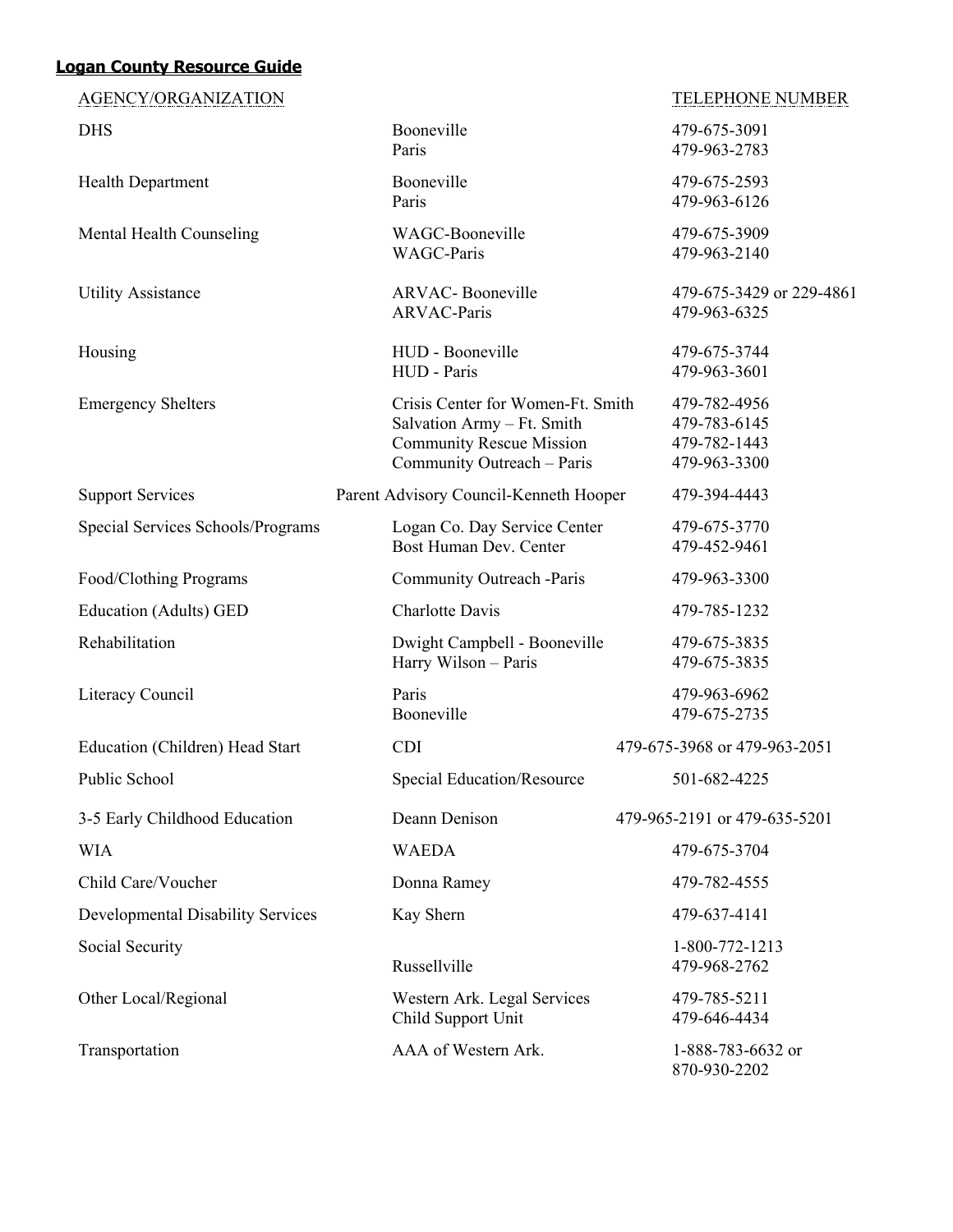**Logan County Resource Guide**

| AGENCY/ORGANIZATION | | TELEPHONE NUMBER |
|---|---|---|
| DHS | Booneville<br>Paris | 479-675-3091<br>479-963-2783 |
| Health Department | Booneville<br>Paris | 479-675-2593<br>479-963-6126 |
| Mental Health Counseling | WAGC-Booneville<br>WAGC-Paris | 479-675-3909<br>479-963-2140 |
| Utility Assistance | ARVAC- Booneville<br>ARVAC-Paris | 479-675-3429 or 229-4861<br>479-963-6325 |
| Housing | HUD - Booneville<br>HUD - Paris | 479-675-3744<br>479-963-3601 |
| Emergency Shelters | Crisis Center for Women-Ft. Smith<br>Salvation Army – Ft. Smith<br>Community Rescue Mission<br>Community Outreach – Paris | 479-782-4956<br>479-783-6145<br>479-782-1443<br>479-963-3300 |
| Support Services | Parent Advisory Council-Kenneth Hooper | 479-394-4443 |
| Special Services Schools/Programs | Logan Co. Day Service Center<br>Bost Human Dev. Center | 479-675-3770<br>479-452-9461 |
| Food/Clothing Programs | Community Outreach -Paris | 479-963-3300 |
| Education (Adults) GED | Charlotte Davis | 479-785-1232 |
| Rehabilitation | Dwight Campbell - Booneville<br>Harry Wilson – Paris | 479-675-3835<br>479-675-3835 |
| Literacy Council | Paris<br>Booneville | 479-963-6962<br>479-675-2735 |
| Education (Children) Head Start | CDI | 479-675-3968 or 479-963-2051 |
| Public School | Special Education/Resource | 501-682-4225 |
| 3-5 Early Childhood Education | Deann Denison | 479-965-2191 or 479-635-5201 |
| WIA | WAEDA | 479-675-3704 |
| Child Care/Voucher | Donna Ramey | 479-782-4555 |
| Developmental Disability Services | Kay Shern | 479-637-4141 |
| Social Security | <br>Russellville | 1-800-772-1213<br>479-968-2762 |
| Other Local/Regional | Western Ark. Legal Services<br>Child Support Unit | 479-785-5211<br>479-646-4434 |
| Transportation | AAA of Western Ark. | 1-888-783-6632 or<br>870-930-2202 |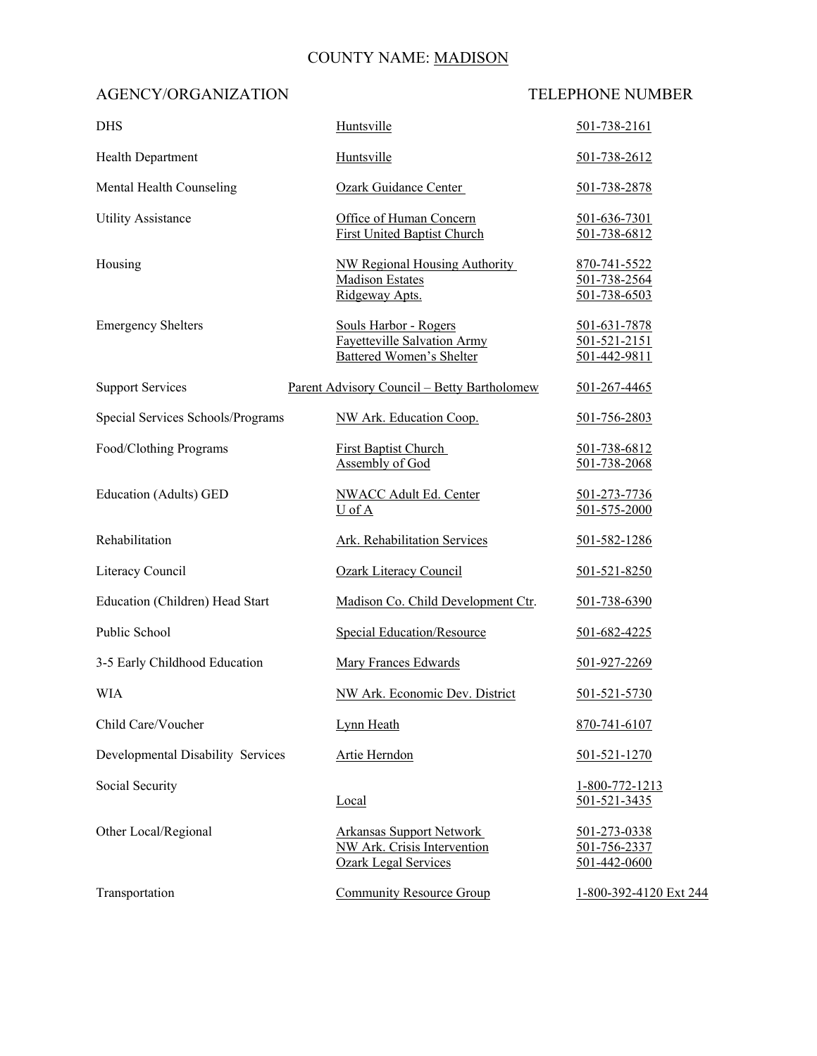# COUNTY NAME: MADISON

| AGENCY/ORGANIZATION | | TELEPHONE NUMBER |
|---|---|---|
| DHS | Huntsville | 501-738-2161 |
| Health Department | Huntsville | 501-738-2612 |
| Mental Health Counseling | Ozark Guidance Center | 501-738-2878 |
| Utility Assistance | Office of Human Concern | 501-636-7301 |
| | First United Baptist Church | 501-738-6812 |
| Housing | NW Regional Housing Authority | 870-741-5522 |
| | Madison Estates | 501-738-2564 |
| | Ridgeway Apts. | 501-738-6503 |
| Emergency Shelters | Souls Harbor - Rogers | 501-631-7878 |
| | Fayetteville Salvation Army | 501-521-2151 |
| | Battered Women's Shelter | 501-442-9811 |
| Support Services | Parent Advisory Council – Betty Bartholomew | 501-267-4465 |
| Special Services Schools/Programs | NW Ark. Education Coop. | 501-756-2803 |
| Food/Clothing Programs | First Baptist Church | 501-738-6812 |
| | Assembly of God | 501-738-2068 |
| Education (Adults) GED | NWACC Adult Ed. Center | 501-273-7736 |
| | U of A | 501-575-2000 |
| Rehabilitation | Ark. Rehabilitation Services | 501-582-1286 |
| Literacy Council | Ozark Literacy Council | 501-521-8250 |
| Education (Children) Head Start | Madison Co. Child Development Ctr. | 501-738-6390 |
| Public School | Special Education/Resource | 501-682-4225 |
| 3-5 Early Childhood Education | Mary Frances Edwards | 501-927-2269 |
| WIA | NW Ark. Economic Dev. District | 501-521-5730 |
| Child Care/Voucher | Lynn Heath | 870-741-6107 |
| Developmental Disability Services | Artie Herndon | 501-521-1270 |
| Social Security | | 1-800-772-1213 |
| | Local | 501-521-3435 |
| Other Local/Regional | Arkansas Support Network | 501-273-0338 |
| | NW Ark. Crisis Intervention | 501-756-2337 |
| | Ozark Legal Services | 501-442-0600 |
| Transportation | Community Resource Group | 1-800-392-4120 Ext 244 |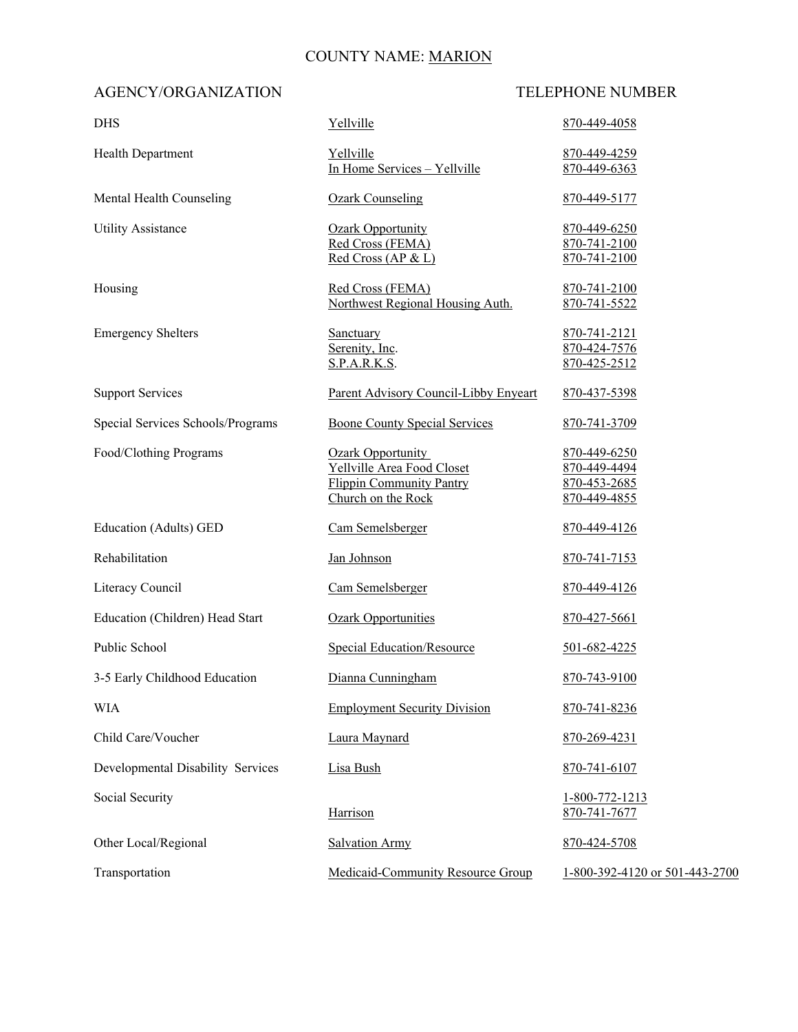# COUNTY NAME: MARION

| AGENCY/ORGANIZATION | | TELEPHONE NUMBER |
|---|---|---|
| DHS | Yellville | 870-449-4058 |
| Health Department | Yellville | 870-449-4259 |
| | In Home Services – Yellville | 870-449-6363 |
| Mental Health Counseling | Ozark Counseling | 870-449-5177 |
| Utility Assistance | Ozark Opportunity | 870-449-6250 |
| | Red Cross (FEMA) | 870-741-2100 |
| | Red Cross (AP & L) | 870-741-2100 |
| Housing | Red Cross (FEMA) | 870-741-2100 |
| | Northwest Regional Housing Auth. | 870-741-5522 |
| Emergency Shelters | Sanctuary | 870-741-2121 |
| | Serenity, Inc. | 870-424-7576 |
| | S.P.A.R.K.S. | 870-425-2512 |
| Support Services | Parent Advisory Council-Libby Enyeart | 870-437-5398 |
| Special Services Schools/Programs | Boone County Special Services | 870-741-3709 |
| Food/Clothing Programs | Ozark Opportunity | 870-449-6250 |
| | Yellville Area Food Closet | 870-449-4494 |
| | Flippin Community Pantry | 870-453-2685 |
| | Church on the Rock | 870-449-4855 |
| Education (Adults) GED | Cam Semelsberger | 870-449-4126 |
| Rehabilitation | Jan Johnson | 870-741-7153 |
| Literacy Council | Cam Semelsberger | 870-449-4126 |
| Education (Children) Head Start | Ozark Opportunities | 870-427-5661 |
| Public School | Special Education/Resource | 501-682-4225 |
| 3-5 Early Childhood Education | Dianna Cunningham | 870-743-9100 |
| WIA | Employment Security Division | 870-741-8236 |
| Child Care/Voucher | Laura Maynard | 870-269-4231 |
| Developmental Disability Services | Lisa Bush | 870-741-6107 |
| Social Security | | 1-800-772-1213 |
| | Harrison | 870-741-7677 |
| Other Local/Regional | Salvation Army | 870-424-5708 |
| Transportation | Medicaid-Community Resource Group | 1-800-392-4120 or 501-443-2700 |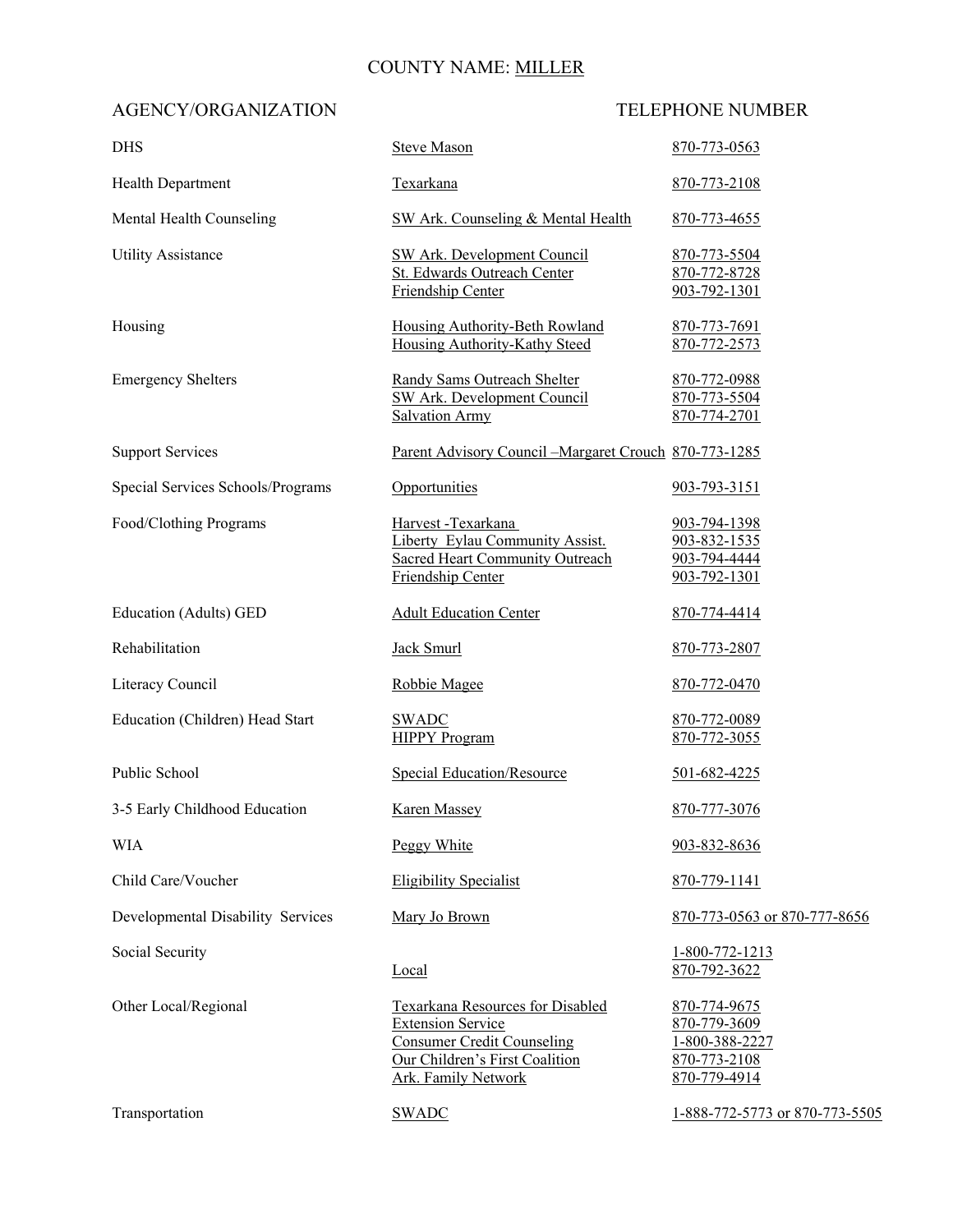# COUNTY NAME: MILLER

| AGENCY/ORGANIZATION | | TELEPHONE NUMBER |
|---|---|---|
| DHS | Steve Mason | 870-773-0563 |
| Health Department | Texarkana | 870-773-2108 |
| Mental Health Counseling | SW Ark. Counseling & Mental Health | 870-773-4655 |
| Utility Assistance | SW Ark. Development Council | 870-773-5504 |
| | St. Edwards Outreach Center | 870-772-8728 |
| | Friendship Center | 903-792-1301 |
| Housing | Housing Authority-Beth Rowland | 870-773-7691 |
| | Housing Authority-Kathy Steed | 870-772-2573 |
| Emergency Shelters | Randy Sams Outreach Shelter | 870-772-0988 |
| | SW Ark. Development Council | 870-773-5504 |
| | Salvation Army | 870-774-2701 |
| Support Services | Parent Advisory Council –Margaret Crouch | 870-773-1285 |
| Special Services Schools/Programs | Opportunities | 903-793-3151 |
| Food/Clothing Programs | Harvest -Texarkana | 903-794-1398 |
| | Liberty Eylau Community Assist. | 903-832-1535 |
| | Sacred Heart Community Outreach | 903-794-4444 |
| | Friendship Center | 903-792-1301 |
| Education (Adults) GED | Adult Education Center | 870-774-4414 |
| Rehabilitation | Jack Smurl | 870-773-2807 |
| Literacy Council | Robbie Magee | 870-772-0470 |
| Education (Children) Head Start | SWADC | 870-772-0089 |
| | HIPPY Program | 870-772-3055 |
| Public School | Special Education/Resource | 501-682-4225 |
| 3-5 Early Childhood Education | Karen Massey | 870-777-3076 |
| WIA | Peggy White | 903-832-8636 |
| Child Care/Voucher | Eligibility Specialist | 870-779-1141 |
| Developmental Disability Services | Mary Jo Brown | 870-773-0563 or 870-777-8656 |
| Social Security | | 1-800-772-1213 |
| | Local | 870-792-3622 |
| Other Local/Regional | Texarkana Resources for Disabled | 870-774-9675 |
| | Extension Service | 870-779-3609 |
| | Consumer Credit Counseling | 1-800-388-2227 |
| | Our Children's First Coalition | 870-773-2108 |
| | Ark. Family Network | 870-779-4914 |
| Transportation | SWADC | 1-888-772-5773 or 870-773-5505 |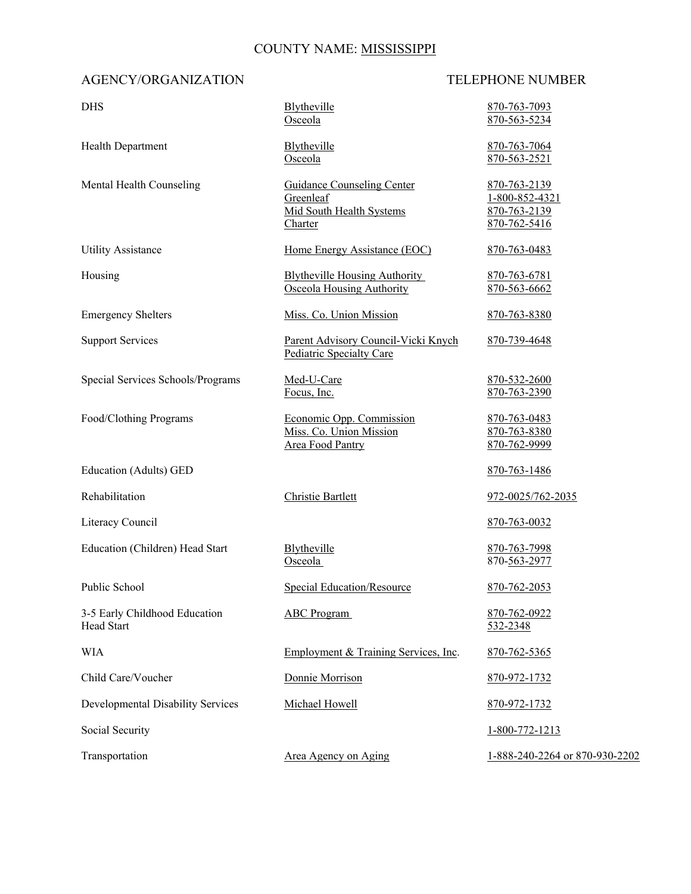# COUNTY NAME: MISSISSIPPI

| AGENCY/ORGANIZATION | | TELEPHONE NUMBER |
|---|---|---|
| DHS | Blytheville | 870-763-7093 |
| | Osceola | 870-563-5234 |
| Health Department | Blytheville | 870-763-7064 |
| | Osceola | 870-563-2521 |
| Mental Health Counseling | Guidance Counseling Center | 870-763-2139 |
| | Greenleaf | 1-800-852-4321 |
| | Mid South Health Systems | 870-763-2139 |
| | Charter | 870-762-5416 |
| Utility Assistance | Home Energy Assistance (EOC) | 870-763-0483 |
| Housing | Blytheville Housing Authority | 870-763-6781 |
| | Osceola Housing Authority | 870-563-6662 |
| Emergency Shelters | Miss. Co. Union Mission | 870-763-8380 |
| Support Services | Parent Advisory Council-Vicki Knych Pediatric Specialty Care | 870-739-4648 |
| Special Services Schools/Programs | Med-U-Care | 870-532-2600 |
| | Focus, Inc. | 870-763-2390 |
| Food/Clothing Programs | Economic Opp. Commission | 870-763-0483 |
| | Miss. Co. Union Mission | 870-763-8380 |
| | Area Food Pantry | 870-762-9999 |
| Education (Adults) GED | | 870-763-1486 |
| Rehabilitation | Christie Bartlett | 972-0025/762-2035 |
| Literacy Council | | 870-763-0032 |
| Education (Children) Head Start | Blytheville | 870-763-7998 |
| | Osceola | 870-563-2977 |
| Public School | Special Education/Resource | 870-762-2053 |
| 3-5 Early Childhood Education Head Start | ABC Program | 870-762-0922 |
| | | 532-2348 |
| WIA | Employment & Training Services, Inc. | 870-762-5365 |
| Child Care/Voucher | Donnie Morrison | 870-972-1732 |
| Developmental Disability Services | Michael Howell | 870-972-1732 |
| Social Security | | 1-800-772-1213 |
| Transportation | Area Agency on Aging | 1-888-240-2264 or 870-930-2202 |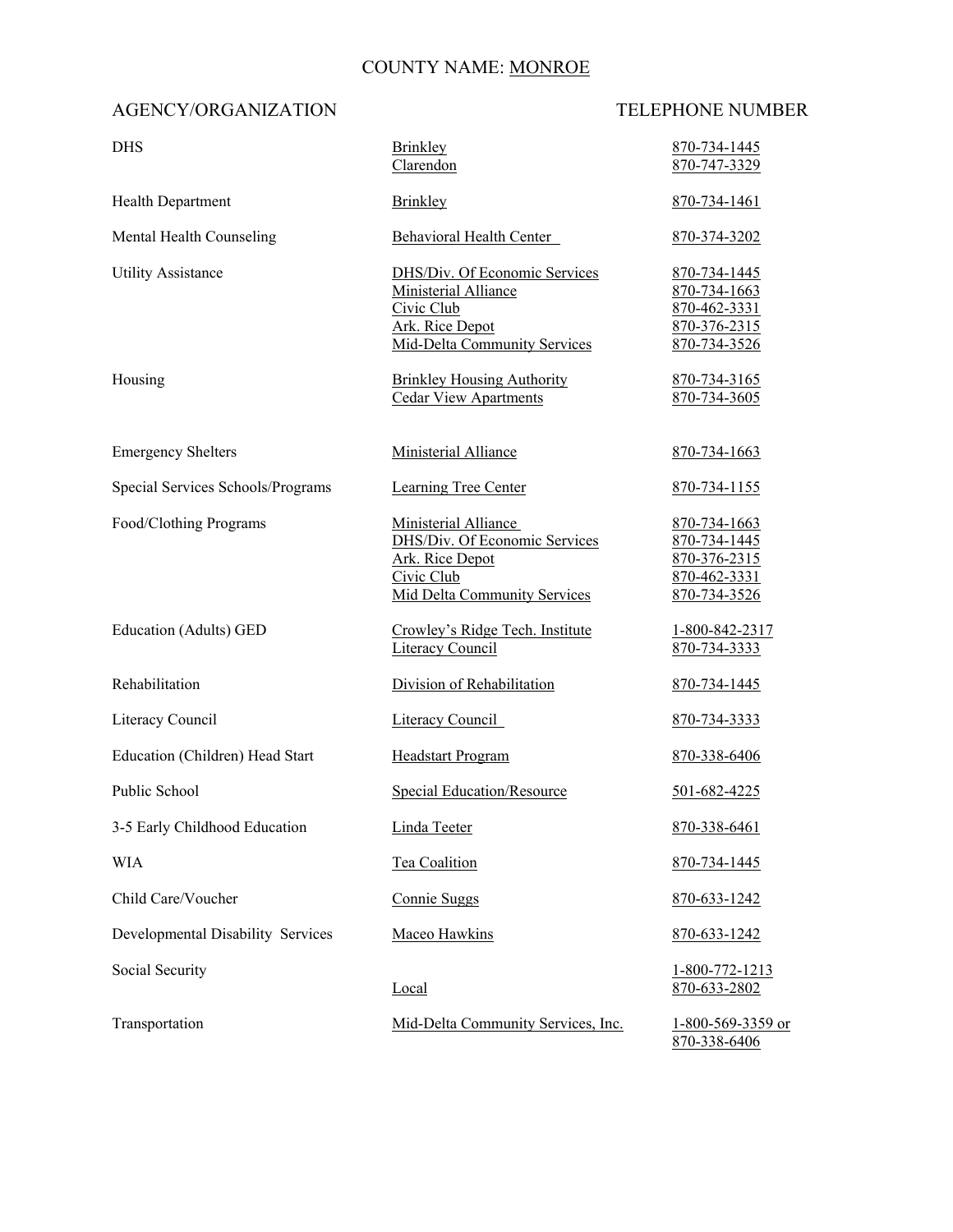# COUNTY NAME: MONROE

| AGENCY/ORGANIZATION | | TELEPHONE NUMBER |
|---|---|---|
| DHS | Brinkley | 870-734-1445 |
| | Clarendon | 870-747-3329 |
| Health Department | Brinkley | 870-734-1461 |
| Mental Health Counseling | Behavioral Health Center | 870-374-3202 |
| Utility Assistance | DHS/Div. Of Economic Services | 870-734-1445 |
| | Ministerial Alliance | 870-734-1663 |
| | Civic Club | 870-462-3331 |
| | Ark. Rice Depot | 870-376-2315 |
| | Mid-Delta Community Services | 870-734-3526 |
| Housing | Brinkley Housing Authority | 870-734-3165 |
| | Cedar View Apartments | 870-734-3605 |
| Emergency Shelters | Ministerial Alliance | 870-734-1663 |
| Special Services Schools/Programs | Learning Tree Center | 870-734-1155 |
| Food/Clothing Programs | Ministerial Alliance | 870-734-1663 |
| | DHS/Div. Of Economic Services | 870-734-1445 |
| | Ark. Rice Depot | 870-376-2315 |
| | Civic Club | 870-462-3331 |
| | Mid Delta Community Services | 870-734-3526 |
| Education (Adults) GED | Crowley's Ridge Tech. Institute | 1-800-842-2317 |
| | Literacy Council | 870-734-3333 |
| Rehabilitation | Division of Rehabilitation | 870-734-1445 |
| Literacy Council | Literacy Council | 870-734-3333 |
| Education (Children) Head Start | Headstart Program | 870-338-6406 |
| Public School | Special Education/Resource | 501-682-4225 |
| 3-5 Early Childhood Education | Linda Teeter | 870-338-6461 |
| WIA | Tea Coalition | 870-734-1445 |
| Child Care/Voucher | Connie Suggs | 870-633-1242 |
| Developmental Disability Services | Maceo Hawkins | 870-633-1242 |
| Social Security | | 1-800-772-1213 |
| | Local | 870-633-2802 |
| Transportation | Mid-Delta Community Services, Inc. | 1-800-569-3359 or 870-338-6406 |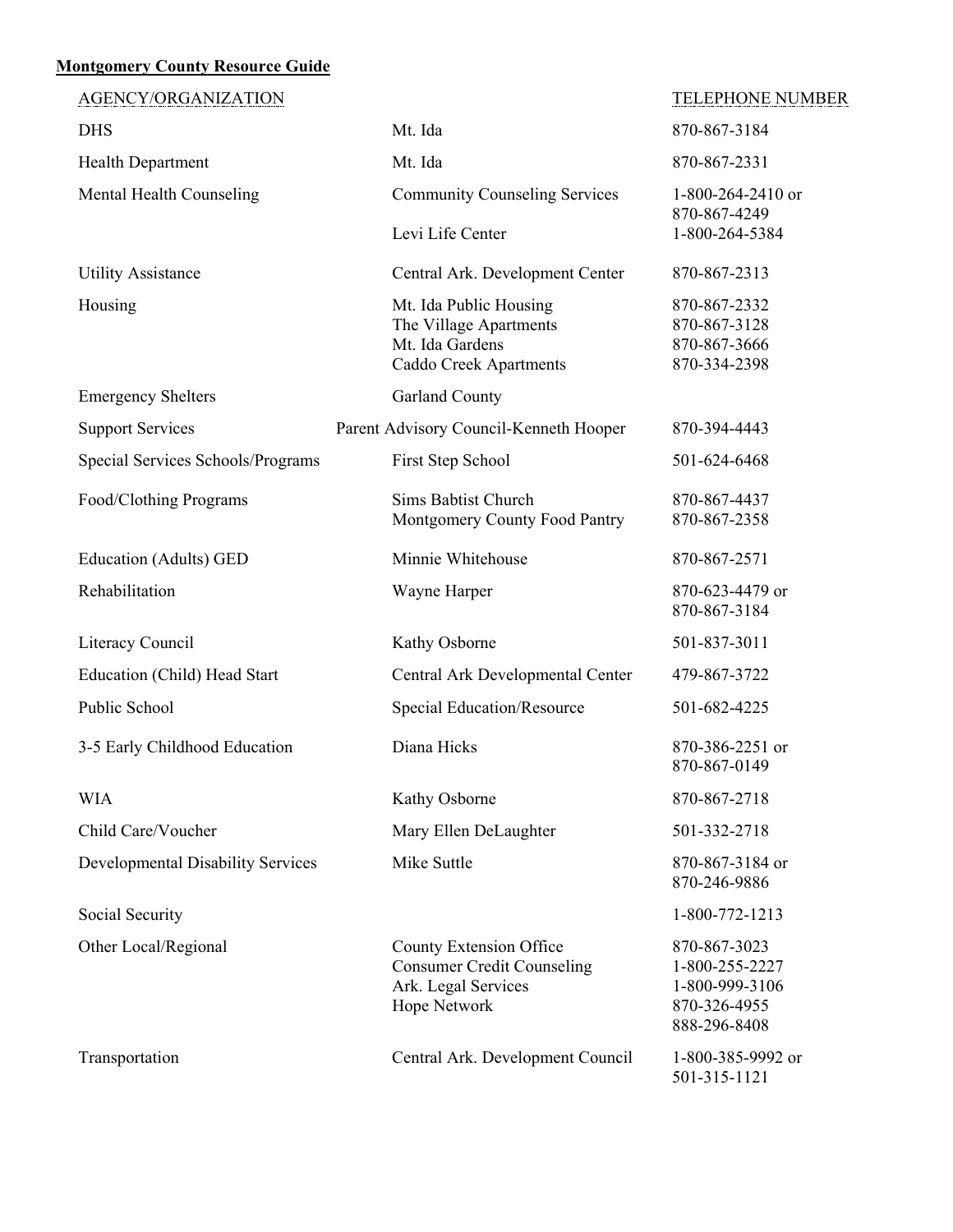**Montgomery County Resource Guide**

| AGENCY/ORGANIZATION | | TELEPHONE NUMBER |
|---|---|---|
| DHS | Mt. Ida | 870-867-3184 |
| Health Department | Mt. Ida | 870-867-2331 |
| Mental Health Counseling | Community Counseling Services | 1-800-264-2410 or 870-867-4249 |
| | Levi Life Center | 1-800-264-5384 |
| Utility Assistance | Central Ark. Development Center | 870-867-2313 |
| Housing | Mt. Ida Public Housing<br>The Village Apartments<br>Mt. Ida Gardens<br>Caddo Creek Apartments | 870-867-2332<br>870-867-3128<br>870-867-3666<br>870-334-2398 |
| Emergency Shelters | Garland County | |
| Support Services | Parent Advisory Council-Kenneth Hooper | 870-394-4443 |
| Special Services Schools/Programs | First Step School | 501-624-6468 |
| Food/Clothing Programs | Sims Babtist Church<br>Montgomery County Food Pantry | 870-867-4437<br>870-867-2358 |
| Education (Adults) GED | Minnie Whitehouse | 870-867-2571 |
| Rehabilitation | Wayne Harper | 870-623-4479 or 870-867-3184 |
| Literacy Council | Kathy Osborne | 501-837-3011 |
| Education (Child) Head Start | Central Ark Developmental Center | 479-867-3722 |
| Public School | Special Education/Resource | 501-682-4225 |
| 3-5 Early Childhood Education | Diana Hicks | 870-386-2251 or 870-867-0149 |
| WIA | Kathy Osborne | 870-867-2718 |
| Child Care/Voucher | Mary Ellen DeLaughter | 501-332-2718 |
| Developmental Disability Services | Mike Suttle | 870-867-3184 or 870-246-9886 |
| Social Security | | 1-800-772-1213 |
| Other Local/Regional | County Extension Office<br>Consumer Credit Counseling<br>Ark. Legal Services<br>Hope Network | 870-867-3023<br>1-800-255-2227<br>1-800-999-3106<br>870-326-4955<br>888-296-8408 |
| Transportation | Central Ark. Development Council | 1-800-385-9992 or 501-315-1121 |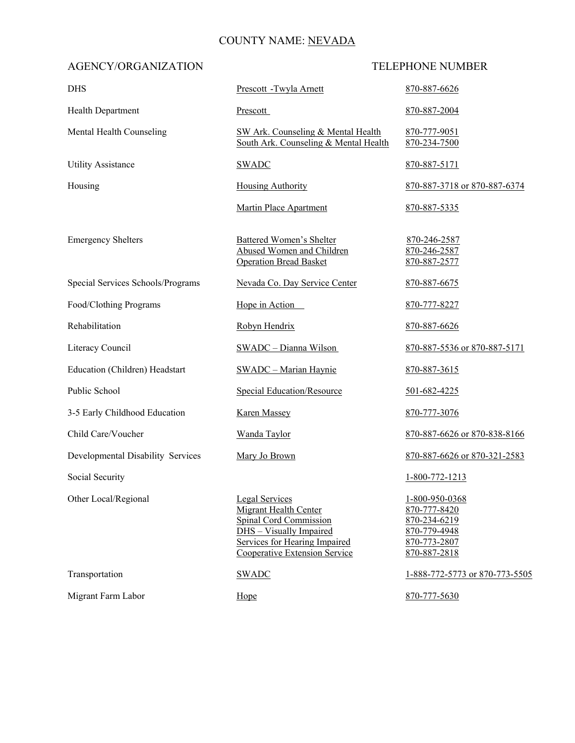# COUNTY NAME: NEVADA

| AGENCY/ORGANIZATION | | TELEPHONE NUMBER |
|---|---|---|
| DHS | Prescott -Twyla Arnett | 870-887-6626 |
| Health Department | Prescott | 870-887-2004 |
| Mental Health Counseling | SW Ark. Counseling & Mental Health<br>South Ark. Counseling & Mental Health | 870-777-9051<br>870-234-7500 |
| Utility Assistance | SWADC | 870-887-5171 |
| Housing | Housing Authority | 870-887-3718 or 870-887-6374 |
| | Martin Place Apartment | 870-887-5335 |
| Emergency Shelters | Battered Women's Shelter<br>Abused Women and Children<br>Operation Bread Basket | 870-246-2587<br>870-246-2587<br>870-887-2577 |
| Special Services Schools/Programs | Nevada Co. Day Service Center | 870-887-6675 |
| Food/Clothing Programs | Hope in Action | 870-777-8227 |
| Rehabilitation | Robyn Hendrix | 870-887-6626 |
| Literacy Council | SWADC – Dianna Wilson | 870-887-5536 or 870-887-5171 |
| Education (Children) Headstart | SWADC – Marian Haynie | 870-887-3615 |
| Public School | Special Education/Resource | 501-682-4225 |
| 3-5 Early Childhood Education | Karen Massey | 870-777-3076 |
| Child Care/Voucher | Wanda Taylor | 870-887-6626 or 870-838-8166 |
| Developmental Disability Services | Mary Jo Brown | 870-887-6626 or 870-321-2583 |
| Social Security | | 1-800-772-1213 |
| Other Local/Regional | Legal Services<br>Migrant Health Center<br>Spinal Cord Commission<br>DHS – Visually Impaired<br>Services for Hearing Impaired<br>Cooperative Extension Service | 1-800-950-0368<br>870-777-8420<br>870-234-6219<br>870-779-4948<br>870-773-2807<br>870-887-2818 |
| Transportation | SWADC | 1-888-772-5773 or 870-773-5505 |
| Migrant Farm Labor | Hope | 870-777-5630 |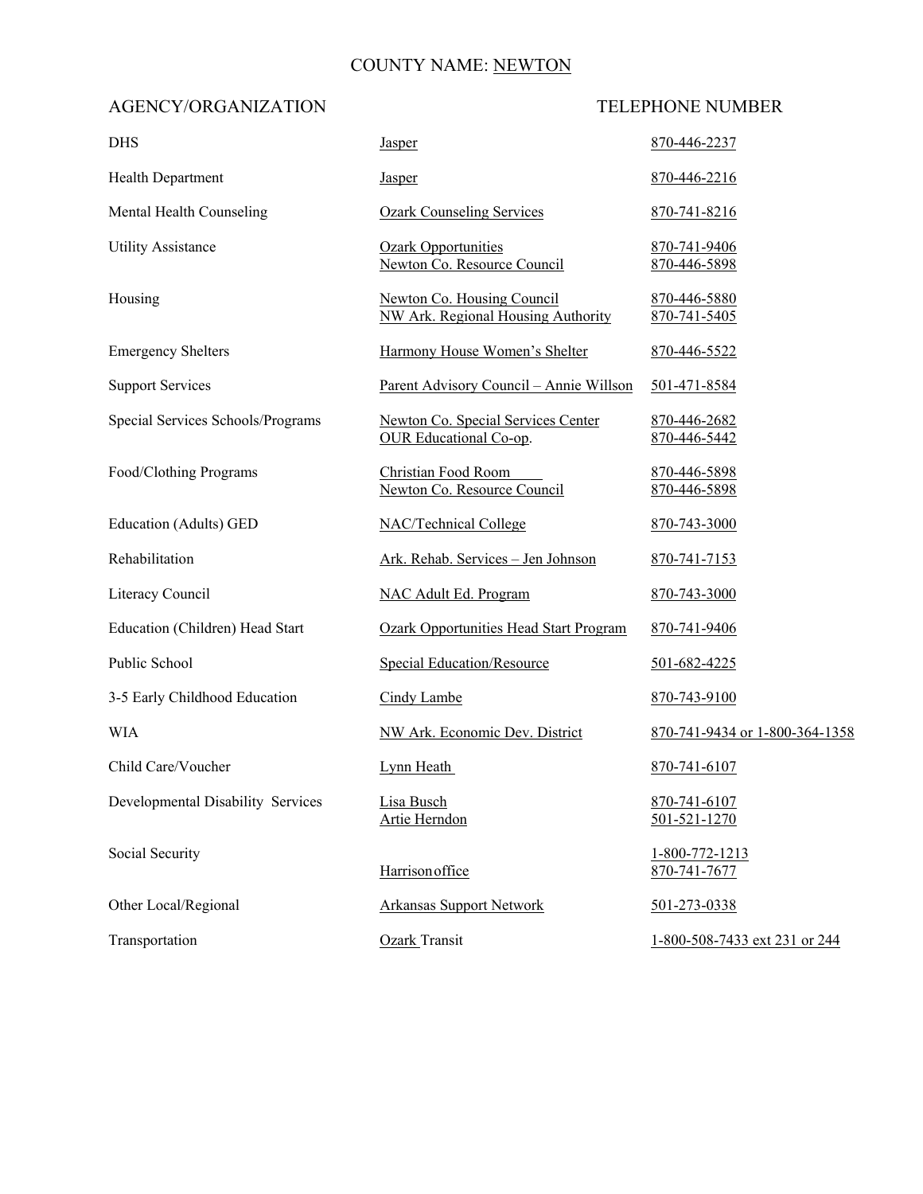# COUNTY NAME: NEWTON

| AGENCY/ORGANIZATION | | TELEPHONE NUMBER |
|---|---|---|
| DHS | Jasper | 870-446-2237 |
| Health Department | Jasper | 870-446-2216 |
| Mental Health Counseling | Ozark Counseling Services | 870-741-8216 |
| Utility Assistance | Ozark Opportunities<br>Newton Co. Resource Council | 870-741-9406<br>870-446-5898 |
| Housing | Newton Co. Housing Council<br>NW Ark. Regional Housing Authority | 870-446-5880<br>870-741-5405 |
| Emergency Shelters | Harmony House Women's Shelter | 870-446-5522 |
| Support Services | Parent Advisory Council – Annie Willson | 501-471-8584 |
| Special Services Schools/Programs | Newton Co. Special Services Center<br>OUR Educational Co-op. | 870-446-2682<br>870-446-5442 |
| Food/Clothing Programs | Christian Food Room<br>Newton Co. Resource Council | 870-446-5898<br>870-446-5898 |
| Education (Adults) GED | NAC/Technical College | 870-743-3000 |
| Rehabilitation | Ark. Rehab. Services – Jen Johnson | 870-741-7153 |
| Literacy Council | NAC Adult Ed. Program | 870-743-3000 |
| Education (Children) Head Start | Ozark Opportunities Head Start Program | 870-741-9406 |
| Public School | Special Education/Resource | 501-682-4225 |
| 3-5 Early Childhood Education | Cindy Lambe | 870-743-9100 |
| WIA | NW Ark. Economic Dev. District | 870-741-9434 or 1-800-364-1358 |
| Child Care/Voucher | Lynn Heath | 870-741-6107 |
| Developmental Disability Services | Lisa Busch<br>Artie Herndon | 870-741-6107<br>501-521-1270 |
| Social Security | <br>Harrison office | 1-800-772-1213<br>870-741-7677 |
| Other Local/Regional | Arkansas Support Network | 501-273-0338 |
| Transportation | Ozark Transit | 1-800-508-7433 ext 231 or 244 |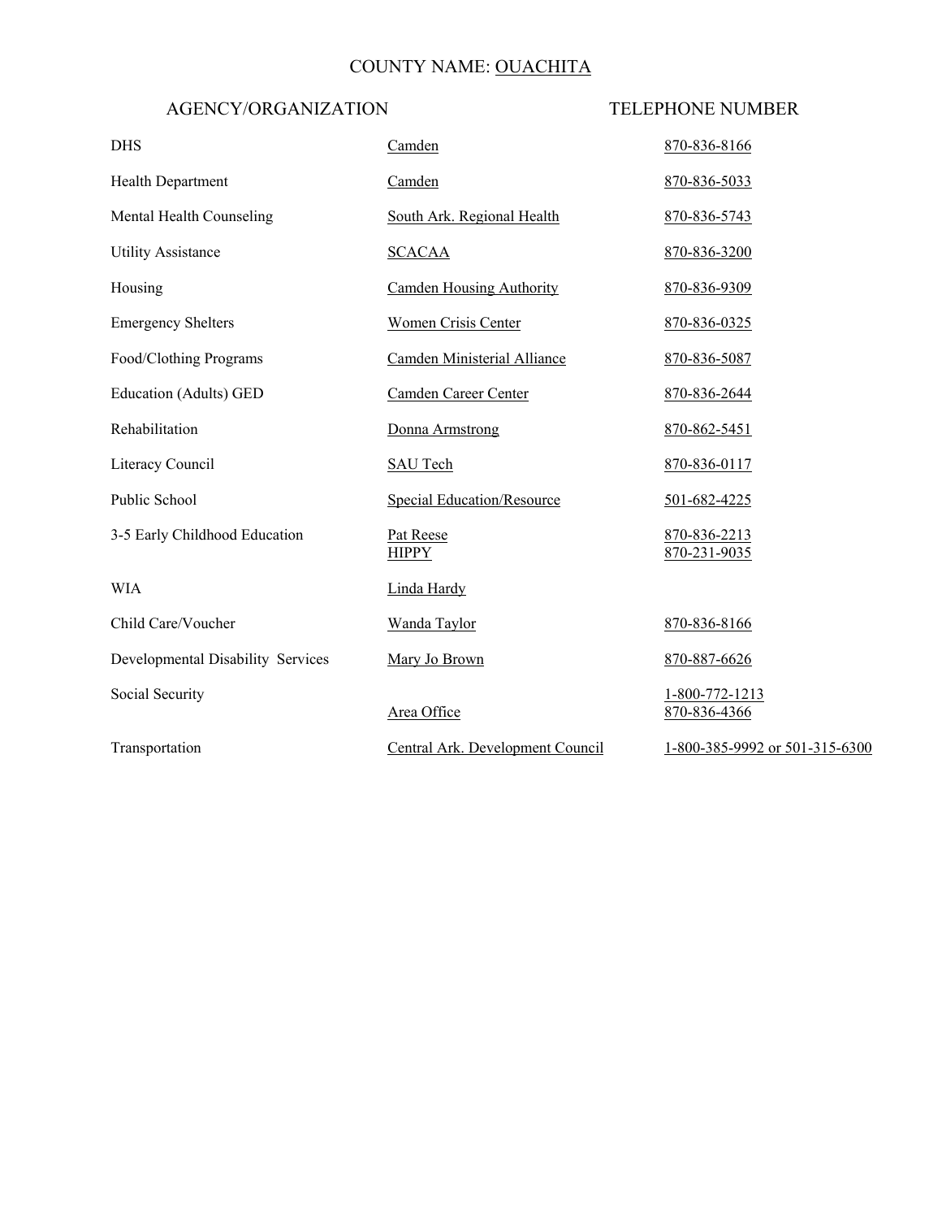# COUNTY NAME: OUACHITA

| AGENCY/ORGANIZATION | | TELEPHONE NUMBER |
|---|---|---|
| DHS | Camden | 870-836-8166 |
| Health Department | Camden | 870-836-5033 |
| Mental Health Counseling | South Ark. Regional Health | 870-836-5743 |
| Utility Assistance | SCACAA | 870-836-3200 |
| Housing | Camden Housing Authority | 870-836-9309 |
| Emergency Shelters | Women Crisis Center | 870-836-0325 |
| Food/Clothing Programs | Camden Ministerial Alliance | 870-836-5087 |
| Education (Adults) GED | Camden Career Center | 870-836-2644 |
| Rehabilitation | Donna Armstrong | 870-862-5451 |
| Literacy Council | SAU Tech | 870-836-0117 |
| Public School | Special Education/Resource | 501-682-4225 |
| 3-5 Early Childhood Education | Pat Reese<br>HIPPY | 870-836-2213<br>870-231-9035 |
| WIA | Linda Hardy | |
| Child Care/Voucher | Wanda Taylor | 870-836-8166 |
| Developmental Disability Services | Mary Jo Brown | 870-887-6626 |
| Social Security | Area Office | 1-800-772-1213<br>870-836-4366 |
| Transportation | Central Ark. Development Council | 1-800-385-9992 or 501-315-6300 |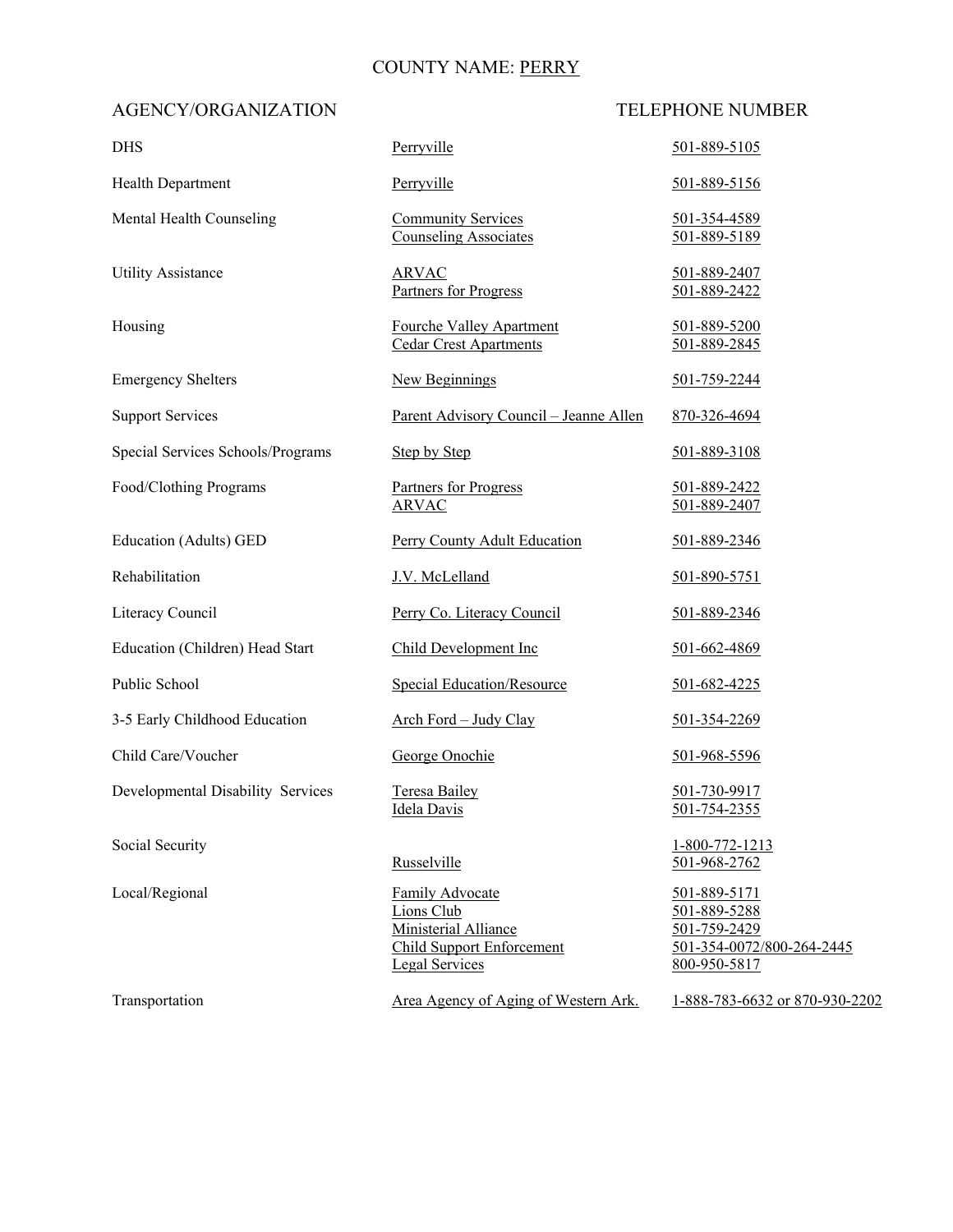COUNTY NAME: PERRY

| AGENCY/ORGANIZATION | | TELEPHONE NUMBER |
|---|---|---|
| DHS | Perryville | 501-889-5105 |
| Health Department | Perryville | 501-889-5156 |
| Mental Health Counseling | Community Services<br>Counseling Associates | 501-354-4589<br>501-889-5189 |
| Utility Assistance | ARVAC<br>Partners for Progress | 501-889-2407<br>501-889-2422 |
| Housing | Fourche Valley Apartment<br>Cedar Crest Apartments | 501-889-5200<br>501-889-2845 |
| Emergency Shelters | New Beginnings | 501-759-2244 |
| Support Services | Parent Advisory Council – Jeanne Allen | 870-326-4694 |
| Special Services Schools/Programs | Step by Step | 501-889-3108 |
| Food/Clothing Programs | Partners for Progress<br>ARVAC | 501-889-2422<br>501-889-2407 |
| Education (Adults) GED | Perry County Adult Education | 501-889-2346 |
| Rehabilitation | J.V. McLelland | 501-890-5751 |
| Literacy Council | Perry Co. Literacy Council | 501-889-2346 |
| Education (Children) Head Start | Child Development Inc | 501-662-4869 |
| Public School | Special Education/Resource | 501-682-4225 |
| 3-5 Early Childhood Education | Arch Ford – Judy Clay | 501-354-2269 |
| Child Care/Voucher | George Onochie | 501-968-5596 |
| Developmental Disability Services | Teresa Bailey<br>Idela Davis | 501-730-9917<br>501-754-2355 |
| Social Security | <br>Russelville | 1-800-772-1213<br>501-968-2762 |
| Local/Regional | Family Advocate<br>Lions Club<br>Ministerial Alliance<br>Child Support Enforcement<br>Legal Services | 501-889-5171<br>501-889-5288<br>501-759-2429<br>501-354-0072/800-264-2445<br>800-950-5817 |
| Transportation | Area Agency of Aging of Western Ark. | 1-888-783-6632 or 870-930-2202 |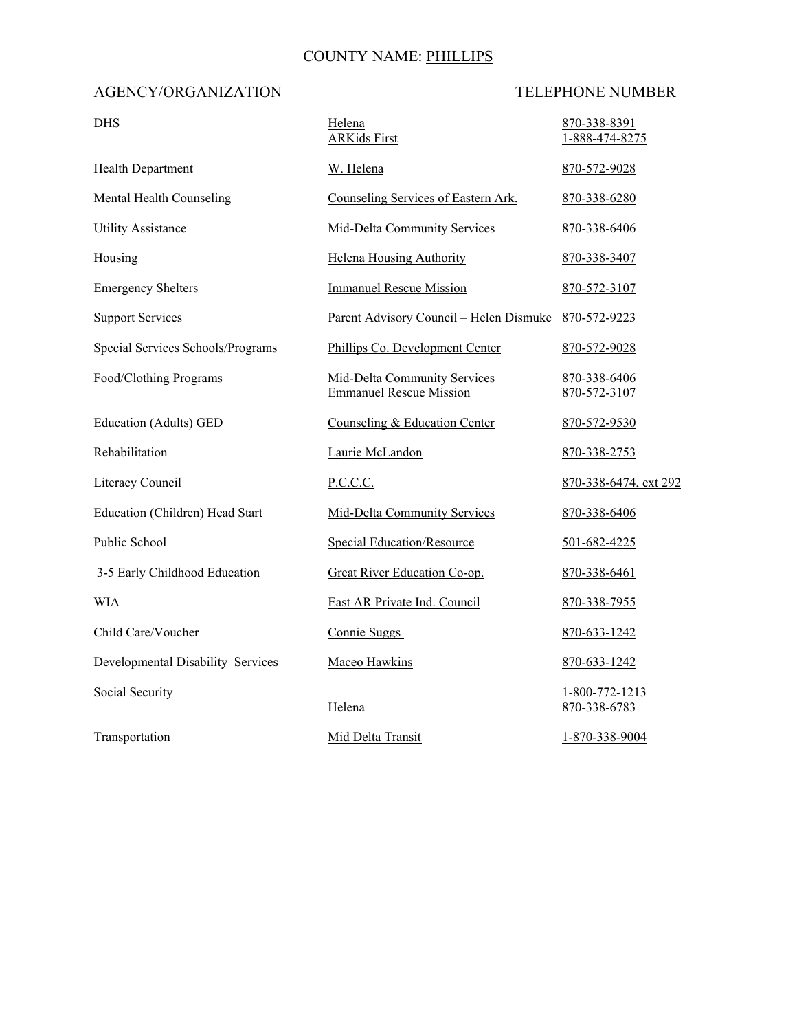COUNTY NAME: PHILLIPS

| AGENCY/ORGANIZATION | | TELEPHONE NUMBER |
|---|---|---|
| DHS | Helena<br>ARKids First | 870-338-8391<br>1-888-474-8275 |
| Health Department | W. Helena | 870-572-9028 |
| Mental Health Counseling | Counseling Services of Eastern Ark. | 870-338-6280 |
| Utility Assistance | Mid-Delta Community Services | 870-338-6406 |
| Housing | Helena Housing Authority | 870-338-3407 |
| Emergency Shelters | Immanuel Rescue Mission | 870-572-3107 |
| Support Services | Parent Advisory Council – Helen Dismuke | 870-572-9223 |
| Special Services Schools/Programs | Phillips Co. Development Center | 870-572-9028 |
| Food/Clothing Programs | Mid-Delta Community Services<br>Emmanuel Rescue Mission | 870-338-6406<br>870-572-3107 |
| Education (Adults) GED | Counseling & Education Center | 870-572-9530 |
| Rehabilitation | Laurie McLandon | 870-338-2753 |
| Literacy Council | P.C.C.C. | 870-338-6474, ext 292 |
| Education (Children) Head Start | Mid-Delta Community Services | 870-338-6406 |
| Public School | Special Education/Resource | 501-682-4225 |
| 3-5 Early Childhood Education | Great River Education Co-op. | 870-338-6461 |
| WIA | East AR Private Ind. Council | 870-338-7955 |
| Child Care/Voucher | Connie Suggs | 870-633-1242 |
| Developmental Disability Services | Maceo Hawkins | 870-633-1242 |
| Social Security | <br>Helena | 1-800-772-1213<br>870-338-6783 |
| Transportation | Mid Delta Transit | 1-870-338-9004 |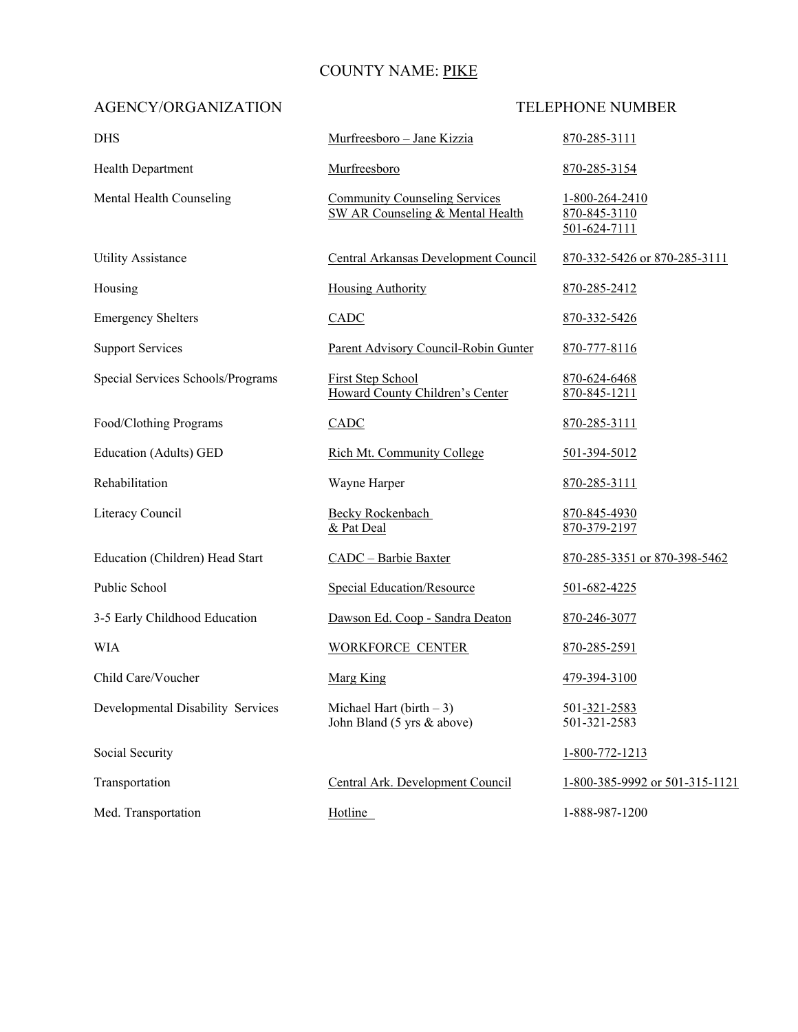COUNTY NAME: PIKE

| AGENCY/ORGANIZATION | | TELEPHONE NUMBER |
|---|---|---|
| DHS | Murfreesboro – Jane Kizzia | 870-285-3111 |
| Health Department | Murfreesboro | 870-285-3154 |
| Mental Health Counseling | Community Counseling Services<br>SW AR Counseling & Mental Health | 1-800-264-2410<br>870-845-3110<br>501-624-7111 |
| Utility Assistance | Central Arkansas Development Council | 870-332-5426 or 870-285-3111 |
| Housing | Housing Authority | 870-285-2412 |
| Emergency Shelters | CADC | 870-332-5426 |
| Support Services | Parent Advisory Council-Robin Gunter | 870-777-8116 |
| Special Services Schools/Programs | First Step School<br>Howard County Children's Center | 870-624-6468<br>870-845-1211 |
| Food/Clothing Programs | CADC | 870-285-3111 |
| Education (Adults) GED | Rich Mt. Community College | 501-394-5012 |
| Rehabilitation | Wayne Harper | 870-285-3111 |
| Literacy Council | Becky Rockenbach<br>& Pat Deal | 870-845-4930<br>870-379-2197 |
| Education (Children) Head Start | CADC – Barbie Baxter | 870-285-3351 or 870-398-5462 |
| Public School | Special Education/Resource | 501-682-4225 |
| 3-5 Early Childhood Education | Dawson Ed. Coop - Sandra Deaton | 870-246-3077 |
| WIA | WORKFORCE CENTER | 870-285-2591 |
| Child Care/Voucher | Marg King | 479-394-3100 |
| Developmental Disability Services | Michael Hart (birth – 3)<br>John Bland (5 yrs & above) | 501-321-2583<br>501-321-2583 |
| Social Security | | 1-800-772-1213 |
| Transportation | Central Ark. Development Council | 1-800-385-9992 or 501-315-1121 |
| Med. Transportation | Hotline | 1-888-987-1200 |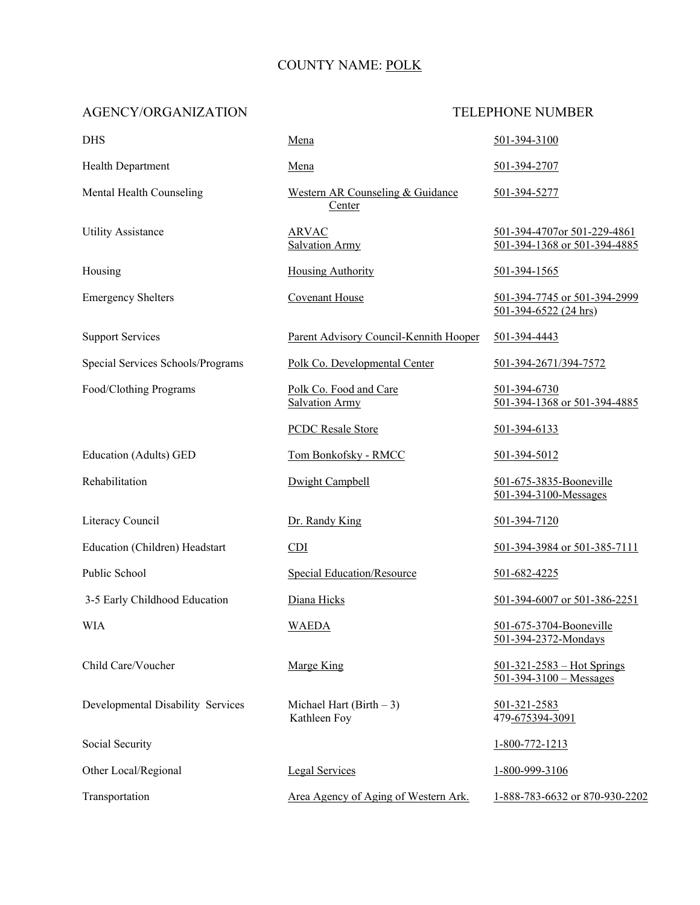# COUNTY NAME: POLK

| AGENCY/ORGANIZATION | | TELEPHONE NUMBER |
|---|---|---|
| DHS | Mena | 501-394-3100 |
| Health Department | Mena | 501-394-2707 |
| Mental Health Counseling | Western AR Counseling & Guidance Center | 501-394-5277 |
| Utility Assistance | ARVAC<br>Salvation Army | 501-394-4707or 501-229-4861<br>501-394-1368 or 501-394-4885 |
| Housing | Housing Authority | 501-394-1565 |
| Emergency Shelters | Covenant House | 501-394-7745 or 501-394-2999<br>501-394-6522 (24 hrs) |
| Support Services | Parent Advisory Council-Kennith Hooper | 501-394-4443 |
| Special Services Schools/Programs | Polk Co. Developmental Center | 501-394-2671/394-7572 |
| Food/Clothing Programs | Polk Co. Food and Care<br>Salvation Army | 501-394-6730<br>501-394-1368 or 501-394-4885 |
| | PCDC Resale Store | 501-394-6133 |
| Education (Adults) GED | Tom Bonkofsky - RMCC | 501-394-5012 |
| Rehabilitation | Dwight Campbell | 501-675-3835-Booneville<br>501-394-3100-Messages |
| Literacy Council | Dr. Randy King | 501-394-7120 |
| Education (Children) Headstart | CDI | 501-394-3984 or 501-385-7111 |
| Public School | Special Education/Resource | 501-682-4225 |
| 3-5 Early Childhood Education | Diana Hicks | 501-394-6007 or 501-386-2251 |
| WIA | WAEDA | 501-675-3704-Booneville<br>501-394-2372-Mondays |
| Child Care/Voucher | Marge King | 501-321-2583 – Hot Springs<br>501-394-3100 – Messages |
| Developmental Disability Services | Michael Hart (Birth – 3)<br>Kathleen Foy | 501-321-2583<br>479-675394-3091 |
| Social Security | | 1-800-772-1213 |
| Other Local/Regional | Legal Services | 1-800-999-3106 |
| Transportation | Area Agency of Aging of Western Ark. | 1-888-783-6632 or 870-930-2202 |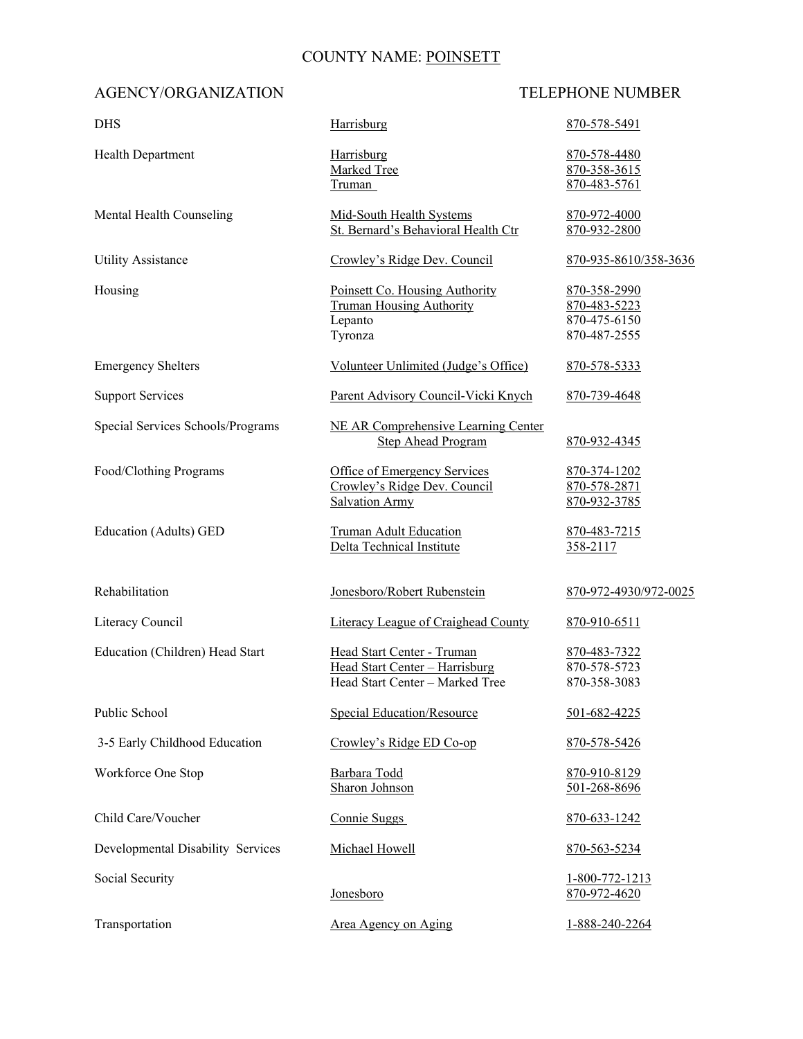COUNTY NAME: POINSETT

| AGENCY/ORGANIZATION | | TELEPHONE NUMBER |
|---|---|---|
| DHS | Harrisburg | 870-578-5491 |
| Health Department | Harrisburg | 870-578-4480 |
| | Marked Tree | 870-358-3615 |
| | Truman | 870-483-5761 |
| Mental Health Counseling | Mid-South Health Systems | 870-972-4000 |
| | St. Bernard's Behavioral Health Ctr | 870-932-2800 |
| Utility Assistance | Crowley's Ridge Dev. Council | 870-935-8610/358-3636 |
| Housing | Poinsett Co. Housing Authority | 870-358-2990 |
| | Truman Housing Authority | 870-483-5223 |
| | Lepanto | 870-475-6150 |
| | Tyronza | 870-487-2555 |
| Emergency Shelters | Volunteer Unlimited (Judge's Office) | 870-578-5333 |
| Support Services | Parent Advisory Council-Vicki Knych | 870-739-4648 |
| Special Services Schools/Programs | NE AR Comprehensive Learning Center Step Ahead Program | 870-932-4345 |
| Food/Clothing Programs | Office of Emergency Services | 870-374-1202 |
| | Crowley's Ridge Dev. Council | 870-578-2871 |
| | Salvation Army | 870-932-3785 |
| Education (Adults) GED | Truman Adult Education | 870-483-7215 |
| | Delta Technical Institute | 358-2117 |
| Rehabilitation | Jonesboro/Robert Rubenstein | 870-972-4930/972-0025 |
| Literacy Council | Literacy League of Craighead County | 870-910-6511 |
| Education (Children) Head Start | Head Start Center - Truman | 870-483-7322 |
| | Head Start Center – Harrisburg | 870-578-5723 |
| | Head Start Center – Marked Tree | 870-358-3083 |
| Public School | Special Education/Resource | 501-682-4225 |
| 3-5 Early Childhood Education | Crowley's Ridge ED Co-op | 870-578-5426 |
| Workforce One Stop | Barbara Todd | 870-910-8129 |
| | Sharon Johnson | 501-268-8696 |
| Child Care/Voucher | Connie Suggs | 870-633-1242 |
| Developmental Disability Services | Michael Howell | 870-563-5234 |
| Social Security | | 1-800-772-1213 |
| | Jonesboro | 870-972-4620 |
| Transportation | Area Agency on Aging | 1-888-240-2264 |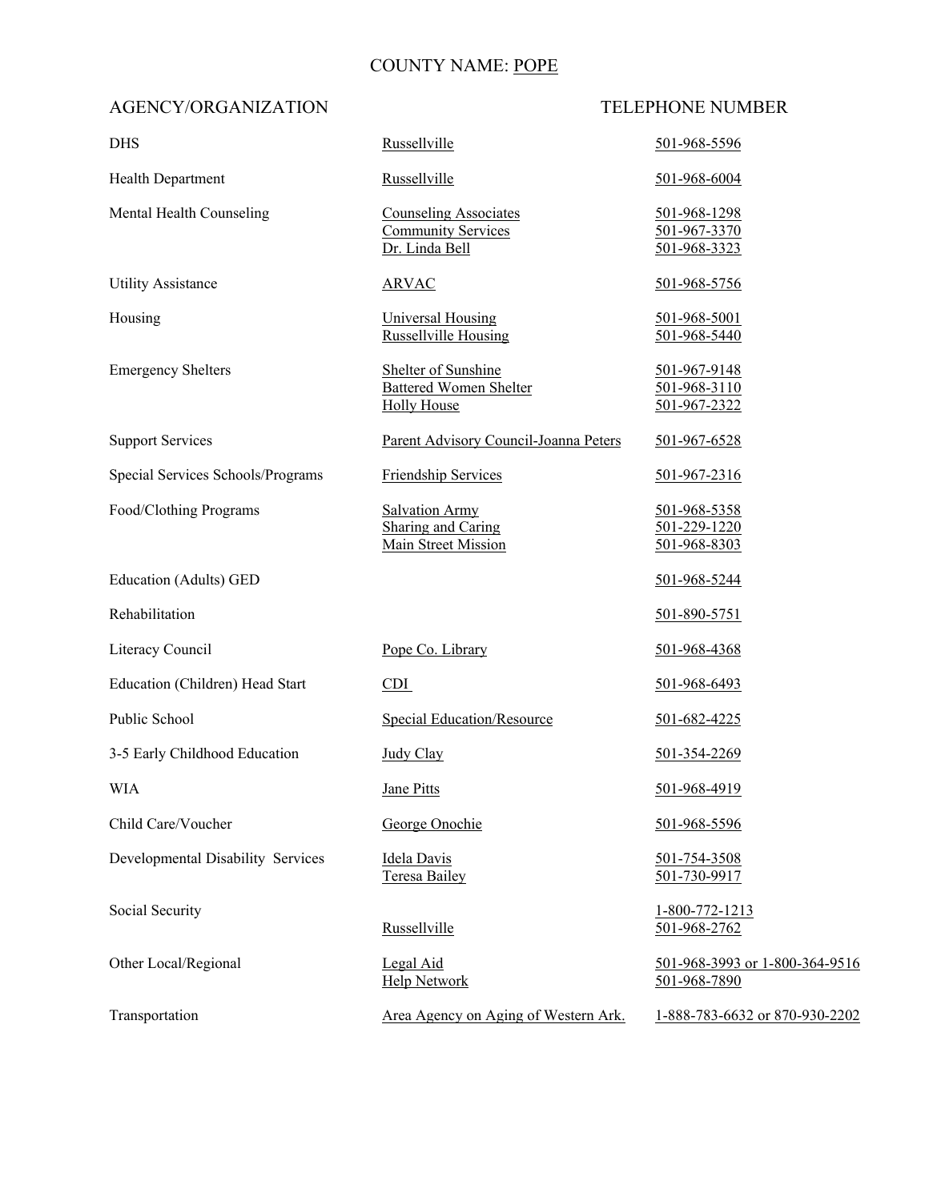# COUNTY NAME: POPE

| AGENCY/ORGANIZATION | | TELEPHONE NUMBER |
|---|---|---|
| DHS | Russellville | 501-968-5596 |
| Health Department | Russellville | 501-968-6004 |
| Mental Health Counseling | Counseling Associates | 501-968-1298 |
| | Community Services | 501-967-3370 |
| | Dr. Linda Bell | 501-968-3323 |
| Utility Assistance | ARVAC | 501-968-5756 |
| Housing | Universal Housing | 501-968-5001 |
| | Russellville Housing | 501-968-5440 |
| Emergency Shelters | Shelter of Sunshine | 501-967-9148 |
| | Battered Women Shelter | 501-968-3110 |
| | Holly House | 501-967-2322 |
| Support Services | Parent Advisory Council-Joanna Peters | 501-967-6528 |
| Special Services Schools/Programs | Friendship Services | 501-967-2316 |
| Food/Clothing Programs | Salvation Army | 501-968-5358 |
| | Sharing and Caring | 501-229-1220 |
| | Main Street Mission | 501-968-8303 |
| Education (Adults) GED | | 501-968-5244 |
| Rehabilitation | | 501-890-5751 |
| Literacy Council | Pope Co. Library | 501-968-4368 |
| Education (Children) Head Start | CDI | 501-968-6493 |
| Public School | Special Education/Resource | 501-682-4225 |
| 3-5 Early Childhood Education | Judy Clay | 501-354-2269 |
| WIA | Jane Pitts | 501-968-4919 |
| Child Care/Voucher | George Onochie | 501-968-5596 |
| Developmental Disability Services | Idela Davis | 501-754-3508 |
| | Teresa Bailey | 501-730-9917 |
| Social Security | | 1-800-772-1213 |
| | Russellville | 501-968-2762 |
| Other Local/Regional | Legal Aid | 501-968-3993 or 1-800-364-9516 |
| | Help Network | 501-968-7890 |
| Transportation | Area Agency on Aging of Western Ark. | 1-888-783-6632 or 870-930-2202 |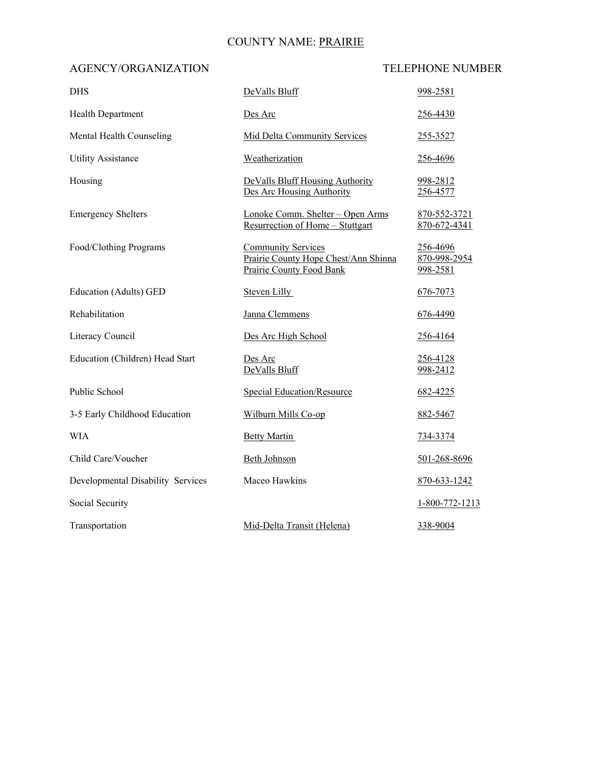COUNTY NAME: PRAIRIE

| AGENCY/ORGANIZATION | | TELEPHONE NUMBER |
|---|---|---|
| DHS | DeValls Bluff | 998-2581 |
| Health Department | Des Arc | 256-4430 |
| Mental Health Counseling | Mid Delta Community Services | 255-3527 |
| Utility Assistance | Weatherization | 256-4696 |
| Housing | DeValls Bluff Housing Authority<br>Des Arc Housing Authority | 998-2812<br>256-4577 |
| Emergency Shelters | Lonoke Comm. Shelter – Open Arms<br>Resurrection of Home – Stuttgart | 870-552-3721<br>870-672-4341 |
| Food/Clothing Programs | Community Services<br>Prairie County Hope Chest/Ann Shinna<br>Prairie County Food Bank | 256-4696<br>870-998-2954<br>998-2581 |
| Education (Adults) GED | Steven Lilly | 676-7073 |
| Rehabilitation | Janna Clemmens | 676-4490 |
| Literacy Council | Des Arc High School | 256-4164 |
| Education (Children) Head Start | Des Arc<br>DeValls Bluff | 256-4128<br>998-2412 |
| Public School | Special Education/Resource | 682-4225 |
| 3-5 Early Childhood Education | Wilburn Mills Co-op | 882-5467 |
| WIA | Betty Martin | 734-3374 |
| Child Care/Voucher | Beth Johnson | 501-268-8696 |
| Developmental Disability Services | Maceo Hawkins | 870-633-1242 |
| Social Security | | 1-800-772-1213 |
| Transportation | Mid-Delta Transit (Helena) | 338-9004 |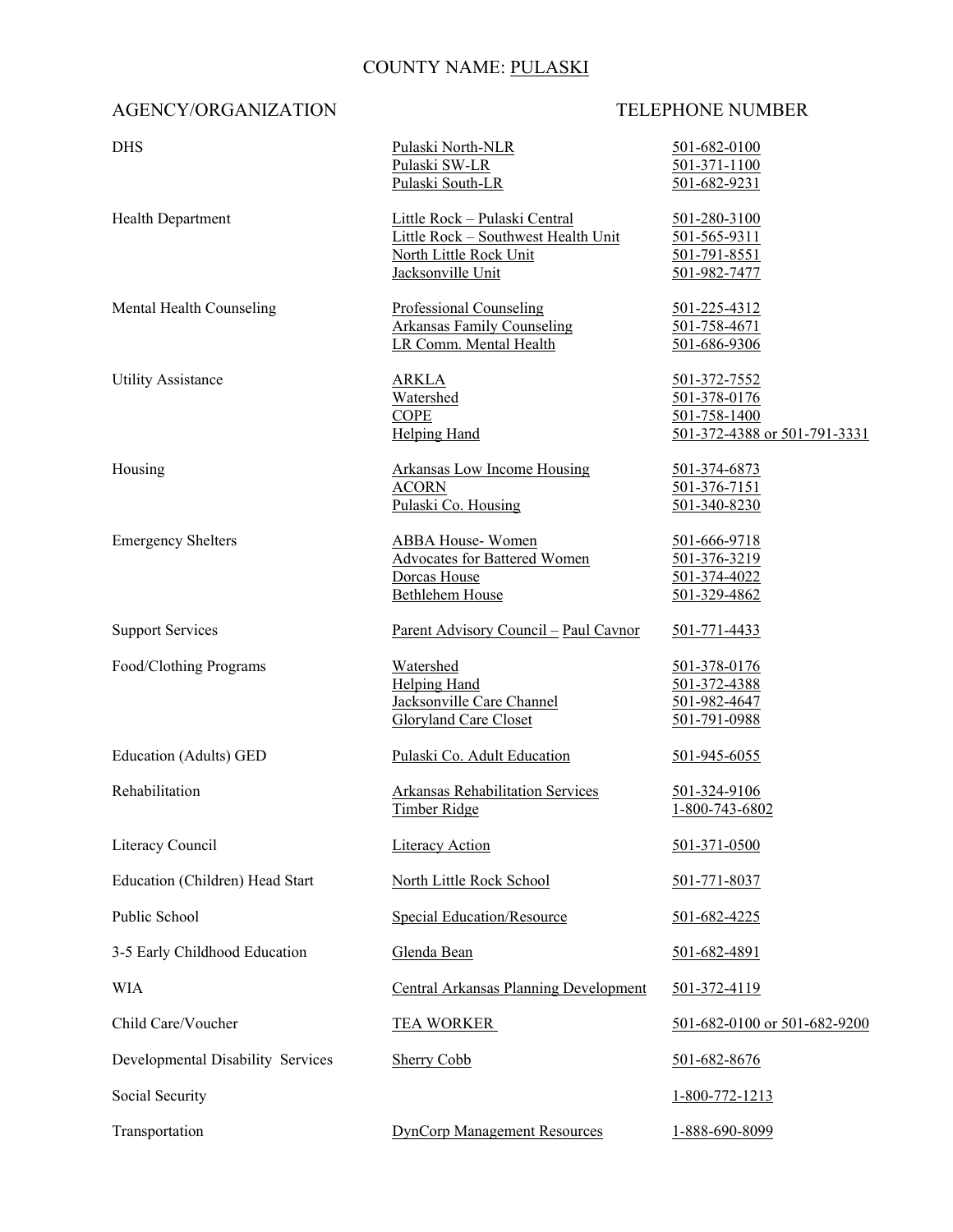# COUNTY NAME: PULASKI

| AGENCY/ORGANIZATION | | TELEPHONE NUMBER |
|---|---|---|
| DHS | Pulaski North-NLR | 501-682-0100 |
| | Pulaski SW-LR | 501-371-1100 |
| | Pulaski South-LR | 501-682-9231 |
| Health Department | Little Rock – Pulaski Central | 501-280-3100 |
| | Little Rock – Southwest Health Unit | 501-565-9311 |
| | North Little Rock Unit | 501-791-8551 |
| | Jacksonville Unit | 501-982-7477 |
| Mental Health Counseling | Professional Counseling | 501-225-4312 |
| | Arkansas Family Counseling | 501-758-4671 |
| | LR Comm. Mental Health | 501-686-9306 |
| Utility Assistance | ARKLA | 501-372-7552 |
| | Watershed | 501-378-0176 |
| | COPE | 501-758-1400 |
| | Helping Hand | 501-372-4388 or 501-791-3331 |
| Housing | Arkansas Low Income Housing | 501-374-6873 |
| | ACORN | 501-376-7151 |
| | Pulaski Co. Housing | 501-340-8230 |
| Emergency Shelters | ABBA House- Women | 501-666-9718 |
| | Advocates for Battered Women | 501-376-3219 |
| | Dorcas House | 501-374-4022 |
| | Bethlehem House | 501-329-4862 |
| Support Services | Parent Advisory Council – Paul Cavnor | 501-771-4433 |
| Food/Clothing Programs | Watershed | 501-378-0176 |
| | Helping Hand | 501-372-4388 |
| | Jacksonville Care Channel | 501-982-4647 |
| | Gloryland Care Closet | 501-791-0988 |
| Education (Adults) GED | Pulaski Co. Adult Education | 501-945-6055 |
| Rehabilitation | Arkansas Rehabilitation Services | 501-324-9106 |
| | Timber Ridge | 1-800-743-6802 |
| Literacy Council | Literacy Action | 501-371-0500 |
| Education (Children) Head Start | North Little Rock School | 501-771-8037 |
| Public School | Special Education/Resource | 501-682-4225 |
| 3-5 Early Childhood Education | Glenda Bean | 501-682-4891 |
| WIA | Central Arkansas Planning Development | 501-372-4119 |
| Child Care/Voucher | TEA WORKER | 501-682-0100 or 501-682-9200 |
| Developmental Disability Services | Sherry Cobb | 501-682-8676 |
| Social Security | | 1-800-772-1213 |
| Transportation | DynCorp Management Resources | 1-888-690-8099 |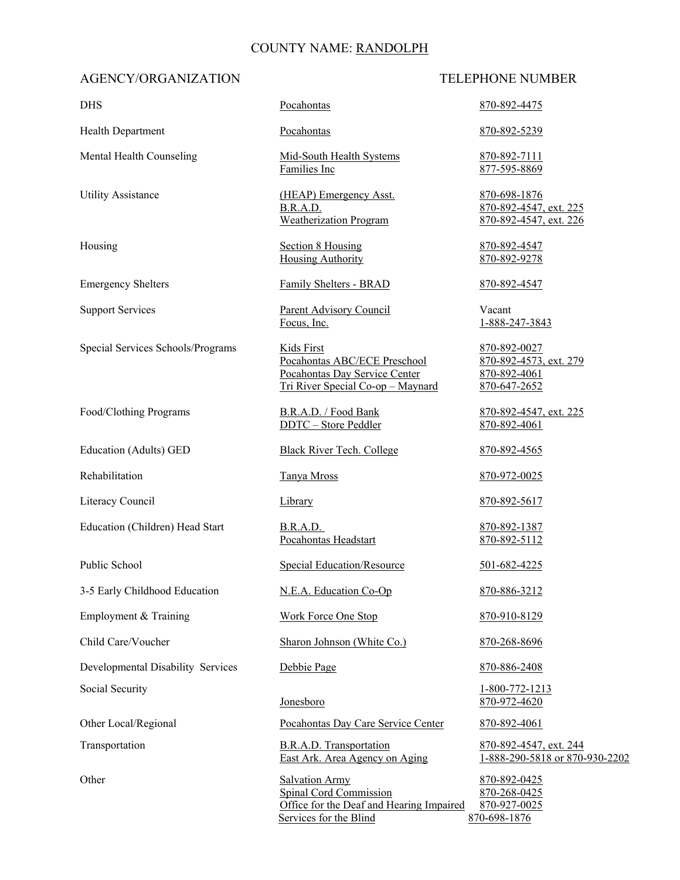COUNTY NAME: RANDOLPH

| AGENCY/ORGANIZATION | | TELEPHONE NUMBER |
|---|---|---|
| DHS | Pocahontas | 870-892-4475 |
| Health Department | Pocahontas | 870-892-5239 |
| Mental Health Counseling | Mid-South Health Systems | 870-892-7111 |
| | Families Inc | 877-595-8869 |
| Utility Assistance | (HEAP) Emergency Asst. | 870-698-1876 |
| | B.R.A.D. | 870-892-4547, ext. 225 |
| | Weatherization Program | 870-892-4547, ext. 226 |
| Housing | Section 8 Housing | 870-892-4547 |
| | Housing Authority | 870-892-9278 |
| Emergency Shelters | Family Shelters - BRAD | 870-892-4547 |
| Support Services | Parent Advisory Council | Vacant |
| | Focus, Inc. | 1-888-247-3843 |
| Special Services Schools/Programs | Kids First | 870-892-0027 |
| | Pocahontas ABC/ECE Preschool | 870-892-4573, ext. 279 |
| | Pocahontas Day Service Center | 870-892-4061 |
| | Tri River Special Co-op – Maynard | 870-647-2652 |
| Food/Clothing Programs | B.R.A.D. / Food Bank | 870-892-4547, ext. 225 |
| | DDTC – Store Peddler | 870-892-4061 |
| Education (Adults) GED | Black River Tech. College | 870-892-4565 |
| Rehabilitation | Tanya Mross | 870-972-0025 |
| Literacy Council | Library | 870-892-5617 |
| Education (Children) Head Start | B.R.A.D. | 870-892-1387 |
| | Pocahontas Headstart | 870-892-5112 |
| Public School | Special Education/Resource | 501-682-4225 |
| 3-5 Early Childhood Education | N.E.A. Education Co-Op | 870-886-3212 |
| Employment & Training | Work Force One Stop | 870-910-8129 |
| Child Care/Voucher | Sharon Johnson (White Co.) | 870-268-8696 |
| Developmental Disability Services | Debbie Page | 870-886-2408 |
| Social Security | | 1-800-772-1213 |
| | Jonesboro | 870-972-4620 |
| Other Local/Regional | Pocahontas Day Care Service Center | 870-892-4061 |
| Transportation | B.R.A.D. Transportation | 870-892-4547, ext. 244 |
| | East Ark. Area Agency on Aging | 1-888-290-5818 or 870-930-2202 |
| Other | Salvation Army | 870-892-0425 |
| | Spinal Cord Commission | 870-268-0425 |
| | Office for the Deaf and Hearing Impaired | 870-927-0025 |
| | Services for the Blind | 870-698-1876 |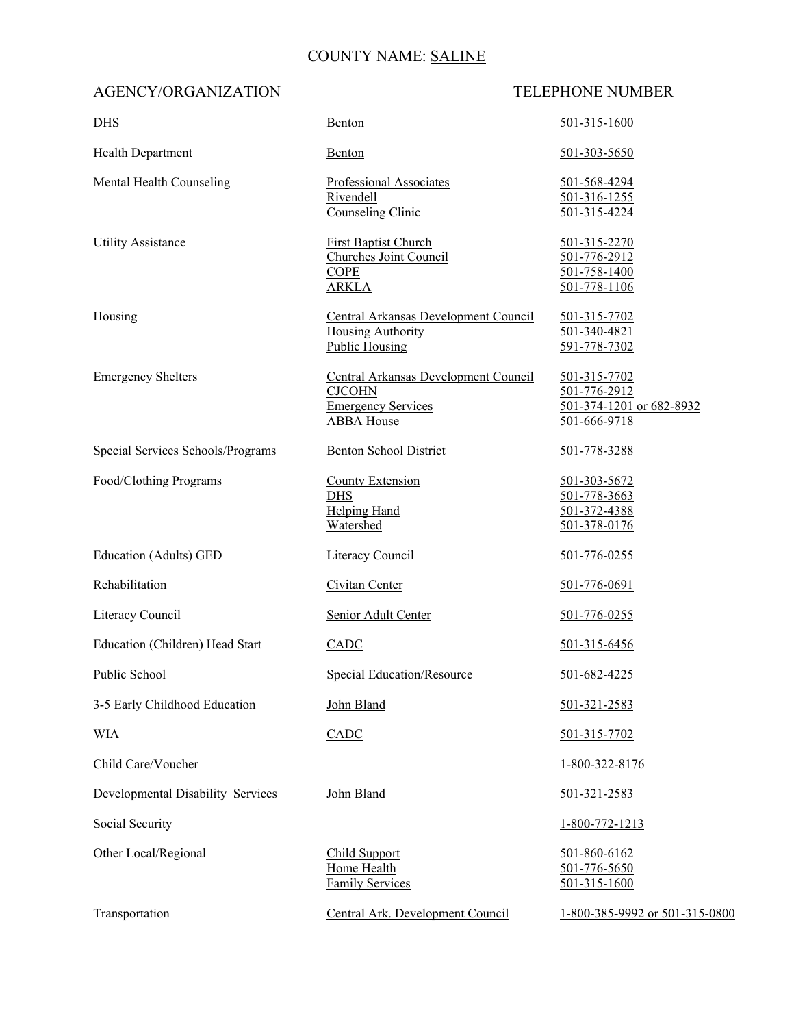# COUNTY NAME: SALINE

| AGENCY/ORGANIZATION | | TELEPHONE NUMBER |
|---|---|---|
| DHS | Benton | 501-315-1600 |
| Health Department | Benton | 501-303-5650 |
| Mental Health Counseling | Professional Associates | 501-568-4294 |
| | Rivendell | 501-316-1255 |
| | Counseling Clinic | 501-315-4224 |
| Utility Assistance | First Baptist Church | 501-315-2270 |
| | Churches Joint Council | 501-776-2912 |
| | COPE | 501-758-1400 |
| | ARKLA | 501-778-1106 |
| Housing | Central Arkansas Development Council | 501-315-7702 |
| | Housing Authority | 501-340-4821 |
| | Public Housing | 591-778-7302 |
| Emergency Shelters | Central Arkansas Development Council | 501-315-7702 |
| | CJCOHN | 501-776-2912 |
| | Emergency Services | 501-374-1201 or 682-8932 |
| | ABBA House | 501-666-9718 |
| Special Services Schools/Programs | Benton School District | 501-778-3288 |
| Food/Clothing Programs | County Extension | 501-303-5672 |
| | DHS | 501-778-3663 |
| | Helping Hand | 501-372-4388 |
| | Watershed | 501-378-0176 |
| Education (Adults) GED | Literacy Council | 501-776-0255 |
| Rehabilitation | Civitan Center | 501-776-0691 |
| Literacy Council | Senior Adult Center | 501-776-0255 |
| Education (Children) Head Start | CADC | 501-315-6456 |
| Public School | Special Education/Resource | 501-682-4225 |
| 3-5 Early Childhood Education | John Bland | 501-321-2583 |
| WIA | CADC | 501-315-7702 |
| Child Care/Voucher | | 1-800-322-8176 |
| Developmental Disability Services | John Bland | 501-321-2583 |
| Social Security | | 1-800-772-1213 |
| Other Local/Regional | Child Support | 501-860-6162 |
| | Home Health | 501-776-5650 |
| | Family Services | 501-315-1600 |
| Transportation | Central Ark. Development Council | 1-800-385-9992 or 501-315-0800 |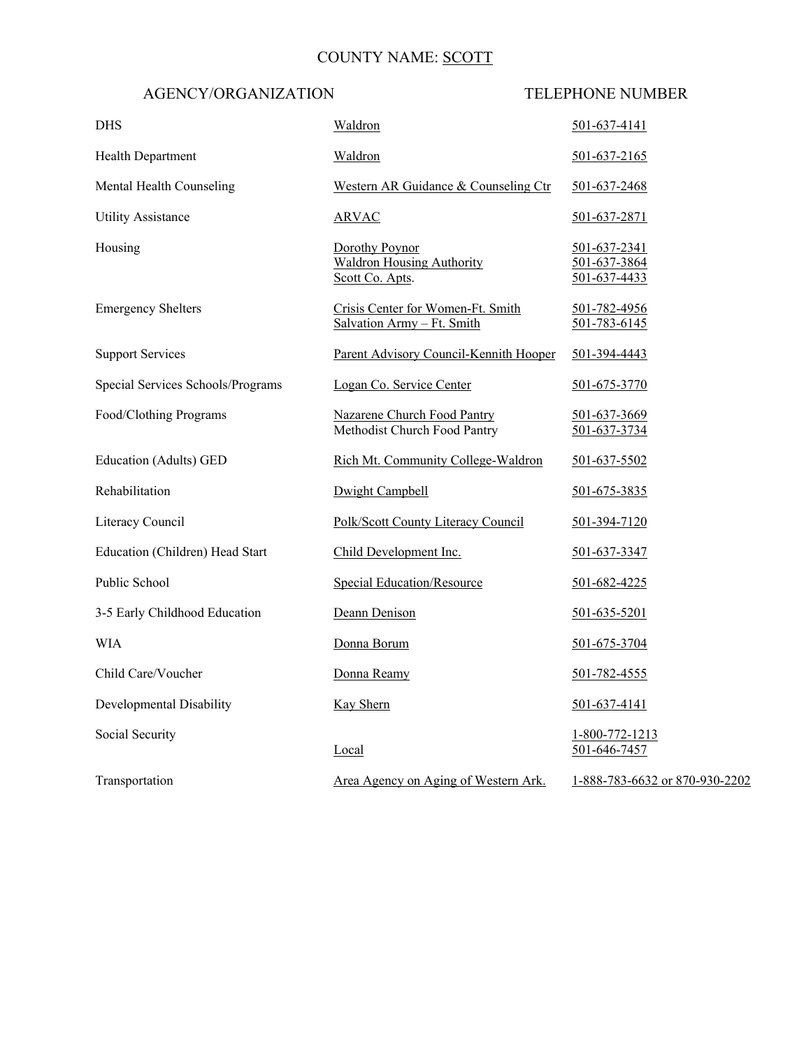COUNTY NAME: SCOTT

| AGENCY/ORGANIZATION | | TELEPHONE NUMBER |
|---|---|---|
| DHS | Waldron | 501-637-4141 |
| Health Department | Waldron | 501-637-2165 |
| Mental Health Counseling | Western AR Guidance & Counseling Ctr | 501-637-2468 |
| Utility Assistance | ARVAC | 501-637-2871 |
| Housing | Dorothy Poynor<br>Waldron Housing Authority<br>Scott Co. Apts. | 501-637-2341<br>501-637-3864<br>501-637-4433 |
| Emergency Shelters | Crisis Center for Women-Ft. Smith<br>Salvation Army – Ft. Smith | 501-782-4956<br>501-783-6145 |
| Support Services | Parent Advisory Council-Kennith Hooper | 501-394-4443 |
| Special Services Schools/Programs | Logan Co. Service Center | 501-675-3770 |
| Food/Clothing Programs | Nazarene Church Food Pantry<br>Methodist Church Food Pantry | 501-637-3669<br>501-637-3734 |
| Education (Adults) GED | Rich Mt. Community College-Waldron | 501-637-5502 |
| Rehabilitation | Dwight Campbell | 501-675-3835 |
| Literacy Council | Polk/Scott County Literacy Council | 501-394-7120 |
| Education (Children) Head Start | Child Development Inc. | 501-637-3347 |
| Public School | Special Education/Resource | 501-682-4225 |
| 3-5 Early Childhood Education | Deann Denison | 501-635-5201 |
| WIA | Donna Borum | 501-675-3704 |
| Child Care/Voucher | Donna Reamy | 501-782-4555 |
| Developmental Disability | Kay Shern | 501-637-4141 |
| Social Security | <br>Local | 1-800-772-1213<br>501-646-7457 |
| Transportation | Area Agency on Aging of Western Ark. | 1-888-783-6632 or 870-930-2202 |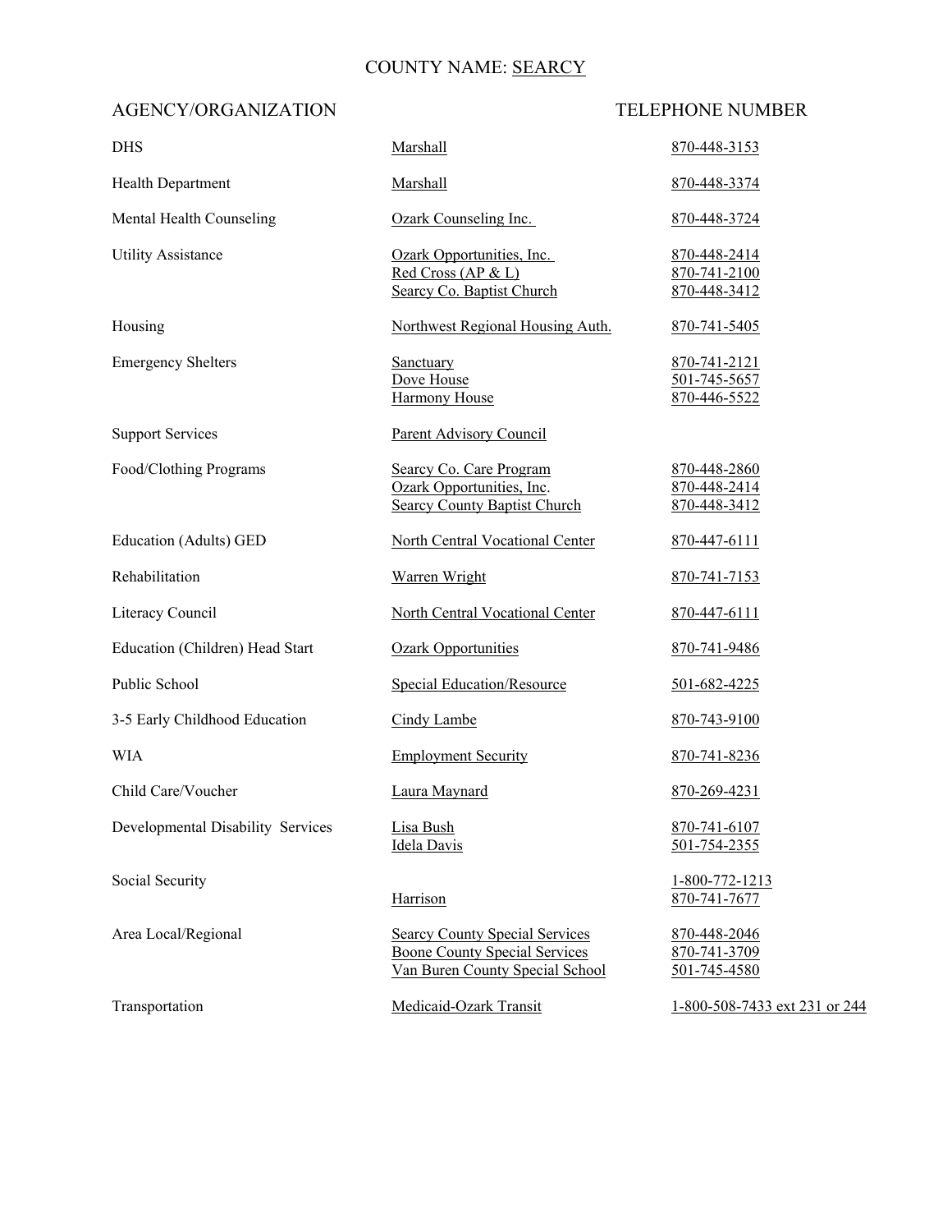# COUNTY NAME: SEARCY

| AGENCY/ORGANIZATION | | TELEPHONE NUMBER |
|---|---|---|
| DHS | Marshall | 870-448-3153 |
| Health Department | Marshall | 870-448-3374 |
| Mental Health Counseling | Ozark Counseling Inc. | 870-448-3724 |
| Utility Assistance | Ozark Opportunities, Inc. | 870-448-2414 |
| | Red Cross (AP & L) | 870-741-2100 |
| | Searcy Co. Baptist Church | 870-448-3412 |
| Housing | Northwest Regional Housing Auth. | 870-741-5405 |
| Emergency Shelters | Sanctuary | 870-741-2121 |
| | Dove House | 501-745-5657 |
| | Harmony House | 870-446-5522 |
| Support Services | Parent Advisory Council | |
| Food/Clothing Programs | Searcy Co. Care Program | 870-448-2860 |
| | Ozark Opportunities, Inc. | 870-448-2414 |
| | Searcy County Baptist Church | 870-448-3412 |
| Education (Adults) GED | North Central Vocational Center | 870-447-6111 |
| Rehabilitation | Warren Wright | 870-741-7153 |
| Literacy Council | North Central Vocational Center | 870-447-6111 |
| Education (Children) Head Start | Ozark Opportunities | 870-741-9486 |
| Public School | Special Education/Resource | 501-682-4225 |
| 3-5 Early Childhood Education | Cindy Lambe | 870-743-9100 |
| WIA | Employment Security | 870-741-8236 |
| Child Care/Voucher | Laura Maynard | 870-269-4231 |
| Developmental Disability Services | Lisa Bush | 870-741-6107 |
| | Idela Davis | 501-754-2355 |
| Social Security | | 1-800-772-1213 |
| | Harrison | 870-741-7677 |
| Area Local/Regional | Searcy County Special Services | 870-448-2046 |
| | Boone County Special Services | 870-741-3709 |
| | Van Buren County Special School | 501-745-4580 |
| Transportation | Medicaid-Ozark Transit | 1-800-508-7433 ext 231 or 244 |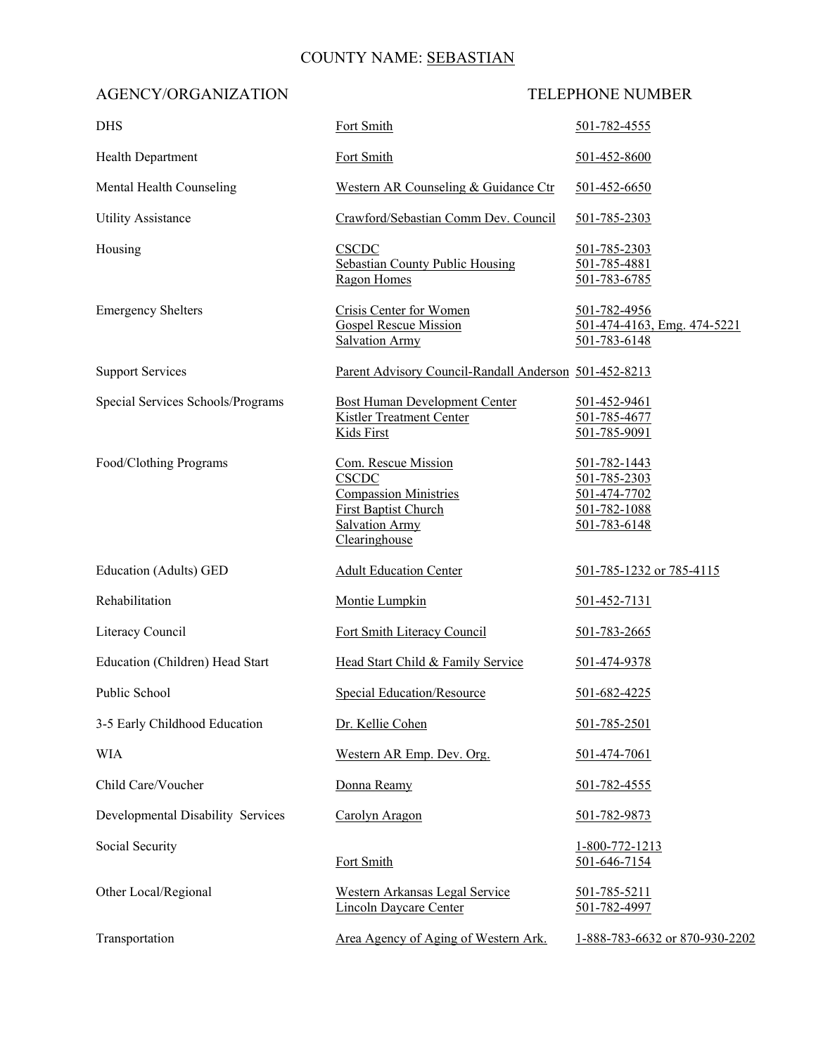# COUNTY NAME: SEBASTIAN

| AGENCY/ORGANIZATION | | TELEPHONE NUMBER |
|---|---|---|
| DHS | Fort Smith | 501-782-4555 |
| Health Department | Fort Smith | 501-452-8600 |
| Mental Health Counseling | Western AR Counseling & Guidance Ctr | 501-452-6650 |
| Utility Assistance | Crawford/Sebastian Comm Dev. Council | 501-785-2303 |
| Housing | CSCDC | 501-785-2303 |
| | Sebastian County Public Housing | 501-785-4881 |
| | Ragon Homes | 501-783-6785 |
| Emergency Shelters | Crisis Center for Women | 501-782-4956 |
| | Gospel Rescue Mission | 501-474-4163, Emg. 474-5221 |
| | Salvation Army | 501-783-6148 |
| Support Services | Parent Advisory Council-Randall Anderson | 501-452-8213 |
| Special Services Schools/Programs | Bost Human Development Center | 501-452-9461 |
| | Kistler Treatment Center | 501-785-4677 |
| | Kids First | 501-785-9091 |
| Food/Clothing Programs | Com. Rescue Mission | 501-782-1443 |
| | CSCDC | 501-785-2303 |
| | Compassion Ministries | 501-474-7702 |
| | First Baptist Church | 501-782-1088 |
| | Salvation Army | 501-783-6148 |
| | Clearinghouse | |
| Education (Adults) GED | Adult Education Center | 501-785-1232 or 785-4115 |
| Rehabilitation | Montie Lumpkin | 501-452-7131 |
| Literacy Council | Fort Smith Literacy Council | 501-783-2665 |
| Education (Children) Head Start | Head Start Child & Family Service | 501-474-9378 |
| Public School | Special Education/Resource | 501-682-4225 |
| 3-5 Early Childhood Education | Dr. Kellie Cohen | 501-785-2501 |
| WIA | Western AR Emp. Dev. Org. | 501-474-7061 |
| Child Care/Voucher | Donna Reamy | 501-782-4555 |
| Developmental Disability Services | Carolyn Aragon | 501-782-9873 |
| Social Security | | 1-800-772-1213 |
| | Fort Smith | 501-646-7154 |
| Other Local/Regional | Western Arkansas Legal Service | 501-785-5211 |
| | Lincoln Daycare Center | 501-782-4997 |
| Transportation | Area Agency of Aging of Western Ark. | 1-888-783-6632 or 870-930-2202 |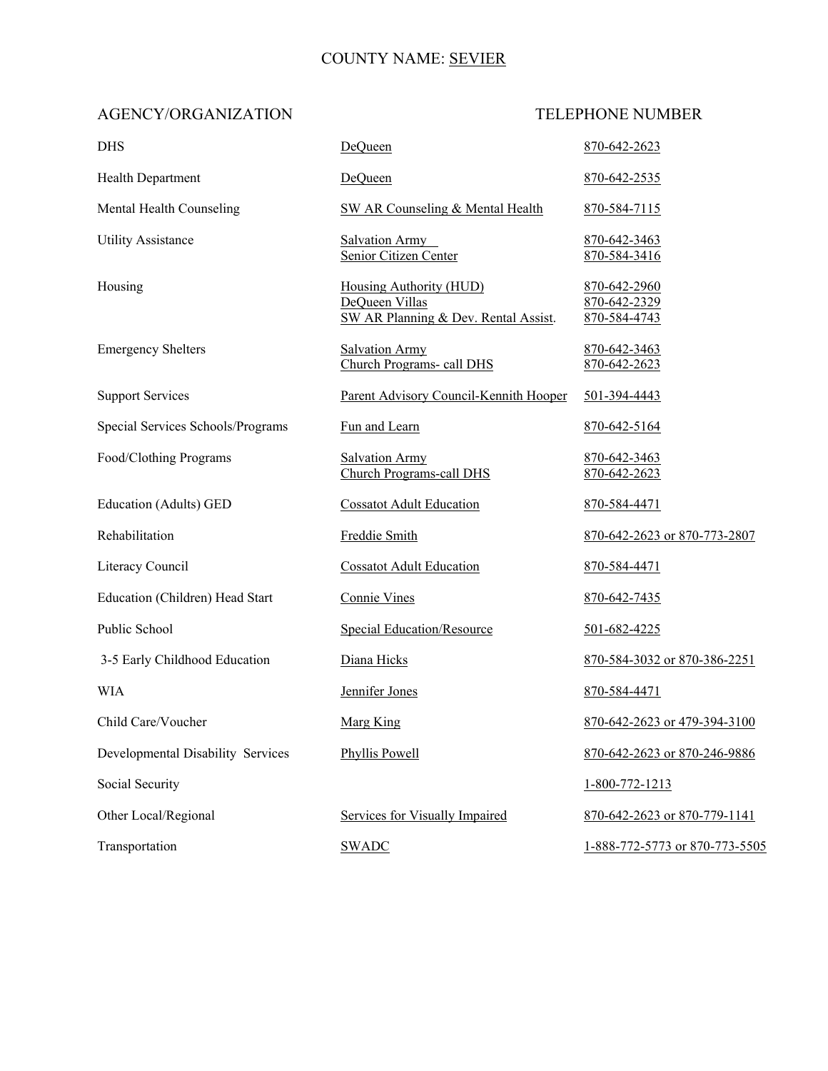COUNTY NAME: SEVIER

| AGENCY/ORGANIZATION | | TELEPHONE NUMBER |
|---|---|---|
| DHS | DeQueen | 870-642-2623 |
| Health Department | DeQueen | 870-642-2535 |
| Mental Health Counseling | SW AR Counseling & Mental Health | 870-584-7115 |
| Utility Assistance | Salvation Army<br>Senior Citizen Center | 870-642-3463<br>870-584-3416 |
| Housing | Housing Authority (HUD)<br>DeQueen Villas<br>SW AR Planning & Dev. Rental Assist. | 870-642-2960<br>870-642-2329<br>870-584-4743 |
| Emergency Shelters | Salvation Army<br>Church Programs- call DHS | 870-642-3463<br>870-642-2623 |
| Support Services | Parent Advisory Council-Kennith Hooper | 501-394-4443 |
| Special Services Schools/Programs | Fun and Learn | 870-642-5164 |
| Food/Clothing Programs | Salvation Army<br>Church Programs-call DHS | 870-642-3463<br>870-642-2623 |
| Education (Adults) GED | Cossatot Adult Education | 870-584-4471 |
| Rehabilitation | Freddie Smith | 870-642-2623 or 870-773-2807 |
| Literacy Council | Cossatot Adult Education | 870-584-4471 |
| Education (Children) Head Start | Connie Vines | 870-642-7435 |
| Public School | Special Education/Resource | 501-682-4225 |
| 3-5 Early Childhood Education | Diana Hicks | 870-584-3032 or 870-386-2251 |
| WIA | Jennifer Jones | 870-584-4471 |
| Child Care/Voucher | Marg King | 870-642-2623 or 479-394-3100 |
| Developmental Disability Services | Phyllis Powell | 870-642-2623 or 870-246-9886 |
| Social Security | | 1-800-772-1213 |
| Other Local/Regional | Services for Visually Impaired | 870-642-2623 or 870-779-1141 |
| Transportation | SWADC | 1-888-772-5773 or 870-773-5505 |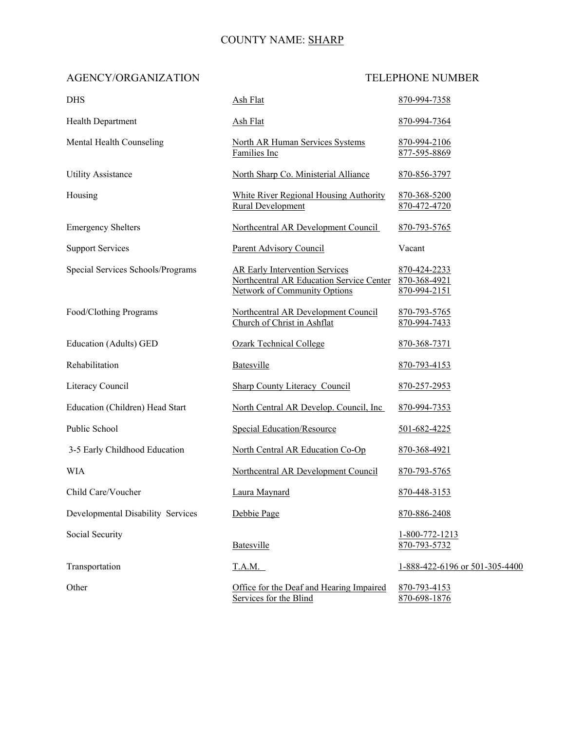COUNTY NAME: SHARP

| AGENCY/ORGANIZATION | | TELEPHONE NUMBER |
|---|---|---|
| DHS | Ash Flat | 870-994-7358 |
| Health Department | Ash Flat | 870-994-7364 |
| Mental Health Counseling | North AR Human Services Systems<br>Families Inc | 870-994-2106<br>877-595-8869 |
| Utility Assistance | North Sharp Co. Ministerial Alliance | 870-856-3797 |
| Housing | White River Regional Housing Authority<br>Rural Development | 870-368-5200<br>870-472-4720 |
| Emergency Shelters | Northcentral AR Development Council | 870-793-5765 |
| Support Services | Parent Advisory Council | Vacant |
| Special Services Schools/Programs | AR Early Intervention Services<br>Northcentral AR Education Service Center<br>Network of Community Options | 870-424-2233<br>870-368-4921<br>870-994-2151 |
| Food/Clothing Programs | Northcentral AR Development Council<br>Church of Christ in Ashflat | 870-793-5765<br>870-994-7433 |
| Education (Adults) GED | Ozark Technical College | 870-368-7371 |
| Rehabilitation | Batesville | 870-793-4153 |
| Literacy Council | Sharp County Literacy Council | 870-257-2953 |
| Education (Children) Head Start | North Central AR Develop. Council, Inc | 870-994-7353 |
| Public School | Special Education/Resource | 501-682-4225 |
| 3-5 Early Childhood Education | North Central AR Education Co-Op | 870-368-4921 |
| WIA | Northcentral AR Development Council | 870-793-5765 |
| Child Care/Voucher | Laura Maynard | 870-448-3153 |
| Developmental Disability Services | Debbie Page | 870-886-2408 |
| Social Security | Batesville | 1-800-772-1213<br>870-793-5732 |
| Transportation | T.A.M. | 1-888-422-6196 or 501-305-4400 |
| Other | Office for the Deaf and Hearing Impaired<br>Services for the Blind | 870-793-4153<br>870-698-1876 |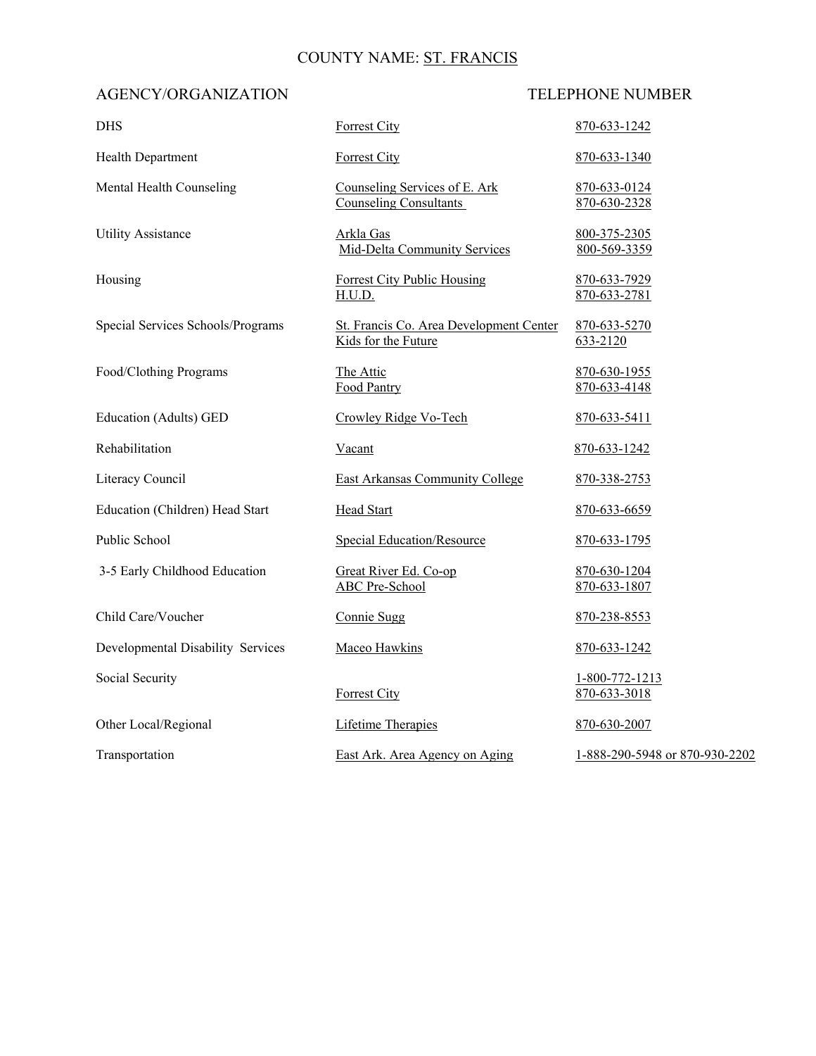# COUNTY NAME: ST. FRANCIS

| AGENCY/ORGANIZATION | | TELEPHONE NUMBER |
|---|---|---|
| DHS | Forrest City | 870-633-1242 |
| Health Department | Forrest City | 870-633-1340 |
| Mental Health Counseling | Counseling Services of E. Ark<br>Counseling Consultants | 870-633-0124<br>870-630-2328 |
| Utility Assistance | Arkla Gas<br>Mid-Delta Community Services | 800-375-2305<br>800-569-3359 |
| Housing | Forrest City Public Housing<br>H.U.D. | 870-633-7929<br>870-633-2781 |
| Special Services Schools/Programs | St. Francis Co. Area Development Center<br>Kids for the Future | 870-633-5270<br>633-2120 |
| Food/Clothing Programs | The Attic<br>Food Pantry | 870-630-1955<br>870-633-4148 |
| Education (Adults) GED | Crowley Ridge Vo-Tech | 870-633-5411 |
| Rehabilitation | Vacant | 870-633-1242 |
| Literacy Council | East Arkansas Community College | 870-338-2753 |
| Education (Children) Head Start | Head Start | 870-633-6659 |
| Public School | Special Education/Resource | 870-633-1795 |
| 3-5 Early Childhood Education | Great River Ed. Co-op<br>ABC Pre-School | 870-630-1204<br>870-633-1807 |
| Child Care/Voucher | Connie Sugg | 870-238-8553 |
| Developmental Disability Services | Maceo Hawkins | 870-633-1242 |
| Social Security | Forrest City | 1-800-772-1213<br>870-633-3018 |
| Other Local/Regional | Lifetime Therapies | 870-630-2007 |
| Transportation | East Ark. Area Agency on Aging | 1-888-290-5948 or 870-930-2202 |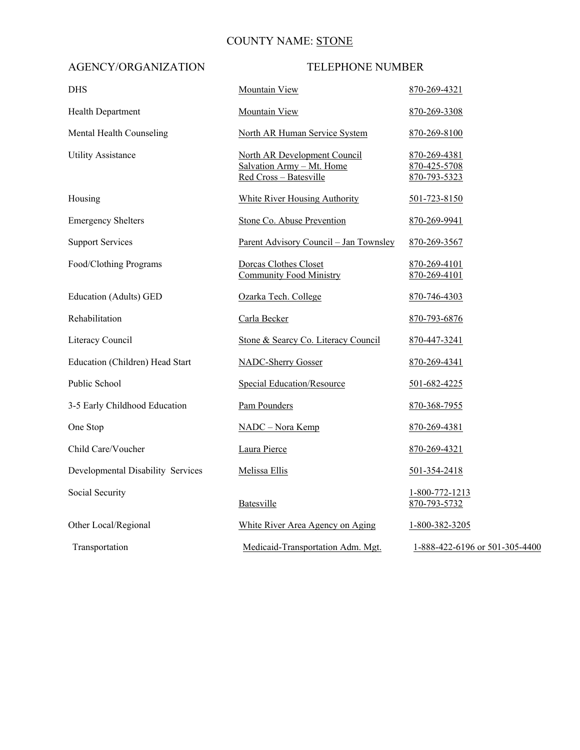# COUNTY NAME: STONE

| AGENCY/ORGANIZATION | TELEPHONE NUMBER | |
|---|---|---|
| DHS | Mountain View | 870-269-4321 |
| Health Department | Mountain View | 870-269-3308 |
| Mental Health Counseling | North AR Human Service System | 870-269-8100 |
| Utility Assistance | North AR Development Council<br>Salvation Army – Mt. Home<br>Red Cross – Batesville | 870-269-4381<br>870-425-5708<br>870-793-5323 |
| Housing | White River Housing Authority | 501-723-8150 |
| Emergency Shelters | Stone Co. Abuse Prevention | 870-269-9941 |
| Support Services | Parent Advisory Council – Jan Townsley | 870-269-3567 |
| Food/Clothing Programs | Dorcas Clothes Closet<br>Community Food Ministry | 870-269-4101<br>870-269-4101 |
| Education (Adults) GED | Ozarka Tech. College | 870-746-4303 |
| Rehabilitation | Carla Becker | 870-793-6876 |
| Literacy Council | Stone & Searcy Co. Literacy Council | 870-447-3241 |
| Education (Children) Head Start | NADC-Sherry Gosser | 870-269-4341 |
| Public School | Special Education/Resource | 501-682-4225 |
| 3-5 Early Childhood Education | Pam Pounders | 870-368-7955 |
| One Stop | NADC – Nora Kemp | 870-269-4381 |
| Child Care/Voucher | Laura Pierce | 870-269-4321 |
| Developmental Disability Services | Melissa Ellis | 501-354-2418 |
| Social Security | <br>Batesville | 1-800-772-1213<br>870-793-5732 |
| Other Local/Regional | White River Area Agency on Aging | 1-800-382-3205 |
| Transportation | Medicaid-Transportation Adm. Mgt. | 1-888-422-6196 or 501-305-4400 |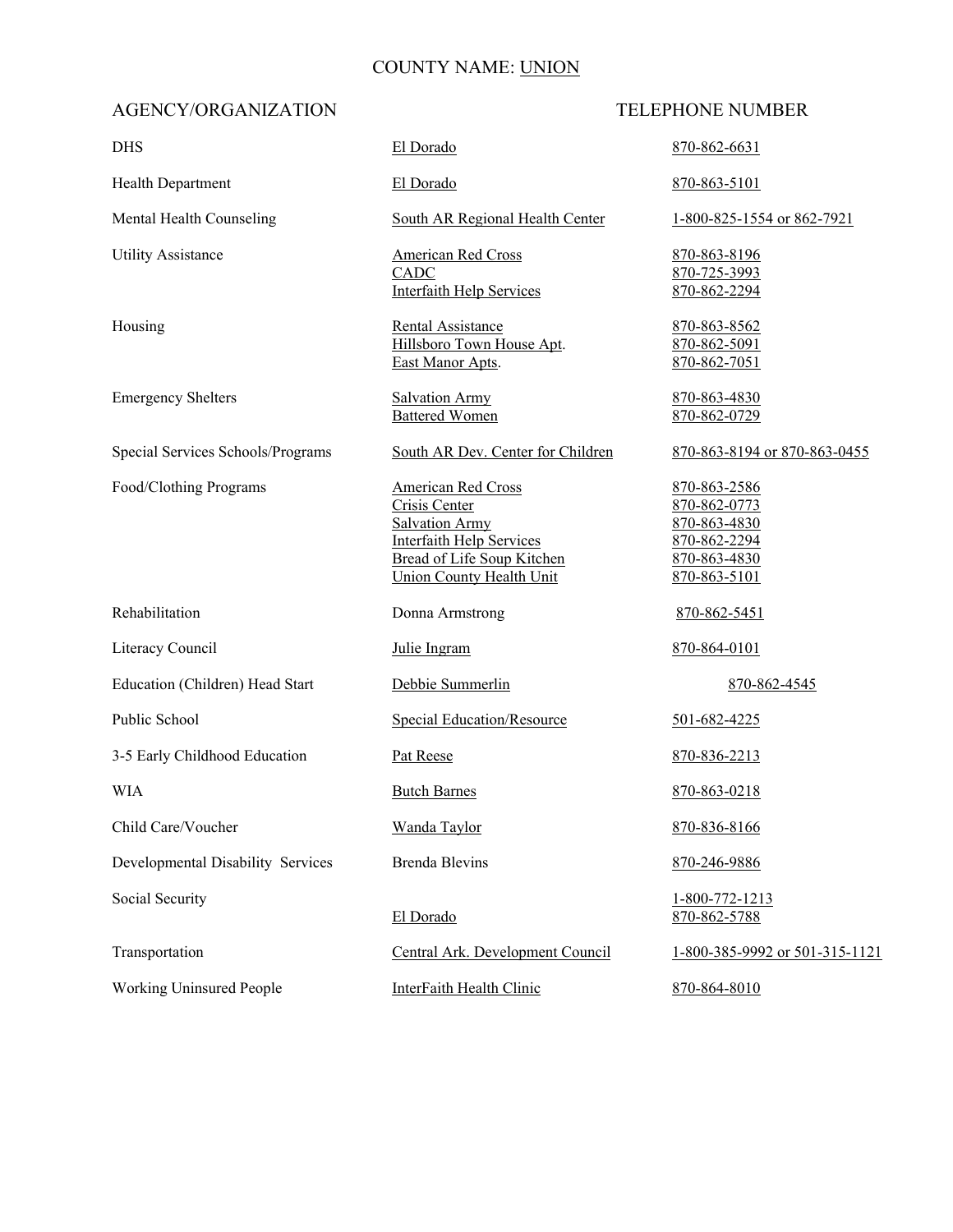# COUNTY NAME: UNION

| AGENCY/ORGANIZATION | | TELEPHONE NUMBER |
|---|---|---|
| DHS | El Dorado | 870-862-6631 |
| Health Department | El Dorado | 870-863-5101 |
| Mental Health Counseling | South AR Regional Health Center | 1-800-825-1554 or 862-7921 |
| Utility Assistance | American Red Cross | 870-863-8196 |
| | CADC | 870-725-3993 |
| | Interfaith Help Services | 870-862-2294 |
| Housing | Rental Assistance | 870-863-8562 |
| | Hillsboro Town House Apt. | 870-862-5091 |
| | East Manor Apts. | 870-862-7051 |
| Emergency Shelters | Salvation Army | 870-863-4830 |
| | Battered Women | 870-862-0729 |
| Special Services Schools/Programs | South AR Dev. Center for Children | 870-863-8194 or 870-863-0455 |
| Food/Clothing Programs | American Red Cross | 870-863-2586 |
| | Crisis Center | 870-862-0773 |
| | Salvation Army | 870-863-4830 |
| | Interfaith Help Services | 870-862-2294 |
| | Bread of Life Soup Kitchen | 870-863-4830 |
| | Union County Health Unit | 870-863-5101 |
| Rehabilitation | Donna Armstrong | 870-862-5451 |
| Literacy Council | Julie Ingram | 870-864-0101 |
| Education (Children) Head Start | Debbie Summerlin | 870-862-4545 |
| Public School | Special Education/Resource | 501-682-4225 |
| 3-5 Early Childhood Education | Pat Reese | 870-836-2213 |
| WIA | Butch Barnes | 870-863-0218 |
| Child Care/Voucher | Wanda Taylor | 870-836-8166 |
| Developmental Disability Services | Brenda Blevins | 870-246-9886 |
| Social Security | | 1-800-772-1213 |
| | El Dorado | 870-862-5788 |
| Transportation | Central Ark. Development Council | 1-800-385-9992 or 501-315-1121 |
| Working Uninsured People | InterFaith Health Clinic | 870-864-8010 |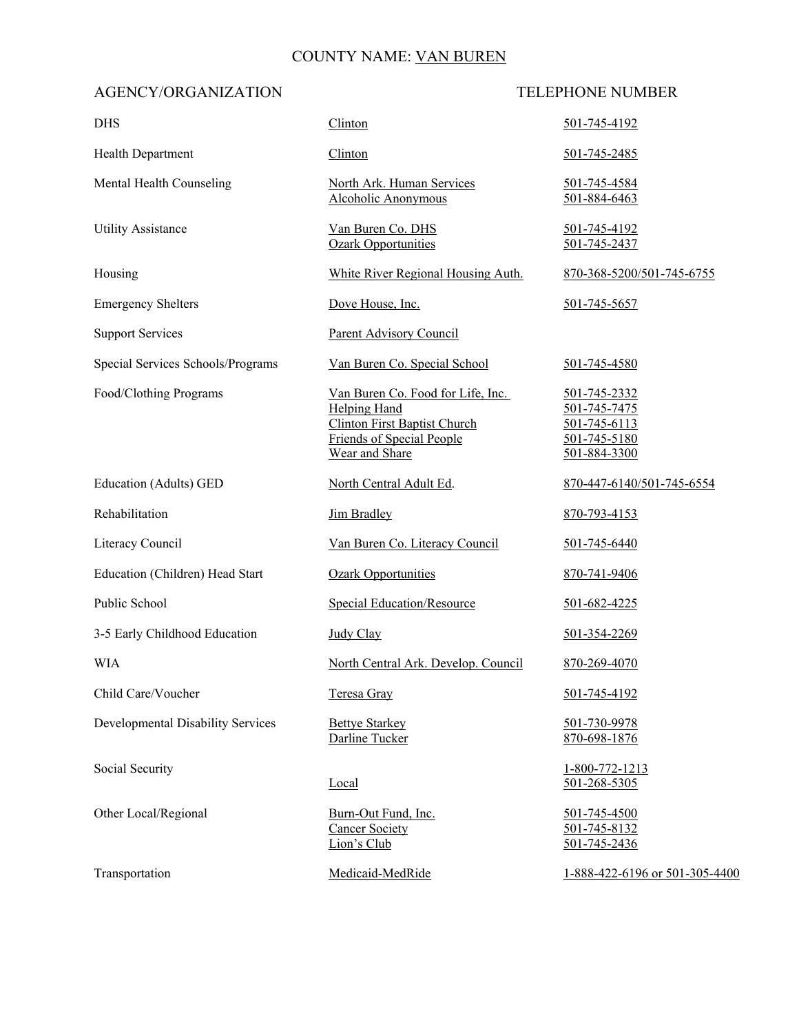# COUNTY NAME: VAN BUREN

| AGENCY/ORGANIZATION | | TELEPHONE NUMBER |
|---|---|---|
| DHS | Clinton | 501-745-4192 |
| Health Department | Clinton | 501-745-2485 |
| Mental Health Counseling | North Ark. Human Services<br>Alcoholic Anonymous | 501-745-4584<br>501-884-6463 |
| Utility Assistance | Van Buren Co. DHS<br>Ozark Opportunities | 501-745-4192<br>501-745-2437 |
| Housing | White River Regional Housing Auth. | 870-368-5200/501-745-6755 |
| Emergency Shelters | Dove House, Inc. | 501-745-5657 |
| Support Services | Parent Advisory Council | |
| Special Services Schools/Programs | Van Buren Co. Special School | 501-745-4580 |
| Food/Clothing Programs | Van Buren Co. Food for Life, Inc.<br>Helping Hand<br>Clinton First Baptist Church<br>Friends of Special People<br>Wear and Share | 501-745-2332<br>501-745-7475<br>501-745-6113<br>501-745-5180<br>501-884-3300 |
| Education (Adults) GED | North Central Adult Ed. | 870-447-6140/501-745-6554 |
| Rehabilitation | Jim Bradley | 870-793-4153 |
| Literacy Council | Van Buren Co. Literacy Council | 501-745-6440 |
| Education (Children) Head Start | Ozark Opportunities | 870-741-9406 |
| Public School | Special Education/Resource | 501-682-4225 |
| 3-5 Early Childhood Education | Judy Clay | 501-354-2269 |
| WIA | North Central Ark. Develop. Council | 870-269-4070 |
| Child Care/Voucher | Teresa Gray | 501-745-4192 |
| Developmental Disability Services | Bettye Starkey<br>Darline Tucker | 501-730-9978<br>870-698-1876 |
| Social Security | <br>Local | 1-800-772-1213<br>501-268-5305 |
| Other Local/Regional | Burn-Out Fund, Inc.<br>Cancer Society<br>Lion's Club | 501-745-4500<br>501-745-8132<br>501-745-2436 |
| Transportation | Medicaid-MedRide | 1-888-422-6196 or 501-305-4400 |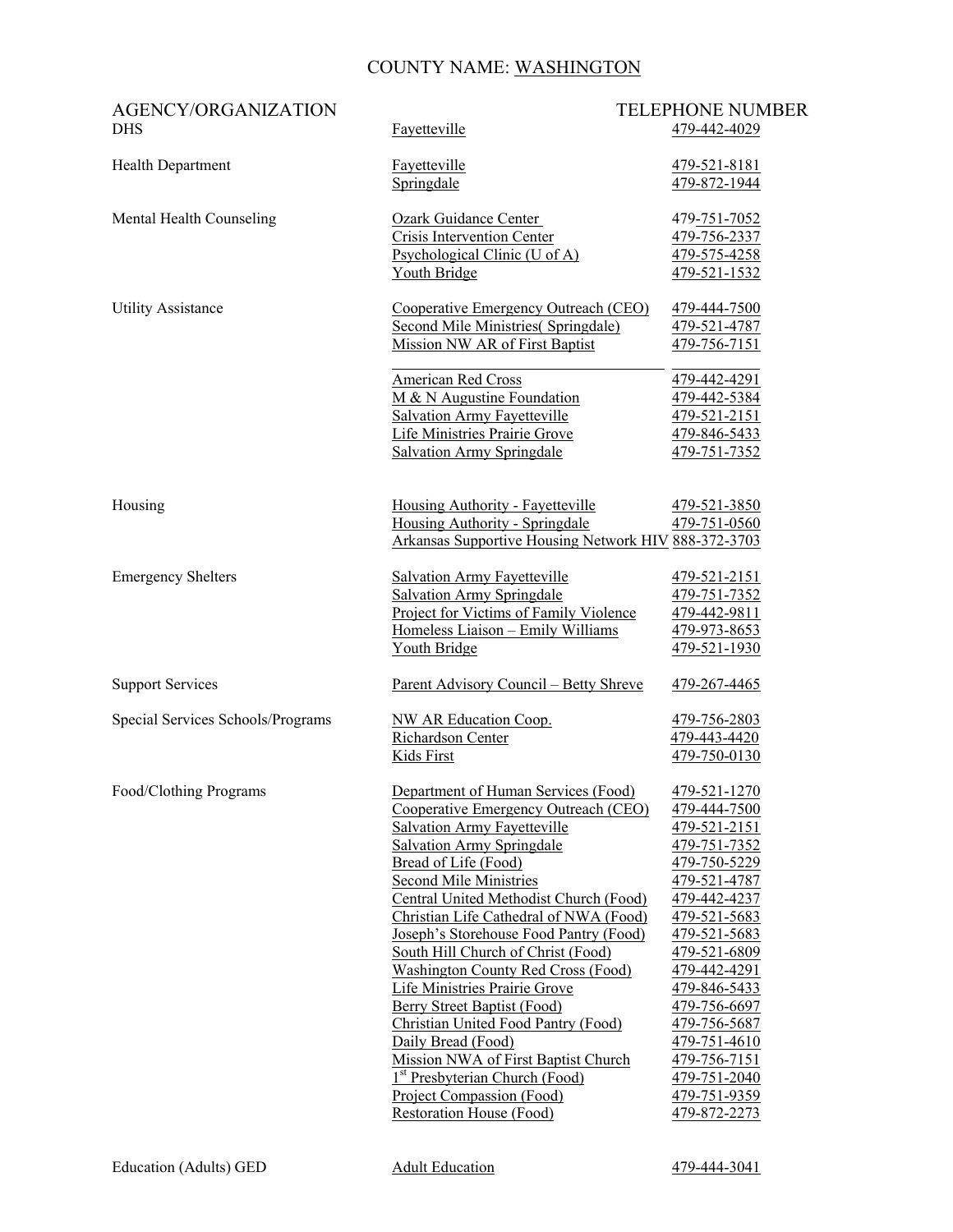# COUNTY NAME: WASHINGTON

| AGENCY/ORGANIZATION | | TELEPHONE NUMBER |
|---|---|---|
| DHS | Fayetteville | 479-442-4029 |
| Health Department | Fayetteville | 479-521-8181 |
| | Springdale | 479-872-1944 |
| Mental Health Counseling | Ozark Guidance Center | 479-751-7052 |
| | Crisis Intervention Center | 479-756-2337 |
| | Psychological Clinic (U of A) | 479-575-4258 |
| | Youth Bridge | 479-521-1532 |
| Utility Assistance | Cooperative Emergency Outreach (CEO) | 479-444-7500 |
| | Second Mile Ministries( Springdale) | 479-521-4787 |
| | Mission NW AR of First Baptist | 479-756-7151 |
| | American Red Cross | 479-442-4291 |
| | M & N Augustine Foundation | 479-442-5384 |
| | Salvation Army Fayetteville | 479-521-2151 |
| | Life Ministries Prairie Grove | 479-846-5433 |
| | Salvation Army Springdale | 479-751-7352 |
| Housing | Housing Authority - Fayetteville | 479-521-3850 |
| | Housing Authority - Springdale | 479-751-0560 |
| | Arkansas Supportive Housing Network HIV | 888-372-3703 |
| Emergency Shelters | Salvation Army Fayetteville | 479-521-2151 |
| | Salvation Army Springdale | 479-751-7352 |
| | Project for Victims of Family Violence | 479-442-9811 |
| | Homeless Liaison – Emily Williams | 479-973-8653 |
| | Youth Bridge | 479-521-1930 |
| Support Services | Parent Advisory Council – Betty Shreve | 479-267-4465 |
| Special Services Schools/Programs | NW AR Education Coop. | 479-756-2803 |
| | Richardson Center | 479-443-4420 |
| | Kids First | 479-750-0130 |
| Food/Clothing Programs | Department of Human Services (Food) | 479-521-1270 |
| | Cooperative Emergency Outreach (CEO) | 479-444-7500 |
| | Salvation Army Fayetteville | 479-521-2151 |
| | Salvation Army Springdale | 479-751-7352 |
| | Bread of Life (Food) | 479-750-5229 |
| | Second Mile Ministries | 479-521-4787 |
| | Central United Methodist Church (Food) | 479-442-4237 |
| | Christian Life Cathedral of NWA (Food) | 479-521-5683 |
| | Joseph's Storehouse Food Pantry (Food) | 479-521-5683 |
| | South Hill Church of Christ (Food) | 479-521-6809 |
| | Washington County Red Cross (Food) | 479-442-4291 |
| | Life Ministries Prairie Grove | 479-846-5433 |
| | Berry Street Baptist (Food) | 479-756-6697 |
| | Christian United Food Pantry (Food) | 479-756-5687 |
| | Daily Bread (Food) | 479-751-4610 |
| | Mission NWA of First Baptist Church | 479-756-7151 |
| | 1st Presbyterian Church (Food) | 479-751-2040 |
| | Project Compassion (Food) | 479-751-9359 |
| | Restoration House (Food) | 479-872-2273 |
| Education (Adults) GED | Adult Education | 479-444-3041 |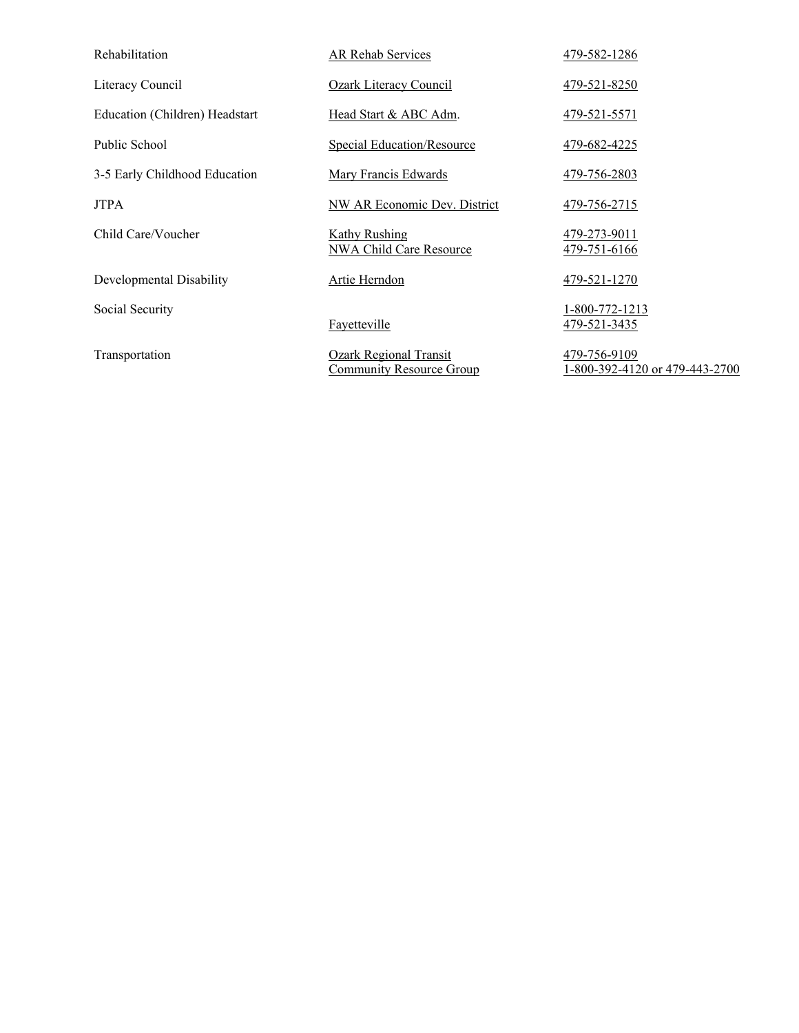| | | |
|---|---|---|
| Rehabilitation | AR Rehab Services | 479-582-1286 |
| Literacy Council | Ozark Literacy Council | 479-521-8250 |
| Education (Children) Headstart | Head Start & ABC Adm. | 479-521-5571 |
| Public School | Special Education/Resource | 479-682-4225 |
| 3-5 Early Childhood Education | Mary Francis Edwards | 479-756-2803 |
| JTPA | NW AR Economic Dev. District | 479-756-2715 |
| Child Care/Voucher | Kathy Rushing<br>NWA Child Care Resource | 479-273-9011<br>479-751-6166 |
| Developmental Disability | Artie Herndon | 479-521-1270 |
| Social Security | <br>Fayetteville | 1-800-772-1213<br>479-521-3435 |
| Transportation | Ozark Regional Transit<br>Community Resource Group | 479-756-9109<br>1-800-392-4120 or 479-443-2700 |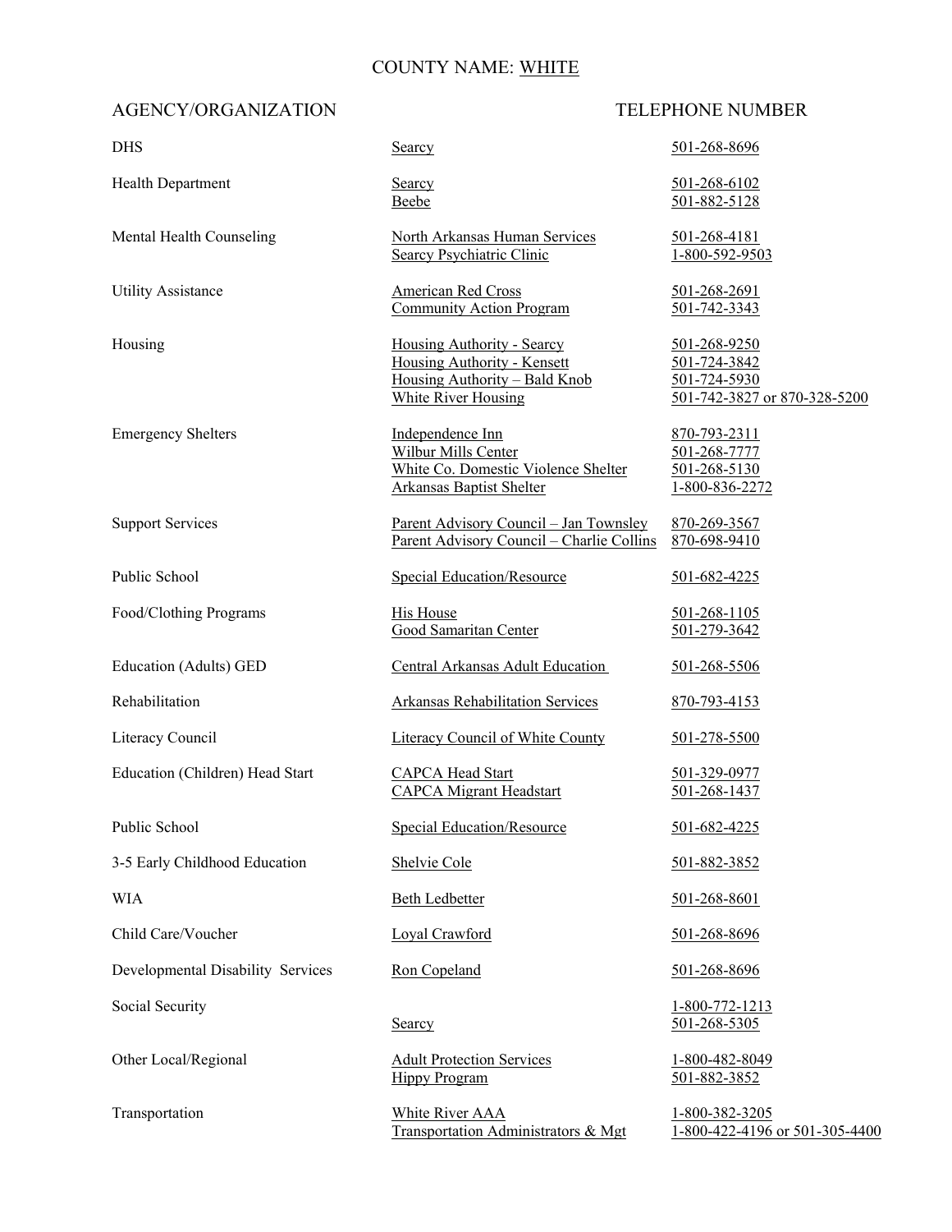# COUNTY NAME: WHITE

| AGENCY/ORGANIZATION | | TELEPHONE NUMBER |
|---|---|---|
| DHS | Searcy | 501-268-8696 |
| Health Department | Searcy | 501-268-6102 |
| | Beebe | 501-882-5128 |
| Mental Health Counseling | North Arkansas Human Services | 501-268-4181 |
| | Searcy Psychiatric Clinic | 1-800-592-9503 |
| Utility Assistance | American Red Cross | 501-268-2691 |
| | Community Action Program | 501-742-3343 |
| Housing | Housing Authority - Searcy | 501-268-9250 |
| | Housing Authority - Kensett | 501-724-3842 |
| | Housing Authority – Bald Knob | 501-724-5930 |
| | White River Housing | 501-742-3827 or 870-328-5200 |
| Emergency Shelters | Independence Inn | 870-793-2311 |
| | Wilbur Mills Center | 501-268-7777 |
| | White Co. Domestic Violence Shelter | 501-268-5130 |
| | Arkansas Baptist Shelter | 1-800-836-2272 |
| Support Services | Parent Advisory Council – Jan Townsley | 870-269-3567 |
| | Parent Advisory Council – Charlie Collins | 870-698-9410 |
| Public School | Special Education/Resource | 501-682-4225 |
| Food/Clothing Programs | His House | 501-268-1105 |
| | Good Samaritan Center | 501-279-3642 |
| Education (Adults) GED | Central Arkansas Adult Education | 501-268-5506 |
| Rehabilitation | Arkansas Rehabilitation Services | 870-793-4153 |
| Literacy Council | Literacy Council of White County | 501-278-5500 |
| Education (Children) Head Start | CAPCA Head Start | 501-329-0977 |
| | CAPCA Migrant Headstart | 501-268-1437 |
| Public School | Special Education/Resource | 501-682-4225 |
| 3-5 Early Childhood Education | Shelvie Cole | 501-882-3852 |
| WIA | Beth Ledbetter | 501-268-8601 |
| Child Care/Voucher | Loyal Crawford | 501-268-8696 |
| Developmental Disability Services | Ron Copeland | 501-268-8696 |
| Social Security | | 1-800-772-1213 |
| | Searcy | 501-268-5305 |
| Other Local/Regional | Adult Protection Services | 1-800-482-8049 |
| | Hippy Program | 501-882-3852 |
| Transportation | White River AAA | 1-800-382-3205 |
| | Transportation Administrators & Mgt | 1-800-422-4196 or 501-305-4400 |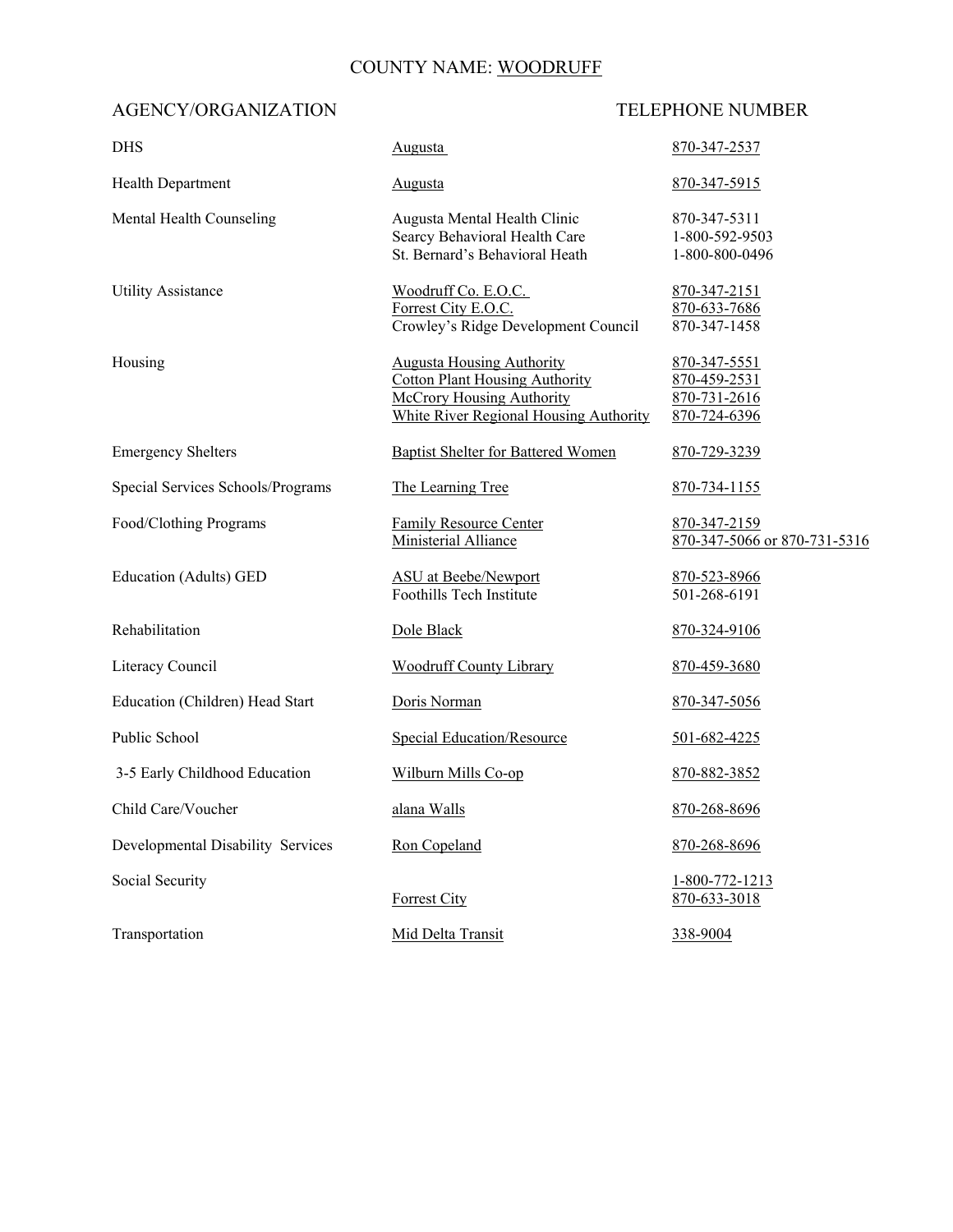# COUNTY NAME: WOODRUFF

| AGENCY/ORGANIZATION | | TELEPHONE NUMBER |
|---|---|---|
| DHS | Augusta | 870-347-2537 |
| Health Department | Augusta | 870-347-5915 |
| Mental Health Counseling | Augusta Mental Health Clinic<br>Searcy Behavioral Health Care<br>St. Bernard's Behavioral Heath | 870-347-5311<br>1-800-592-9503<br>1-800-800-0496 |
| Utility Assistance | Woodruff Co. E.O.C.<br>Forrest City E.O.C.<br>Crowley's Ridge Development Council | 870-347-2151<br>870-633-7686<br>870-347-1458 |
| Housing | Augusta Housing Authority<br>Cotton Plant Housing Authority<br>McCrory Housing Authority<br>White River Regional Housing Authority | 870-347-5551<br>870-459-2531<br>870-731-2616<br>870-724-6396 |
| Emergency Shelters | Baptist Shelter for Battered Women | 870-729-3239 |
| Special Services Schools/Programs | The Learning Tree | 870-734-1155 |
| Food/Clothing Programs | Family Resource Center<br>Ministerial Alliance | 870-347-2159<br>870-347-5066 or 870-731-5316 |
| Education (Adults) GED | ASU at Beebe/Newport<br>Foothills Tech Institute | 870-523-8966<br>501-268-6191 |
| Rehabilitation | Dole Black | 870-324-9106 |
| Literacy Council | Woodruff County Library | 870-459-3680 |
| Education (Children) Head Start | Doris Norman | 870-347-5056 |
| Public School | Special Education/Resource | 501-682-4225 |
| 3-5 Early Childhood Education | Wilburn Mills Co-op | 870-882-3852 |
| Child Care/Voucher | alana Walls | 870-268-8696 |
| Developmental Disability Services | Ron Copeland | 870-268-8696 |
| Social Security | <br>Forrest City | 1-800-772-1213<br>870-633-3018 |
| Transportation | Mid Delta Transit | 338-9004 |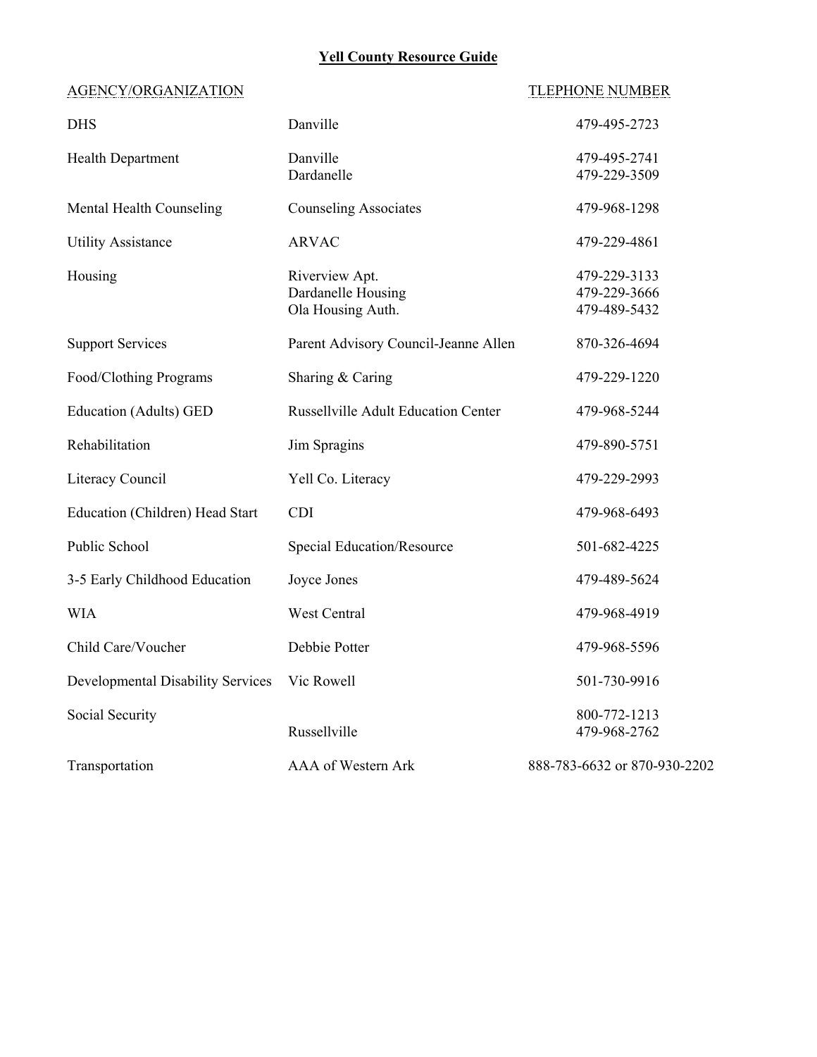# Yell County Resource Guide

| AGENCY/ORGANIZATION | | TLEPHONE NUMBER |
|---|---|---|
| DHS | Danville | 479-495-2723 |
| Health Department | Danville | 479-495-2741 |
| | Dardanelle | 479-229-3509 |
| Mental Health Counseling | Counseling Associates | 479-968-1298 |
| Utility Assistance | ARVAC | 479-229-4861 |
| Housing | Riverview Apt. | 479-229-3133 |
| | Dardanelle Housing | 479-229-3666 |
| | Ola Housing Auth. | 479-489-5432 |
| Support Services | Parent Advisory Council-Jeanne Allen | 870-326-4694 |
| Food/Clothing Programs | Sharing & Caring | 479-229-1220 |
| Education (Adults) GED | Russellville Adult Education Center | 479-968-5244 |
| Rehabilitation | Jim Spragins | 479-890-5751 |
| Literacy Council | Yell Co. Literacy | 479-229-2993 |
| Education (Children) Head Start | CDI | 479-968-6493 |
| Public School | Special Education/Resource | 501-682-4225 |
| 3-5 Early Childhood Education | Joyce Jones | 479-489-5624 |
| WIA | West Central | 479-968-4919 |
| Child Care/Voucher | Debbie Potter | 479-968-5596 |
| Developmental Disability Services | Vic Rowell | 501-730-9916 |
| Social Security | | 800-772-1213 |
| | Russellville | 479-968-2762 |
| Transportation | AAA of Western Ark | 888-783-6632 or 870-930-2202 |